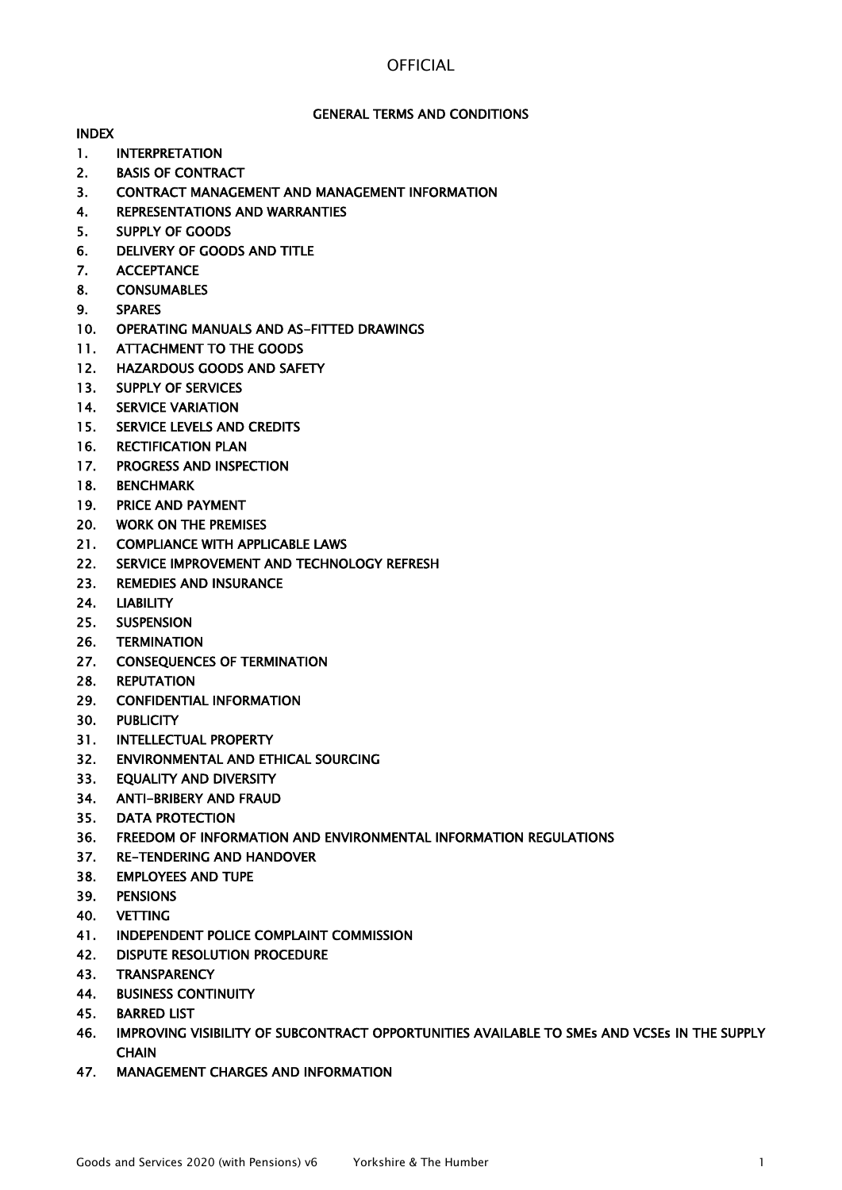OFFICIAL

## GENERAL TERMS AND CONDITIONS

**INDEX**

1. INTERPRETATION
2. BASIS OF CONTRACT
3. CONTRACT MANAGEMENT AND MANAGEMENT INFORMATION
4. REPRESENTATIONS AND WARRANTIES
5. SUPPLY OF GOODS
6. DELIVERY OF GOODS AND TITLE
7. ACCEPTANCE
8. CONSUMABLES
9. SPARES
10. OPERATING MANUALS AND AS-FITTED DRAWINGS
11. ATTACHMENT TO THE GOODS
12. HAZARDOUS GOODS AND SAFETY
13. SUPPLY OF SERVICES
14. SERVICE VARIATION
15. SERVICE LEVELS AND CREDITS
16. RECTIFICATION PLAN
17. PROGRESS AND INSPECTION
18. BENCHMARK
19. PRICE AND PAYMENT
20. WORK ON THE PREMISES
21. COMPLIANCE WITH APPLICABLE LAWS
22. SERVICE IMPROVEMENT AND TECHNOLOGY REFRESH
23. REMEDIES AND INSURANCE
24. LIABILITY
25. SUSPENSION
26. TERMINATION
27. CONSEQUENCES OF TERMINATION
28. REPUTATION
29. CONFIDENTIAL INFORMATION
30. PUBLICITY
31. INTELLECTUAL PROPERTY
32. ENVIRONMENTAL AND ETHICAL SOURCING
33. EQUALITY AND DIVERSITY
34. ANTI-BRIBERY AND FRAUD
35. DATA PROTECTION
36. FREEDOM OF INFORMATION AND ENVIRONMENTAL INFORMATION REGULATIONS
37. RE-TENDERING AND HANDOVER
38. EMPLOYEES AND TUPE
39. PENSIONS
40. VETTING
41. INDEPENDENT POLICE COMPLAINT COMMISSION
42. DISPUTE RESOLUTION PROCEDURE
43. TRANSPARENCY
44. BUSINESS CONTINUITY
45. BARRED LIST
46. IMPROVING VISIBILITY OF SUBCONTRACT OPPORTUNITIES AVAILABLE TO SMEs AND VCSEs IN THE SUPPLY CHAIN
47. MANAGEMENT CHARGES AND INFORMATION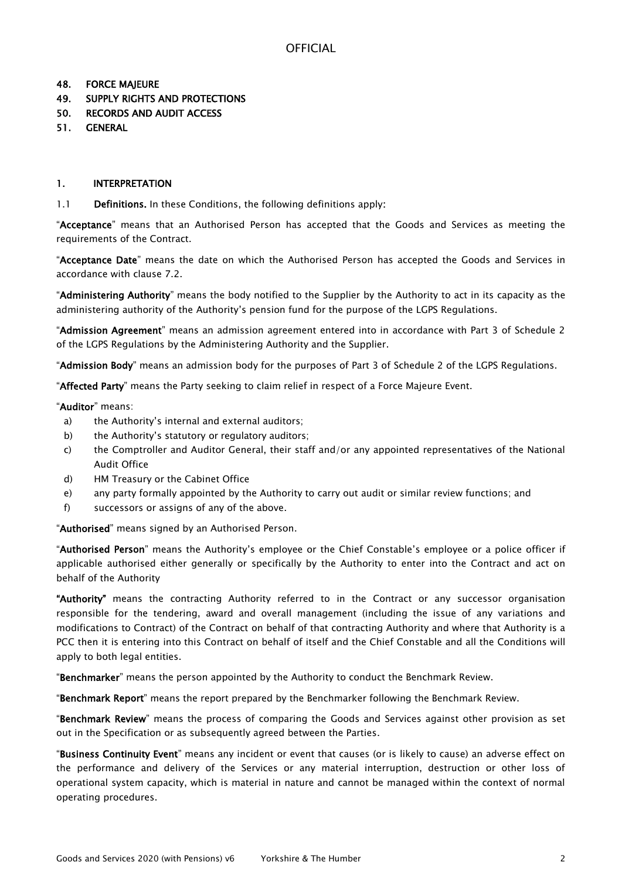48. **FORCE MAJEURE**
49. **SUPPLY RIGHTS AND PROTECTIONS**
50. **RECORDS AND AUDIT ACCESS**
51. **GENERAL**

## 1. INTERPRETATION

1.1 **Definitions.** In these Conditions, the following definitions apply:

"**Acceptance**" means that an Authorised Person has accepted that the Goods and Services as meeting the requirements of the Contract.

"**Acceptance Date**" means the date on which the Authorised Person has accepted the Goods and Services in accordance with clause 7.2.

"**Administering Authority**" means the body notified to the Supplier by the Authority to act in its capacity as the administering authority of the Authority's pension fund for the purpose of the LGPS Regulations.

"**Admission Agreement**" means an admission agreement entered into in accordance with Part 3 of Schedule 2 of the LGPS Regulations by the Administering Authority and the Supplier.

"**Admission Body**" means an admission body for the purposes of Part 3 of Schedule 2 of the LGPS Regulations.

"**Affected Party**" means the Party seeking to claim relief in respect of a Force Majeure Event.

"**Auditor**" means:

a) the Authority's internal and external auditors;
b) the Authority's statutory or regulatory auditors;
c) the Comptroller and Auditor General, their staff and/or any appointed representatives of the National Audit Office
d) HM Treasury or the Cabinet Office
e) any party formally appointed by the Authority to carry out audit or similar review functions; and
f) successors or assigns of any of the above.

"**Authorised**" means signed by an Authorised Person.

"**Authorised Person**" means the Authority's employee or the Chief Constable's employee or a police officer if applicable authorised either generally or specifically by the Authority to enter into the Contract and act on behalf of the Authority

"**Authority**" means the contracting Authority referred to in the Contract or any successor organisation responsible for the tendering, award and overall management (including the issue of any variations and modifications to Contract) of the Contract on behalf of that contracting Authority and where that Authority is a PCC then it is entering into this Contract on behalf of itself and the Chief Constable and all the Conditions will apply to both legal entities.

"**Benchmarker**" means the person appointed by the Authority to conduct the Benchmark Review.

"**Benchmark Report**" means the report prepared by the Benchmarker following the Benchmark Review.

"**Benchmark Review**" means the process of comparing the Goods and Services against other provision as set out in the Specification or as subsequently agreed between the Parties.

"**Business Continuity Event**" means any incident or event that causes (or is likely to cause) an adverse effect on the performance and delivery of the Services or any material interruption, destruction or other loss of operational system capacity, which is material in nature and cannot be managed within the context of normal operating procedures.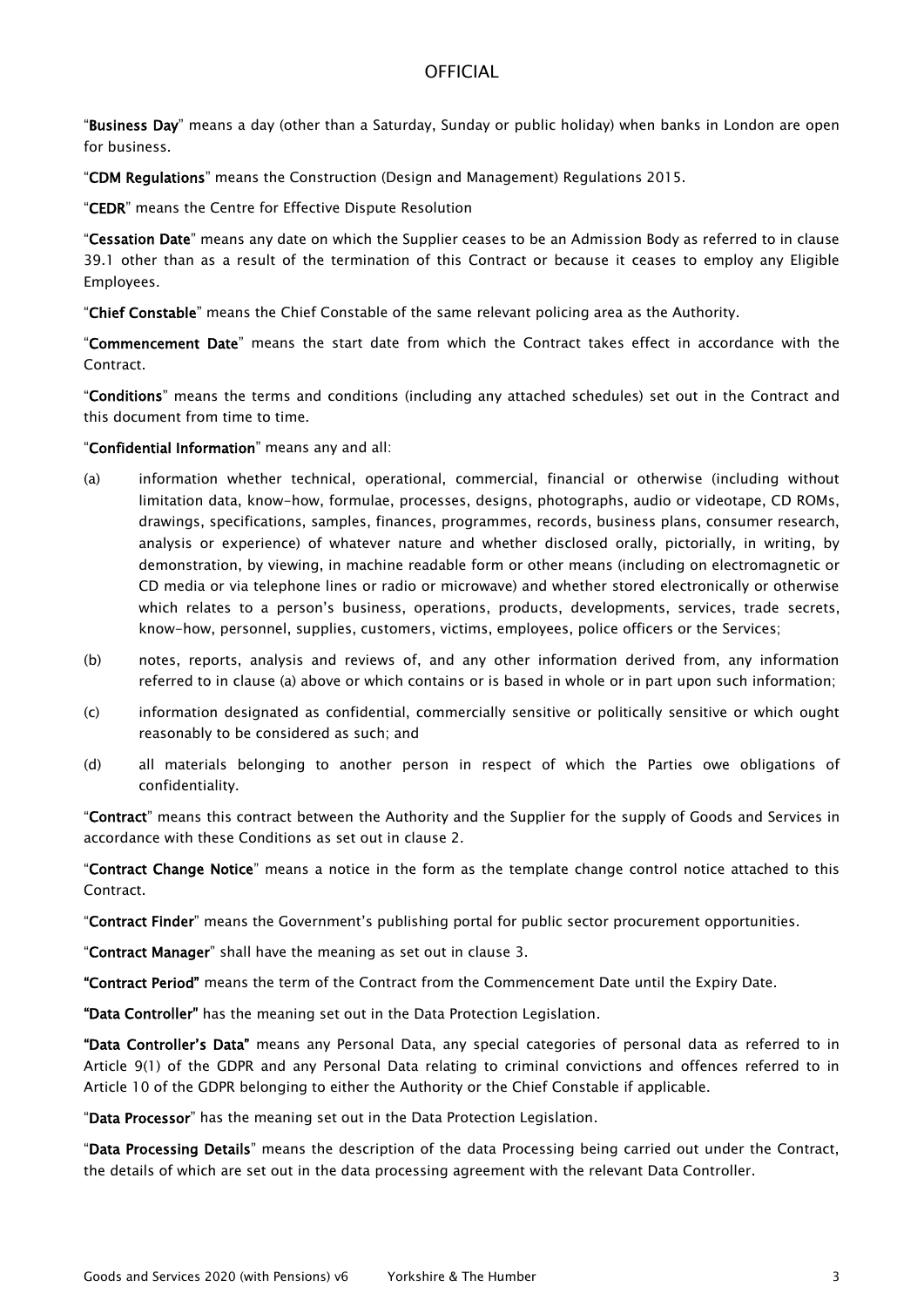"**Business Day**" means a day (other than a Saturday, Sunday or public holiday) when banks in London are open for business.

"**CDM Regulations**" means the Construction (Design and Management) Regulations 2015.

"**CEDR**" means the Centre for Effective Dispute Resolution

"**Cessation Date**" means any date on which the Supplier ceases to be an Admission Body as referred to in clause 39.1 other than as a result of the termination of this Contract or because it ceases to employ any Eligible Employees.

"**Chief Constable**" means the Chief Constable of the same relevant policing area as the Authority.

"**Commencement Date**" means the start date from which the Contract takes effect in accordance with the Contract.

"**Conditions**" means the terms and conditions (including any attached schedules) set out in the Contract and this document from time to time.

"**Confidential Information**" means any and all:

(a) information whether technical, operational, commercial, financial or otherwise (including without limitation data, know-how, formulae, processes, designs, photographs, audio or videotape, CD ROMs, drawings, specifications, samples, finances, programmes, records, business plans, consumer research, analysis or experience) of whatever nature and whether disclosed orally, pictorially, in writing, by demonstration, by viewing, in machine readable form or other means (including on electromagnetic or CD media or via telephone lines or radio or microwave) and whether stored electronically or otherwise which relates to a person's business, operations, products, developments, services, trade secrets, know-how, personnel, supplies, customers, victims, employees, police officers or the Services;

(b) notes, reports, analysis and reviews of, and any other information derived from, any information referred to in clause (a) above or which contains or is based in whole or in part upon such information;

(c) information designated as confidential, commercially sensitive or politically sensitive or which ought reasonably to be considered as such; and

(d) all materials belonging to another person in respect of which the Parties owe obligations of confidentiality.

"**Contract**" means this contract between the Authority and the Supplier for the supply of Goods and Services in accordance with these Conditions as set out in clause 2.

"**Contract Change Notice**" means a notice in the form as the template change control notice attached to this Contract.

"**Contract Finder**" means the Government's publishing portal for public sector procurement opportunities.

"**Contract Manager**" shall have the meaning as set out in clause 3.

**"Contract Period"** means the term of the Contract from the Commencement Date until the Expiry Date.

**"Data Controller"** has the meaning set out in the Data Protection Legislation.

**"Data Controller's Data"** means any Personal Data, any special categories of personal data as referred to in Article 9(1) of the GDPR and any Personal Data relating to criminal convictions and offences referred to in Article 10 of the GDPR belonging to either the Authority or the Chief Constable if applicable.

"**Data Processor**" has the meaning set out in the Data Protection Legislation.

"**Data Processing Details**" means the description of the data Processing being carried out under the Contract, the details of which are set out in the data processing agreement with the relevant Data Controller.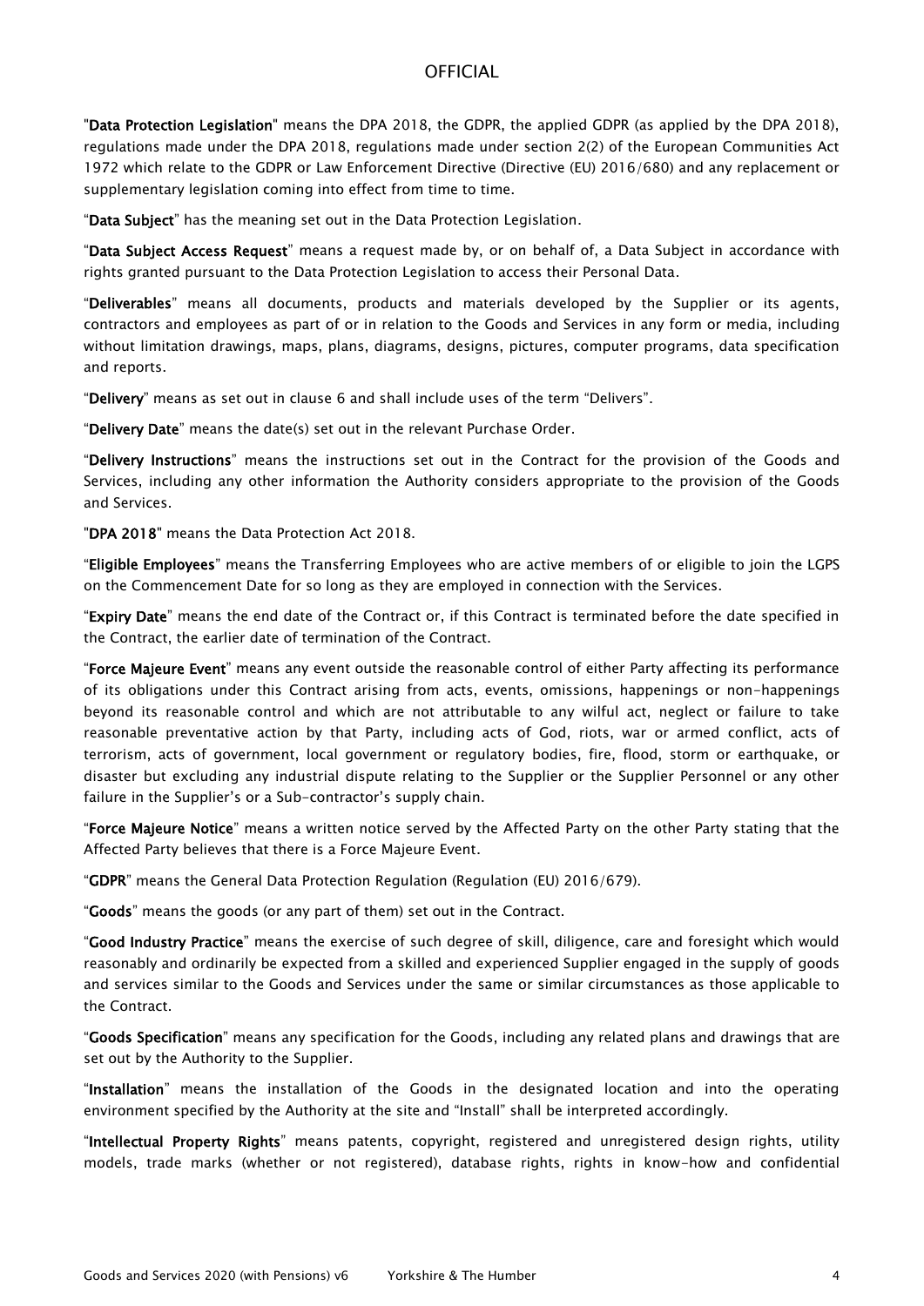"**Data Protection Legislation**" means the DPA 2018, the GDPR, the applied GDPR (as applied by the DPA 2018), regulations made under the DPA 2018, regulations made under section 2(2) of the European Communities Act 1972 which relate to the GDPR or Law Enforcement Directive (Directive (EU) 2016/680) and any replacement or supplementary legislation coming into effect from time to time.

"**Data Subject**" has the meaning set out in the Data Protection Legislation.

"**Data Subject Access Request**" means a request made by, or on behalf of, a Data Subject in accordance with rights granted pursuant to the Data Protection Legislation to access their Personal Data.

"**Deliverables**" means all documents, products and materials developed by the Supplier or its agents, contractors and employees as part of or in relation to the Goods and Services in any form or media, including without limitation drawings, maps, plans, diagrams, designs, pictures, computer programs, data specification and reports.

"**Delivery**" means as set out in clause 6 and shall include uses of the term "Delivers".

"**Delivery Date**" means the date(s) set out in the relevant Purchase Order.

"**Delivery Instructions**" means the instructions set out in the Contract for the provision of the Goods and Services, including any other information the Authority considers appropriate to the provision of the Goods and Services.

"**DPA 2018**" means the Data Protection Act 2018.

"**Eligible Employees**" means the Transferring Employees who are active members of or eligible to join the LGPS on the Commencement Date for so long as they are employed in connection with the Services.

"**Expiry Date**" means the end date of the Contract or, if this Contract is terminated before the date specified in the Contract, the earlier date of termination of the Contract.

"**Force Majeure Event**" means any event outside the reasonable control of either Party affecting its performance of its obligations under this Contract arising from acts, events, omissions, happenings or non-happenings beyond its reasonable control and which are not attributable to any wilful act, neglect or failure to take reasonable preventative action by that Party, including acts of God, riots, war or armed conflict, acts of terrorism, acts of government, local government or regulatory bodies, fire, flood, storm or earthquake, or disaster but excluding any industrial dispute relating to the Supplier or the Supplier Personnel or any other failure in the Supplier's or a Sub-contractor's supply chain.

"**Force Majeure Notice**" means a written notice served by the Affected Party on the other Party stating that the Affected Party believes that there is a Force Majeure Event.

"**GDPR**" means the General Data Protection Regulation (Regulation (EU) 2016/679).

"**Goods**" means the goods (or any part of them) set out in the Contract.

"**Good Industry Practice**" means the exercise of such degree of skill, diligence, care and foresight which would reasonably and ordinarily be expected from a skilled and experienced Supplier engaged in the supply of goods and services similar to the Goods and Services under the same or similar circumstances as those applicable to the Contract.

"**Goods Specification**" means any specification for the Goods, including any related plans and drawings that are set out by the Authority to the Supplier.

"**Installation**" means the installation of the Goods in the designated location and into the operating environment specified by the Authority at the site and "Install" shall be interpreted accordingly.

"**Intellectual Property Rights**" means patents, copyright, registered and unregistered design rights, utility models, trade marks (whether or not registered), database rights, rights in know-how and confidential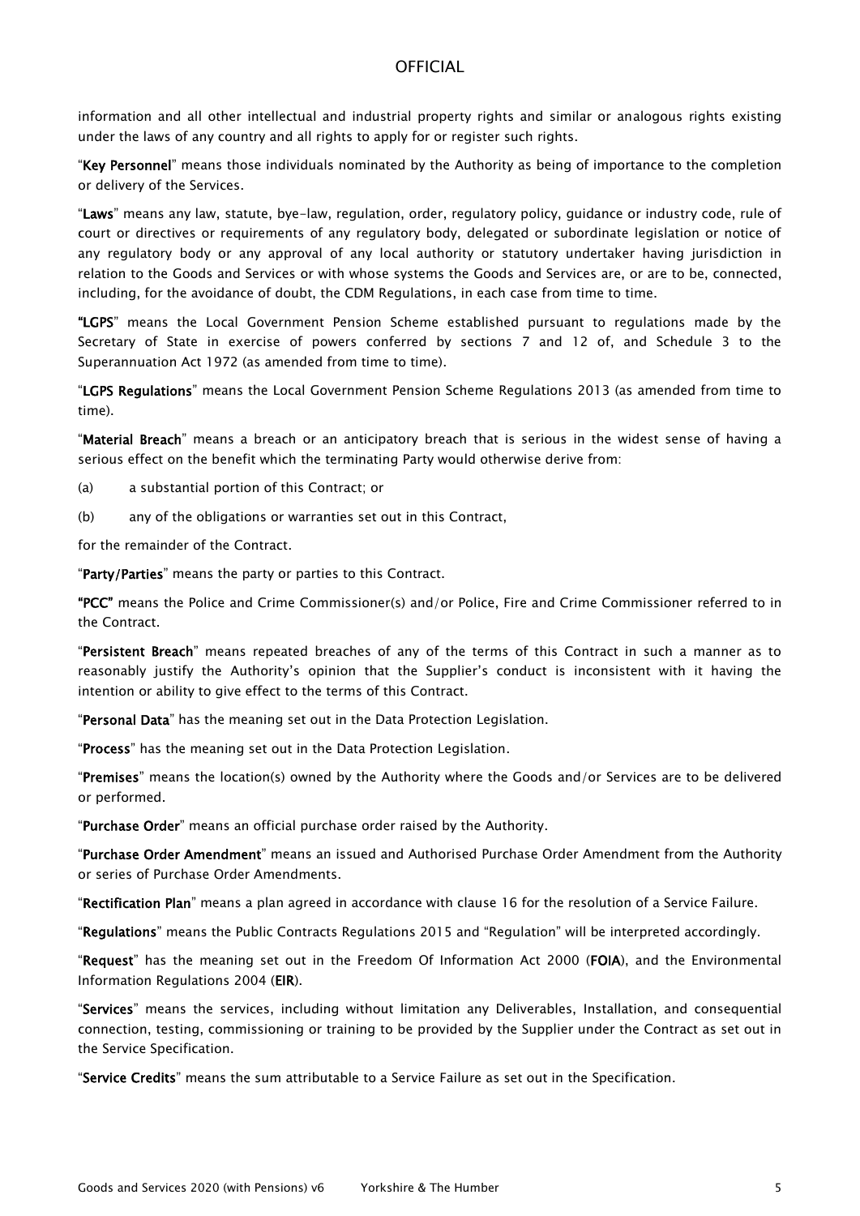information and all other intellectual and industrial property rights and similar or analogous rights existing under the laws of any country and all rights to apply for or register such rights.

"**Key Personnel**" means those individuals nominated by the Authority as being of importance to the completion or delivery of the Services.

"**Laws**" means any law, statute, bye-law, regulation, order, regulatory policy, guidance or industry code, rule of court or directives or requirements of any regulatory body, delegated or subordinate legislation or notice of any regulatory body or any approval of any local authority or statutory undertaker having jurisdiction in relation to the Goods and Services or with whose systems the Goods and Services are, or are to be, connected, including, for the avoidance of doubt, the CDM Regulations, in each case from time to time.

"**LGPS**" means the Local Government Pension Scheme established pursuant to regulations made by the Secretary of State in exercise of powers conferred by sections 7 and 12 of, and Schedule 3 to the Superannuation Act 1972 (as amended from time to time).

"**LGPS Regulations**" means the Local Government Pension Scheme Regulations 2013 (as amended from time to time).

"**Material Breach**" means a breach or an anticipatory breach that is serious in the widest sense of having a serious effect on the benefit which the terminating Party would otherwise derive from:

(a) a substantial portion of this Contract; or

(b) any of the obligations or warranties set out in this Contract,

for the remainder of the Contract.

"**Party/Parties**" means the party or parties to this Contract.

"**PCC**" means the Police and Crime Commissioner(s) and/or Police, Fire and Crime Commissioner referred to in the Contract.

"**Persistent Breach**" means repeated breaches of any of the terms of this Contract in such a manner as to reasonably justify the Authority's opinion that the Supplier's conduct is inconsistent with it having the intention or ability to give effect to the terms of this Contract.

"**Personal Data**" has the meaning set out in the Data Protection Legislation.

"**Process**" has the meaning set out in the Data Protection Legislation.

"**Premises**" means the location(s) owned by the Authority where the Goods and/or Services are to be delivered or performed.

"**Purchase Order**" means an official purchase order raised by the Authority.

"**Purchase Order Amendment**" means an issued and Authorised Purchase Order Amendment from the Authority or series of Purchase Order Amendments.

"**Rectification Plan**" means a plan agreed in accordance with clause 16 for the resolution of a Service Failure.

"**Regulations**" means the Public Contracts Regulations 2015 and "Regulation" will be interpreted accordingly.

"**Request**" has the meaning set out in the Freedom Of Information Act 2000 (**FOIA**), and the Environmental Information Regulations 2004 (**EIR**).

"**Services**" means the services, including without limitation any Deliverables, Installation, and consequential connection, testing, commissioning or training to be provided by the Supplier under the Contract as set out in the Service Specification.

"**Service Credits**" means the sum attributable to a Service Failure as set out in the Specification.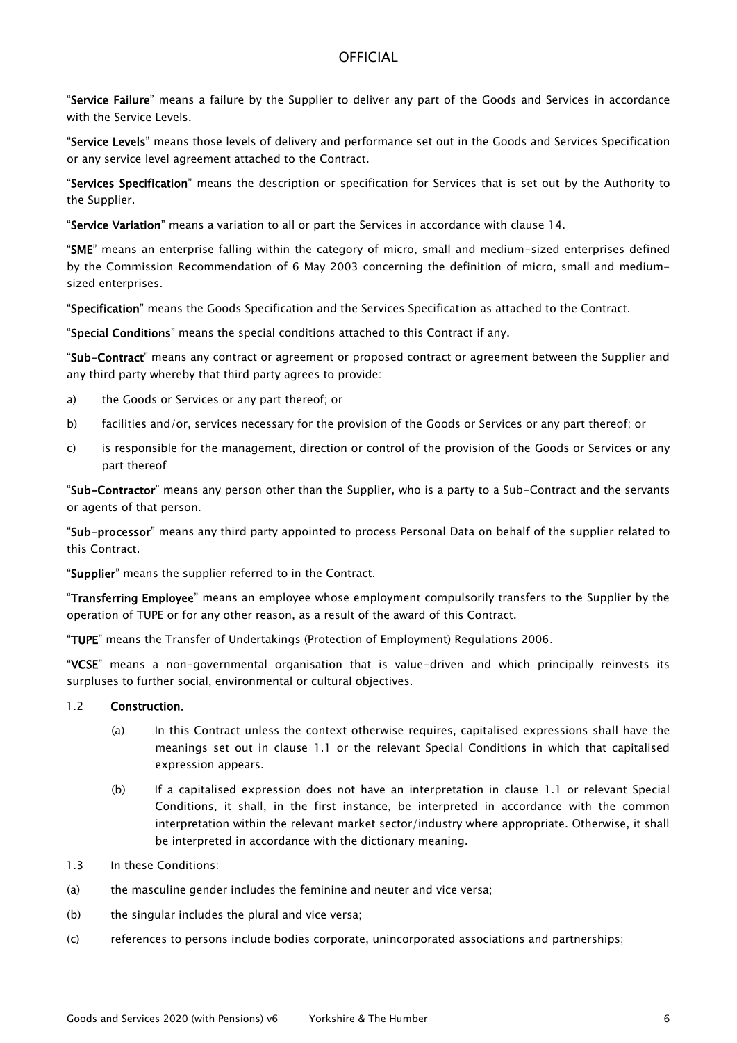"**Service Failure**" means a failure by the Supplier to deliver any part of the Goods and Services in accordance with the Service Levels.

"**Service Levels**" means those levels of delivery and performance set out in the Goods and Services Specification or any service level agreement attached to the Contract.

"**Services Specification**" means the description or specification for Services that is set out by the Authority to the Supplier.

"**Service Variation**" means a variation to all or part the Services in accordance with clause 14.

"**SME**" means an enterprise falling within the category of micro, small and medium-sized enterprises defined by the Commission Recommendation of 6 May 2003 concerning the definition of micro, small and medium-sized enterprises.

"**Specification**" means the Goods Specification and the Services Specification as attached to the Contract.

"**Special Conditions**" means the special conditions attached to this Contract if any.

"**Sub-Contract**" means any contract or agreement or proposed contract or agreement between the Supplier and any third party whereby that third party agrees to provide:

a) the Goods or Services or any part thereof; or

b) facilities and/or, services necessary for the provision of the Goods or Services or any part thereof; or

c) is responsible for the management, direction or control of the provision of the Goods or Services or any part thereof

"**Sub-Contractor**" means any person other than the Supplier, who is a party to a Sub-Contract and the servants or agents of that person.

"**Sub-processor**" means any third party appointed to process Personal Data on behalf of the supplier related to this Contract.

"**Supplier**" means the supplier referred to in the Contract.

"**Transferring Employee**" means an employee whose employment compulsorily transfers to the Supplier by the operation of TUPE or for any other reason, as a result of the award of this Contract.

"**TUPE**" means the Transfer of Undertakings (Protection of Employment) Regulations 2006.

"**VCSE**" means a non-governmental organisation that is value-driven and which principally reinvests its surpluses to further social, environmental or cultural objectives.

1.2 **Construction.**

(a) In this Contract unless the context otherwise requires, capitalised expressions shall have the meanings set out in clause 1.1 or the relevant Special Conditions in which that capitalised expression appears.

(b) If a capitalised expression does not have an interpretation in clause 1.1 or relevant Special Conditions, it shall, in the first instance, be interpreted in accordance with the common interpretation within the relevant market sector/industry where appropriate. Otherwise, it shall be interpreted in accordance with the dictionary meaning.

1.3 In these Conditions:

(a) the masculine gender includes the feminine and neuter and vice versa;

(b) the singular includes the plural and vice versa;

(c) references to persons include bodies corporate, unincorporated associations and partnerships;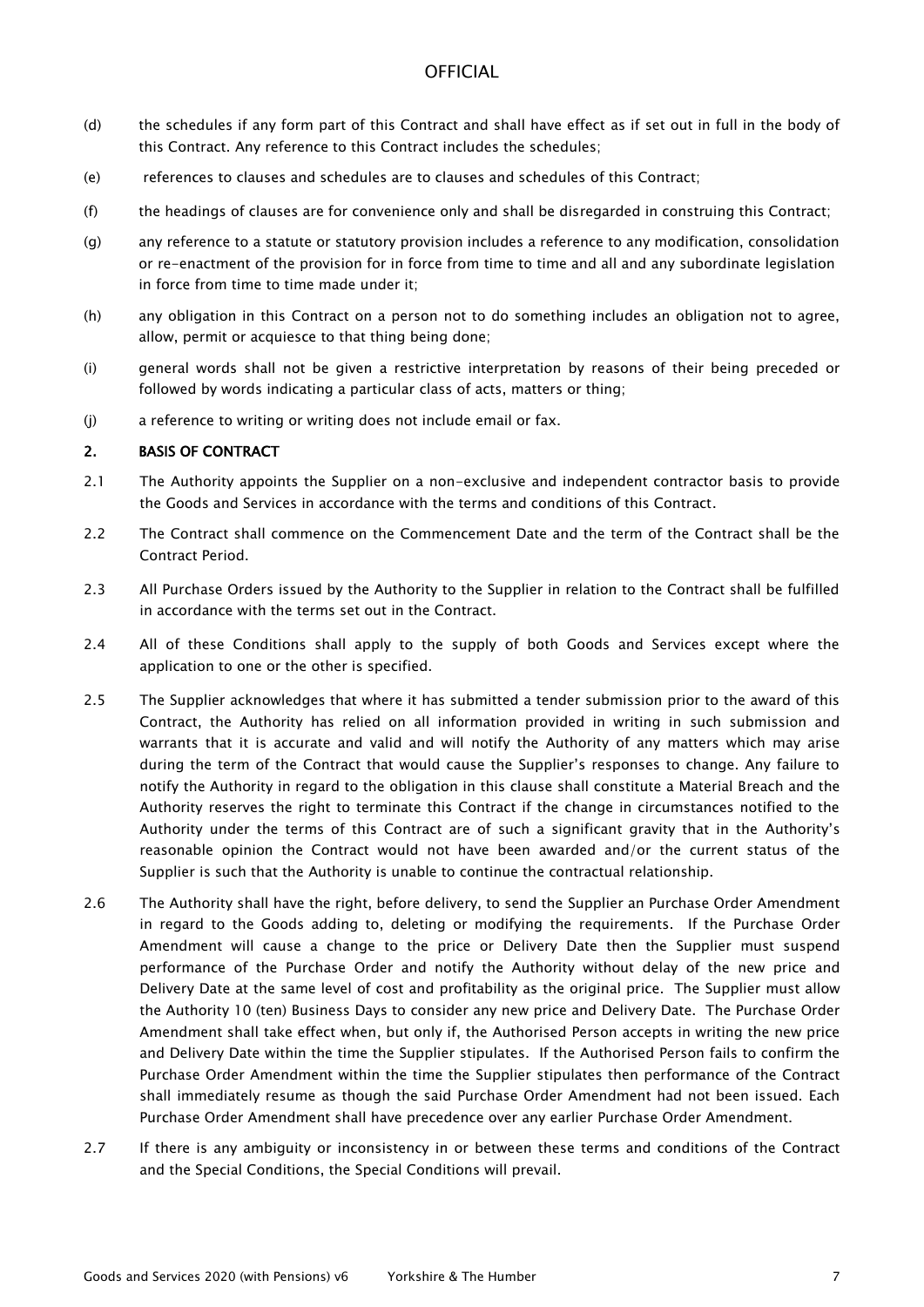(d) the schedules if any form part of this Contract and shall have effect as if set out in full in the body of this Contract. Any reference to this Contract includes the schedules;

(e) references to clauses and schedules are to clauses and schedules of this Contract;

(f) the headings of clauses are for convenience only and shall be disregarded in construing this Contract;

(g) any reference to a statute or statutory provision includes a reference to any modification, consolidation or re-enactment of the provision for in force from time to time and all and any subordinate legislation in force from time to time made under it;

(h) any obligation in this Contract on a person not to do something includes an obligation not to agree, allow, permit or acquiesce to that thing being done;

(i) general words shall not be given a restrictive interpretation by reasons of their being preceded or followed by words indicating a particular class of acts, matters or thing;

(j) a reference to writing or writing does not include email or fax.

## 2. BASIS OF CONTRACT

2.1 The Authority appoints the Supplier on a non-exclusive and independent contractor basis to provide the Goods and Services in accordance with the terms and conditions of this Contract.

2.2 The Contract shall commence on the Commencement Date and the term of the Contract shall be the Contract Period.

2.3 All Purchase Orders issued by the Authority to the Supplier in relation to the Contract shall be fulfilled in accordance with the terms set out in the Contract.

2.4 All of these Conditions shall apply to the supply of both Goods and Services except where the application to one or the other is specified.

2.5 The Supplier acknowledges that where it has submitted a tender submission prior to the award of this Contract, the Authority has relied on all information provided in writing in such submission and warrants that it is accurate and valid and will notify the Authority of any matters which may arise during the term of the Contract that would cause the Supplier's responses to change. Any failure to notify the Authority in regard to the obligation in this clause shall constitute a Material Breach and the Authority reserves the right to terminate this Contract if the change in circumstances notified to the Authority under the terms of this Contract are of such a significant gravity that in the Authority's reasonable opinion the Contract would not have been awarded and/or the current status of the Supplier is such that the Authority is unable to continue the contractual relationship.

2.6 The Authority shall have the right, before delivery, to send the Supplier an Purchase Order Amendment in regard to the Goods adding to, deleting or modifying the requirements. If the Purchase Order Amendment will cause a change to the price or Delivery Date then the Supplier must suspend performance of the Purchase Order and notify the Authority without delay of the new price and Delivery Date at the same level of cost and profitability as the original price. The Supplier must allow the Authority 10 (ten) Business Days to consider any new price and Delivery Date. The Purchase Order Amendment shall take effect when, but only if, the Authorised Person accepts in writing the new price and Delivery Date within the time the Supplier stipulates. If the Authorised Person fails to confirm the Purchase Order Amendment within the time the Supplier stipulates then performance of the Contract shall immediately resume as though the said Purchase Order Amendment had not been issued. Each Purchase Order Amendment shall have precedence over any earlier Purchase Order Amendment.

2.7 If there is any ambiguity or inconsistency in or between these terms and conditions of the Contract and the Special Conditions, the Special Conditions will prevail.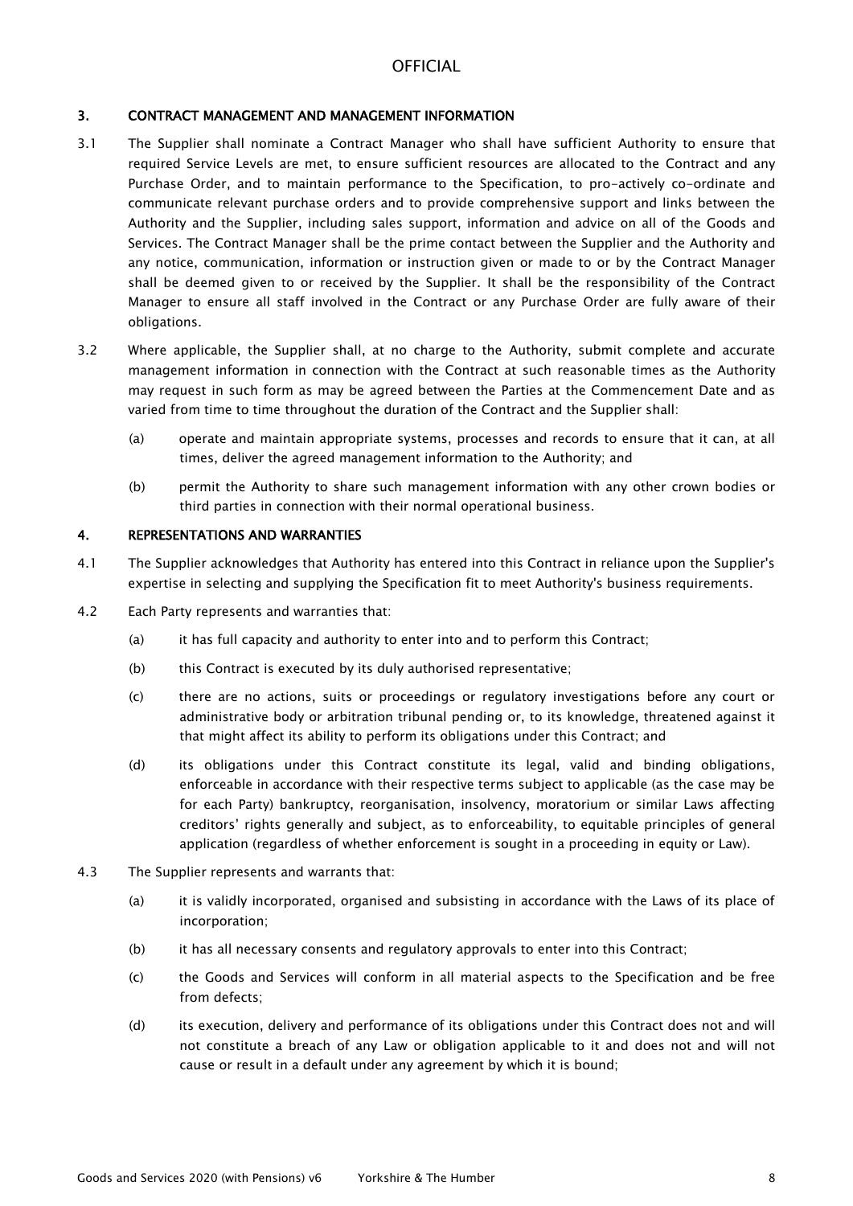### 3. CONTRACT MANAGEMENT AND MANAGEMENT INFORMATION

3.1 The Supplier shall nominate a Contract Manager who shall have sufficient Authority to ensure that required Service Levels are met, to ensure sufficient resources are allocated to the Contract and any Purchase Order, and to maintain performance to the Specification, to pro-actively co-ordinate and communicate relevant purchase orders and to provide comprehensive support and links between the Authority and the Supplier, including sales support, information and advice on all of the Goods and Services. The Contract Manager shall be the prime contact between the Supplier and the Authority and any notice, communication, information or instruction given or made to or by the Contract Manager shall be deemed given to or received by the Supplier. It shall be the responsibility of the Contract Manager to ensure all staff involved in the Contract or any Purchase Order are fully aware of their obligations.

3.2 Where applicable, the Supplier shall, at no charge to the Authority, submit complete and accurate management information in connection with the Contract at such reasonable times as the Authority may request in such form as may be agreed between the Parties at the Commencement Date and as varied from time to time throughout the duration of the Contract and the Supplier shall:

(a) operate and maintain appropriate systems, processes and records to ensure that it can, at all times, deliver the agreed management information to the Authority; and

(b) permit the Authority to share such management information with any other crown bodies or third parties in connection with their normal operational business.

### 4. REPRESENTATIONS AND WARRANTIES

4.1 The Supplier acknowledges that Authority has entered into this Contract in reliance upon the Supplier's expertise in selecting and supplying the Specification fit to meet Authority's business requirements.

4.2 Each Party represents and warranties that:

(a) it has full capacity and authority to enter into and to perform this Contract;

(b) this Contract is executed by its duly authorised representative;

(c) there are no actions, suits or proceedings or regulatory investigations before any court or administrative body or arbitration tribunal pending or, to its knowledge, threatened against it that might affect its ability to perform its obligations under this Contract; and

(d) its obligations under this Contract constitute its legal, valid and binding obligations, enforceable in accordance with their respective terms subject to applicable (as the case may be for each Party) bankruptcy, reorganisation, insolvency, moratorium or similar Laws affecting creditors' rights generally and subject, as to enforceability, to equitable principles of general application (regardless of whether enforcement is sought in a proceeding in equity or Law).

4.3 The Supplier represents and warrants that:

(a) it is validly incorporated, organised and subsisting in accordance with the Laws of its place of incorporation;

(b) it has all necessary consents and regulatory approvals to enter into this Contract;

(c) the Goods and Services will conform in all material aspects to the Specification and be free from defects;

(d) its execution, delivery and performance of its obligations under this Contract does not and will not constitute a breach of any Law or obligation applicable to it and does not and will not cause or result in a default under any agreement by which it is bound;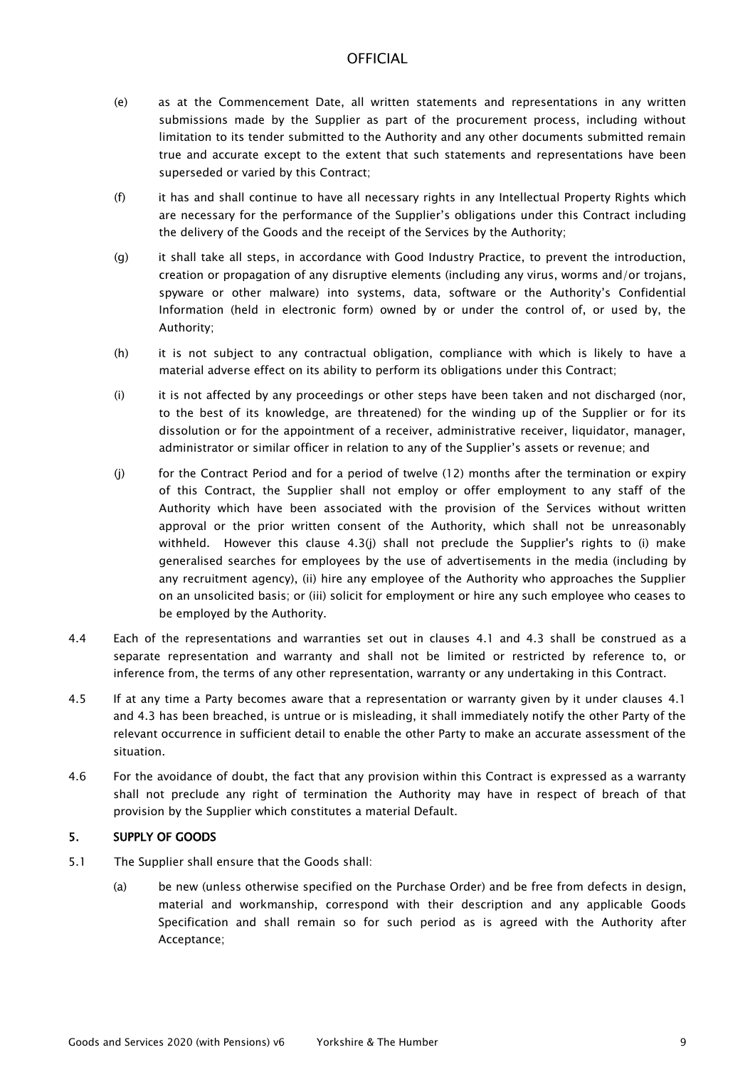(e) as at the Commencement Date, all written statements and representations in any written submissions made by the Supplier as part of the procurement process, including without limitation to its tender submitted to the Authority and any other documents submitted remain true and accurate except to the extent that such statements and representations have been superseded or varied by this Contract;

(f) it has and shall continue to have all necessary rights in any Intellectual Property Rights which are necessary for the performance of the Supplier's obligations under this Contract including the delivery of the Goods and the receipt of the Services by the Authority;

(g) it shall take all steps, in accordance with Good Industry Practice, to prevent the introduction, creation or propagation of any disruptive elements (including any virus, worms and/or trojans, spyware or other malware) into systems, data, software or the Authority's Confidential Information (held in electronic form) owned by or under the control of, or used by, the Authority;

(h) it is not subject to any contractual obligation, compliance with which is likely to have a material adverse effect on its ability to perform its obligations under this Contract;

(i) it is not affected by any proceedings or other steps have been taken and not discharged (nor, to the best of its knowledge, are threatened) for the winding up of the Supplier or for its dissolution or for the appointment of a receiver, administrative receiver, liquidator, manager, administrator or similar officer in relation to any of the Supplier's assets or revenue; and

(j) for the Contract Period and for a period of twelve (12) months after the termination or expiry of this Contract, the Supplier shall not employ or offer employment to any staff of the Authority which have been associated with the provision of the Services without written approval or the prior written consent of the Authority, which shall not be unreasonably withheld. However this clause 4.3(j) shall not preclude the Supplier's rights to (i) make generalised searches for employees by the use of advertisements in the media (including by any recruitment agency), (ii) hire any employee of the Authority who approaches the Supplier on an unsolicited basis; or (iii) solicit for employment or hire any such employee who ceases to be employed by the Authority.

4.4 Each of the representations and warranties set out in clauses 4.1 and 4.3 shall be construed as a separate representation and warranty and shall not be limited or restricted by reference to, or inference from, the terms of any other representation, warranty or any undertaking in this Contract.

4.5 If at any time a Party becomes aware that a representation or warranty given by it under clauses 4.1 and 4.3 has been breached, is untrue or is misleading, it shall immediately notify the other Party of the relevant occurrence in sufficient detail to enable the other Party to make an accurate assessment of the situation.

4.6 For the avoidance of doubt, the fact that any provision within this Contract is expressed as a warranty shall not preclude any right of termination the Authority may have in respect of breach of that provision by the Supplier which constitutes a material Default.

## 5. SUPPLY OF GOODS

5.1 The Supplier shall ensure that the Goods shall:

(a) be new (unless otherwise specified on the Purchase Order) and be free from defects in design, material and workmanship, correspond with their description and any applicable Goods Specification and shall remain so for such period as is agreed with the Authority after Acceptance;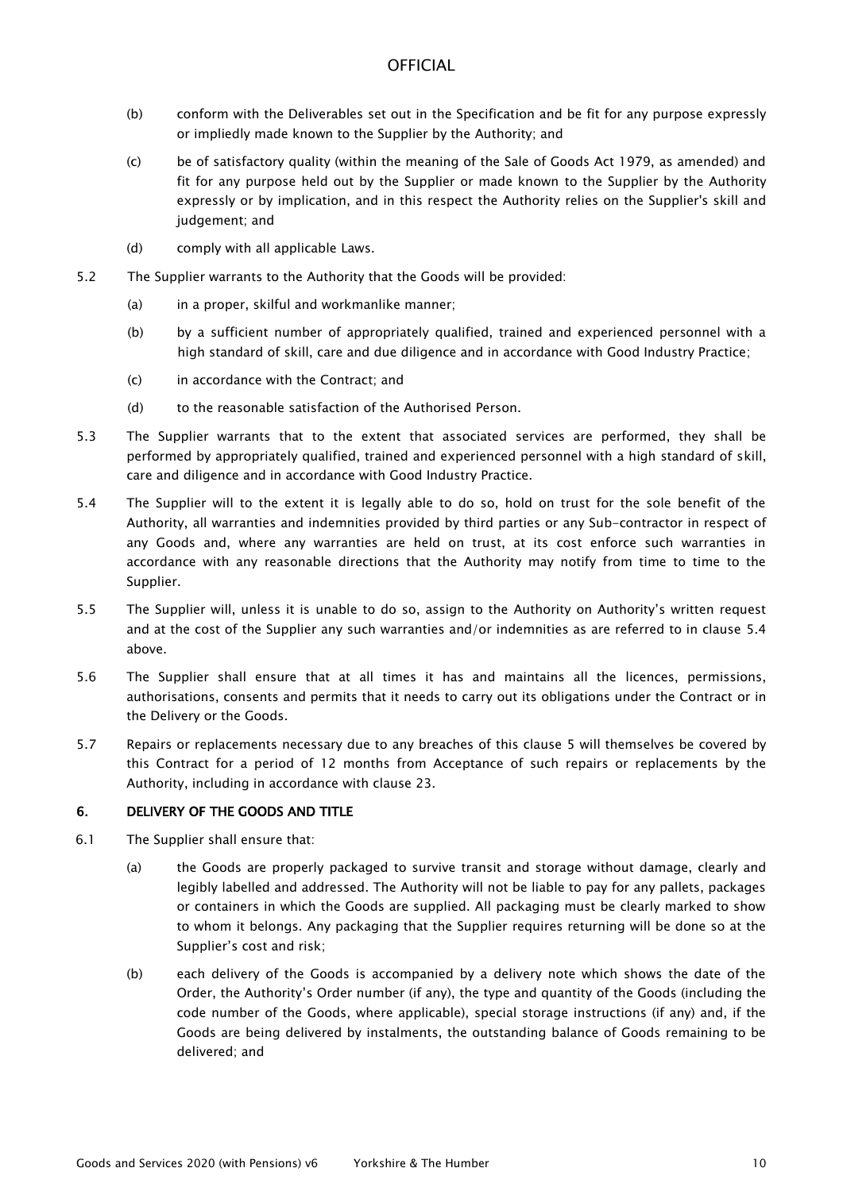(b) conform with the Deliverables set out in the Specification and be fit for any purpose expressly or impliedly made known to the Supplier by the Authority; and

(c) be of satisfactory quality (within the meaning of the Sale of Goods Act 1979, as amended) and fit for any purpose held out by the Supplier or made known to the Supplier by the Authority expressly or by implication, and in this respect the Authority relies on the Supplier's skill and judgement; and

(d) comply with all applicable Laws.

5.2 The Supplier warrants to the Authority that the Goods will be provided:

(a) in a proper, skilful and workmanlike manner;

(b) by a sufficient number of appropriately qualified, trained and experienced personnel with a high standard of skill, care and due diligence and in accordance with Good Industry Practice;

(c) in accordance with the Contract; and

(d) to the reasonable satisfaction of the Authorised Person.

5.3 The Supplier warrants that to the extent that associated services are performed, they shall be performed by appropriately qualified, trained and experienced personnel with a high standard of skill, care and diligence and in accordance with Good Industry Practice.

5.4 The Supplier will to the extent it is legally able to do so, hold on trust for the sole benefit of the Authority, all warranties and indemnities provided by third parties or any Sub-contractor in respect of any Goods and, where any warranties are held on trust, at its cost enforce such warranties in accordance with any reasonable directions that the Authority may notify from time to time to the Supplier.

5.5 The Supplier will, unless it is unable to do so, assign to the Authority on Authority's written request and at the cost of the Supplier any such warranties and/or indemnities as are referred to in clause 5.4 above.

5.6 The Supplier shall ensure that at all times it has and maintains all the licences, permissions, authorisations, consents and permits that it needs to carry out its obligations under the Contract or in the Delivery or the Goods.

5.7 Repairs or replacements necessary due to any breaches of this clause 5 will themselves be covered by this Contract for a period of 12 months from Acceptance of such repairs or replacements by the Authority, including in accordance with clause 23.

## 6. DELIVERY OF THE GOODS AND TITLE

6.1 The Supplier shall ensure that:

(a) the Goods are properly packaged to survive transit and storage without damage, clearly and legibly labelled and addressed. The Authority will not be liable to pay for any pallets, packages or containers in which the Goods are supplied. All packaging must be clearly marked to show to whom it belongs. Any packaging that the Supplier requires returning will be done so at the Supplier's cost and risk;

(b) each delivery of the Goods is accompanied by a delivery note which shows the date of the Order, the Authority's Order number (if any), the type and quantity of the Goods (including the code number of the Goods, where applicable), special storage instructions (if any) and, if the Goods are being delivered by instalments, the outstanding balance of Goods remaining to be delivered; and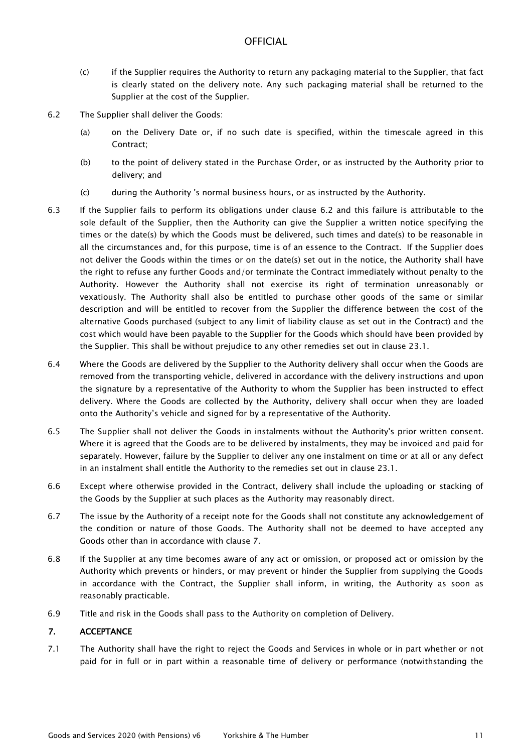(c) if the Supplier requires the Authority to return any packaging material to the Supplier, that fact is clearly stated on the delivery note. Any such packaging material shall be returned to the Supplier at the cost of the Supplier.

6.2 The Supplier shall deliver the Goods:

(a) on the Delivery Date or, if no such date is specified, within the timescale agreed in this Contract;

(b) to the point of delivery stated in the Purchase Order, or as instructed by the Authority prior to delivery; and

(c) during the Authority 's normal business hours, or as instructed by the Authority.

6.3 If the Supplier fails to perform its obligations under clause 6.2 and this failure is attributable to the sole default of the Supplier, then the Authority can give the Supplier a written notice specifying the times or the date(s) by which the Goods must be delivered, such times and date(s) to be reasonable in all the circumstances and, for this purpose, time is of an essence to the Contract. If the Supplier does not deliver the Goods within the times or on the date(s) set out in the notice, the Authority shall have the right to refuse any further Goods and/or terminate the Contract immediately without penalty to the Authority. However the Authority shall not exercise its right of termination unreasonably or vexatiously. The Authority shall also be entitled to purchase other goods of the same or similar description and will be entitled to recover from the Supplier the difference between the cost of the alternative Goods purchased (subject to any limit of liability clause as set out in the Contract) and the cost which would have been payable to the Supplier for the Goods which should have been provided by the Supplier. This shall be without prejudice to any other remedies set out in clause 23.1.

6.4 Where the Goods are delivered by the Supplier to the Authority delivery shall occur when the Goods are removed from the transporting vehicle, delivered in accordance with the delivery instructions and upon the signature by a representative of the Authority to whom the Supplier has been instructed to effect delivery. Where the Goods are collected by the Authority, delivery shall occur when they are loaded onto the Authority's vehicle and signed for by a representative of the Authority.

6.5 The Supplier shall not deliver the Goods in instalments without the Authority's prior written consent. Where it is agreed that the Goods are to be delivered by instalments, they may be invoiced and paid for separately. However, failure by the Supplier to deliver any one instalment on time or at all or any defect in an instalment shall entitle the Authority to the remedies set out in clause 23.1.

6.6 Except where otherwise provided in the Contract, delivery shall include the uploading or stacking of the Goods by the Supplier at such places as the Authority may reasonably direct.

6.7 The issue by the Authority of a receipt note for the Goods shall not constitute any acknowledgement of the condition or nature of those Goods. The Authority shall not be deemed to have accepted any Goods other than in accordance with clause 7.

6.8 If the Supplier at any time becomes aware of any act or omission, or proposed act or omission by the Authority which prevents or hinders, or may prevent or hinder the Supplier from supplying the Goods in accordance with the Contract, the Supplier shall inform, in writing, the Authority as soon as reasonably practicable.

6.9 Title and risk in the Goods shall pass to the Authority on completion of Delivery.

## 7. ACCEPTANCE

7.1 The Authority shall have the right to reject the Goods and Services in whole or in part whether or not paid for in full or in part within a reasonable time of delivery or performance (notwithstanding the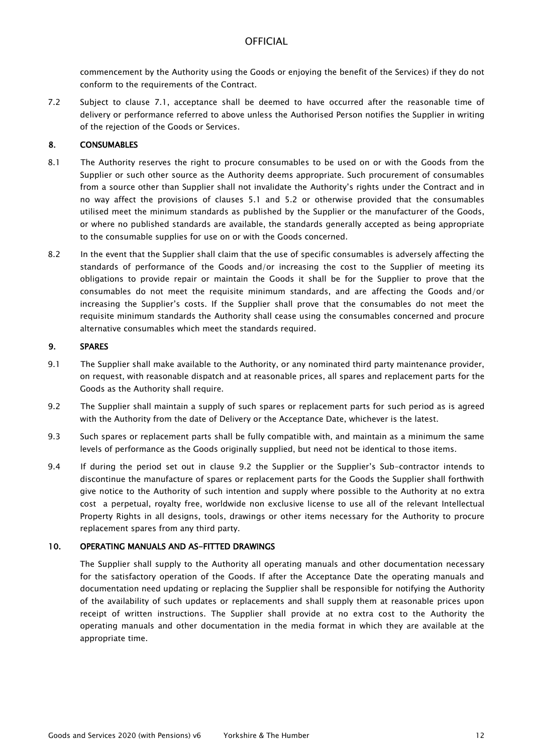commencement by the Authority using the Goods or enjoying the benefit of the Services) if they do not conform to the requirements of the Contract.

7.2 Subject to clause 7.1, acceptance shall be deemed to have occurred after the reasonable time of delivery or performance referred to above unless the Authorised Person notifies the Supplier in writing of the rejection of the Goods or Services.

## 8. CONSUMABLES

8.1 The Authority reserves the right to procure consumables to be used on or with the Goods from the Supplier or such other source as the Authority deems appropriate. Such procurement of consumables from a source other than Supplier shall not invalidate the Authority's rights under the Contract and in no way affect the provisions of clauses 5.1 and 5.2 or otherwise provided that the consumables utilised meet the minimum standards as published by the Supplier or the manufacturer of the Goods, or where no published standards are available, the standards generally accepted as being appropriate to the consumable supplies for use on or with the Goods concerned.

8.2 In the event that the Supplier shall claim that the use of specific consumables is adversely affecting the standards of performance of the Goods and/or increasing the cost to the Supplier of meeting its obligations to provide repair or maintain the Goods it shall be for the Supplier to prove that the consumables do not meet the requisite minimum standards, and are affecting the Goods and/or increasing the Supplier's costs. If the Supplier shall prove that the consumables do not meet the requisite minimum standards the Authority shall cease using the consumables concerned and procure alternative consumables which meet the standards required.

## 9. SPARES

9.1 The Supplier shall make available to the Authority, or any nominated third party maintenance provider, on request, with reasonable dispatch and at reasonable prices, all spares and replacement parts for the Goods as the Authority shall require.

9.2 The Supplier shall maintain a supply of such spares or replacement parts for such period as is agreed with the Authority from the date of Delivery or the Acceptance Date, whichever is the latest.

9.3 Such spares or replacement parts shall be fully compatible with, and maintain as a minimum the same levels of performance as the Goods originally supplied, but need not be identical to those items.

9.4 If during the period set out in clause 9.2 the Supplier or the Supplier's Sub-contractor intends to discontinue the manufacture of spares or replacement parts for the Goods the Supplier shall forthwith give notice to the Authority of such intention and supply where possible to the Authority at no extra cost a perpetual, royalty free, worldwide non exclusive license to use all of the relevant Intellectual Property Rights in all designs, tools, drawings or other items necessary for the Authority to procure replacement spares from any third party.

## 10. OPERATING MANUALS AND AS-FITTED DRAWINGS

The Supplier shall supply to the Authority all operating manuals and other documentation necessary for the satisfactory operation of the Goods. If after the Acceptance Date the operating manuals and documentation need updating or replacing the Supplier shall be responsible for notifying the Authority of the availability of such updates or replacements and shall supply them at reasonable prices upon receipt of written instructions. The Supplier shall provide at no extra cost to the Authority the operating manuals and other documentation in the media format in which they are available at the appropriate time.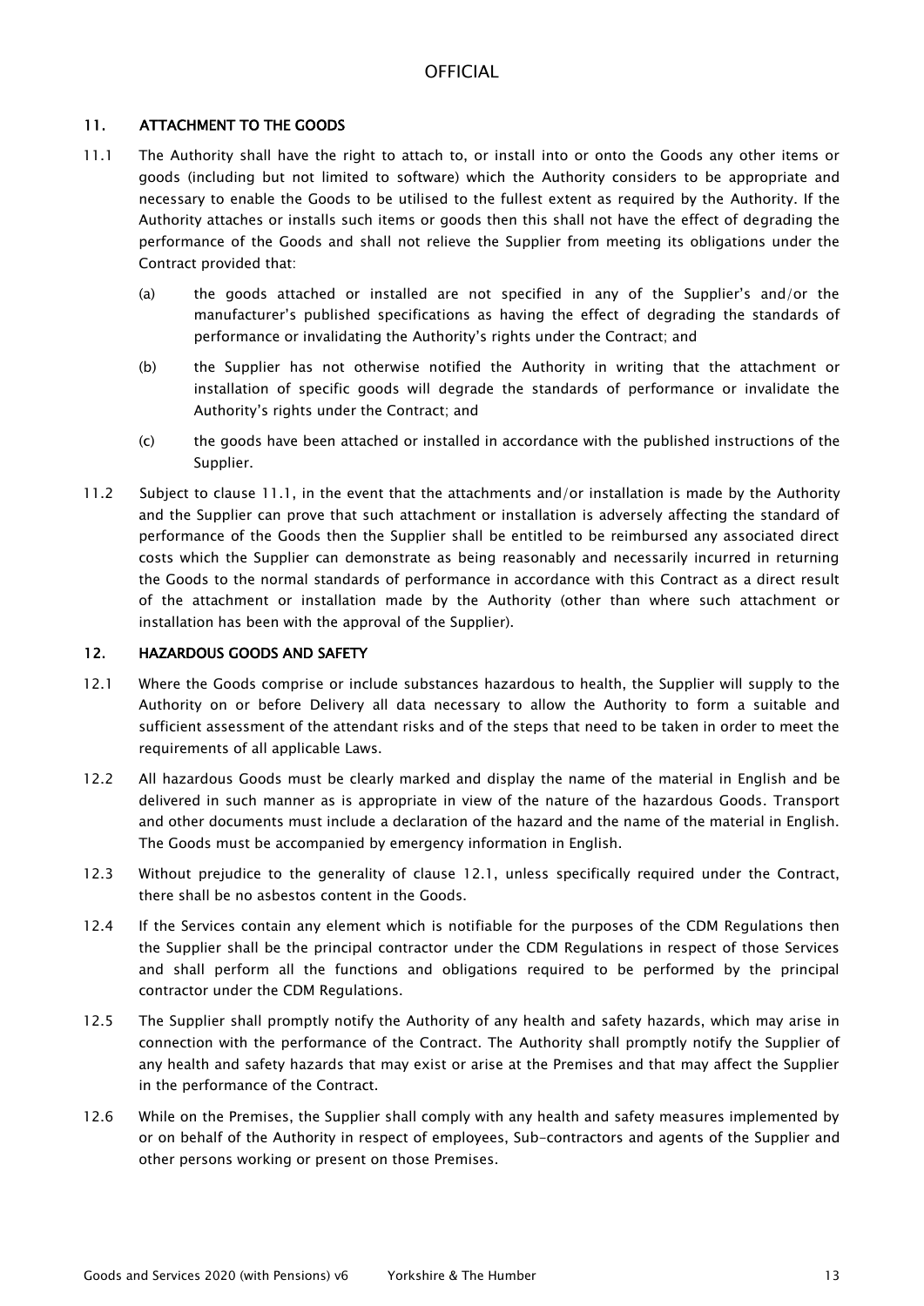## 11. ATTACHMENT TO THE GOODS

11.1 The Authority shall have the right to attach to, or install into or onto the Goods any other items or goods (including but not limited to software) which the Authority considers to be appropriate and necessary to enable the Goods to be utilised to the fullest extent as required by the Authority. If the Authority attaches or installs such items or goods then this shall not have the effect of degrading the performance of the Goods and shall not relieve the Supplier from meeting its obligations under the Contract provided that:

(a) the goods attached or installed are not specified in any of the Supplier's and/or the manufacturer's published specifications as having the effect of degrading the standards of performance or invalidating the Authority's rights under the Contract; and

(b) the Supplier has not otherwise notified the Authority in writing that the attachment or installation of specific goods will degrade the standards of performance or invalidate the Authority's rights under the Contract; and

(c) the goods have been attached or installed in accordance with the published instructions of the Supplier.

11.2 Subject to clause 11.1, in the event that the attachments and/or installation is made by the Authority and the Supplier can prove that such attachment or installation is adversely affecting the standard of performance of the Goods then the Supplier shall be entitled to be reimbursed any associated direct costs which the Supplier can demonstrate as being reasonably and necessarily incurred in returning the Goods to the normal standards of performance in accordance with this Contract as a direct result of the attachment or installation made by the Authority (other than where such attachment or installation has been with the approval of the Supplier).

## 12. HAZARDOUS GOODS AND SAFETY

12.1 Where the Goods comprise or include substances hazardous to health, the Supplier will supply to the Authority on or before Delivery all data necessary to allow the Authority to form a suitable and sufficient assessment of the attendant risks and of the steps that need to be taken in order to meet the requirements of all applicable Laws.

12.2 All hazardous Goods must be clearly marked and display the name of the material in English and be delivered in such manner as is appropriate in view of the nature of the hazardous Goods. Transport and other documents must include a declaration of the hazard and the name of the material in English. The Goods must be accompanied by emergency information in English.

12.3 Without prejudice to the generality of clause 12.1, unless specifically required under the Contract, there shall be no asbestos content in the Goods.

12.4 If the Services contain any element which is notifiable for the purposes of the CDM Regulations then the Supplier shall be the principal contractor under the CDM Regulations in respect of those Services and shall perform all the functions and obligations required to be performed by the principal contractor under the CDM Regulations.

12.5 The Supplier shall promptly notify the Authority of any health and safety hazards, which may arise in connection with the performance of the Contract. The Authority shall promptly notify the Supplier of any health and safety hazards that may exist or arise at the Premises and that may affect the Supplier in the performance of the Contract.

12.6 While on the Premises, the Supplier shall comply with any health and safety measures implemented by or on behalf of the Authority in respect of employees, Sub-contractors and agents of the Supplier and other persons working or present on those Premises.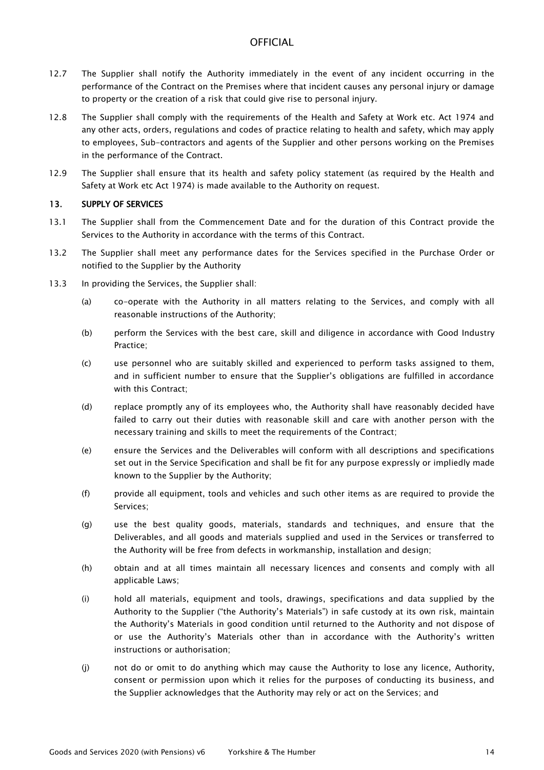12.7 The Supplier shall notify the Authority immediately in the event of any incident occurring in the performance of the Contract on the Premises where that incident causes any personal injury or damage to property or the creation of a risk that could give rise to personal injury.

12.8 The Supplier shall comply with the requirements of the Health and Safety at Work etc. Act 1974 and any other acts, orders, regulations and codes of practice relating to health and safety, which may apply to employees, Sub-contractors and agents of the Supplier and other persons working on the Premises in the performance of the Contract.

12.9 The Supplier shall ensure that its health and safety policy statement (as required by the Health and Safety at Work etc Act 1974) is made available to the Authority on request.

## 13. SUPPLY OF SERVICES

13.1 The Supplier shall from the Commencement Date and for the duration of this Contract provide the Services to the Authority in accordance with the terms of this Contract.

13.2 The Supplier shall meet any performance dates for the Services specified in the Purchase Order or notified to the Supplier by the Authority

13.3 In providing the Services, the Supplier shall:

(a) co-operate with the Authority in all matters relating to the Services, and comply with all reasonable instructions of the Authority;

(b) perform the Services with the best care, skill and diligence in accordance with Good Industry Practice;

(c) use personnel who are suitably skilled and experienced to perform tasks assigned to them, and in sufficient number to ensure that the Supplier's obligations are fulfilled in accordance with this Contract;

(d) replace promptly any of its employees who, the Authority shall have reasonably decided have failed to carry out their duties with reasonable skill and care with another person with the necessary training and skills to meet the requirements of the Contract;

(e) ensure the Services and the Deliverables will conform with all descriptions and specifications set out in the Service Specification and shall be fit for any purpose expressly or impliedly made known to the Supplier by the Authority;

(f) provide all equipment, tools and vehicles and such other items as are required to provide the Services;

(g) use the best quality goods, materials, standards and techniques, and ensure that the Deliverables, and all goods and materials supplied and used in the Services or transferred to the Authority will be free from defects in workmanship, installation and design;

(h) obtain and at all times maintain all necessary licences and consents and comply with all applicable Laws;

(i) hold all materials, equipment and tools, drawings, specifications and data supplied by the Authority to the Supplier ("the Authority's Materials") in safe custody at its own risk, maintain the Authority's Materials in good condition until returned to the Authority and not dispose of or use the Authority's Materials other than in accordance with the Authority's written instructions or authorisation;

(j) not do or omit to do anything which may cause the Authority to lose any licence, Authority, consent or permission upon which it relies for the purposes of conducting its business, and the Supplier acknowledges that the Authority may rely or act on the Services; and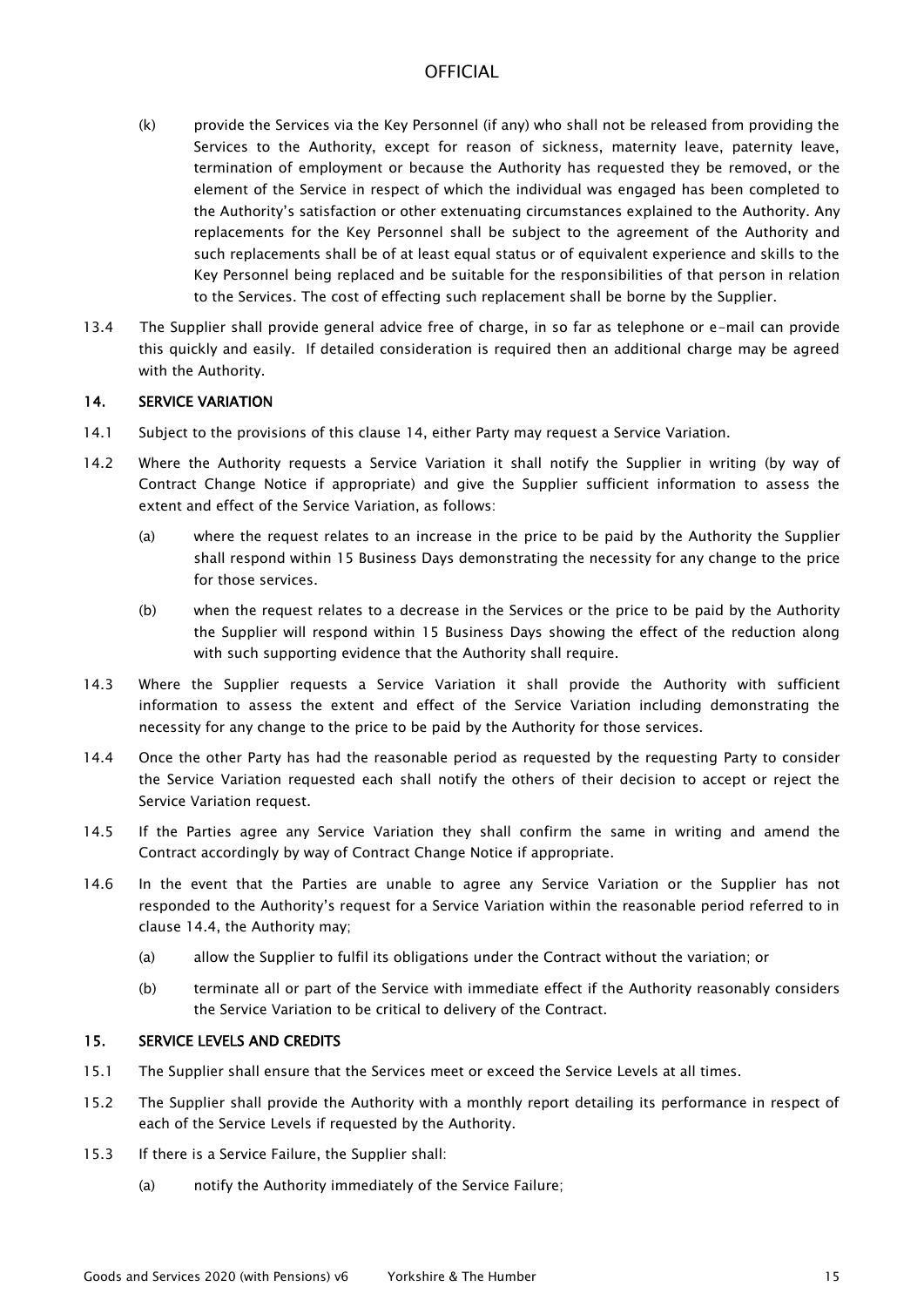(k) provide the Services via the Key Personnel (if any) who shall not be released from providing the Services to the Authority, except for reason of sickness, maternity leave, paternity leave, termination of employment or because the Authority has requested they be removed, or the element of the Service in respect of which the individual was engaged has been completed to the Authority's satisfaction or other extenuating circumstances explained to the Authority. Any replacements for the Key Personnel shall be subject to the agreement of the Authority and such replacements shall be of at least equal status or of equivalent experience and skills to the Key Personnel being replaced and be suitable for the responsibilities of that person in relation to the Services. The cost of effecting such replacement shall be borne by the Supplier.

13.4 The Supplier shall provide general advice free of charge, in so far as telephone or e-mail can provide this quickly and easily. If detailed consideration is required then an additional charge may be agreed with the Authority.

## 14. SERVICE VARIATION

14.1 Subject to the provisions of this clause 14, either Party may request a Service Variation.

14.2 Where the Authority requests a Service Variation it shall notify the Supplier in writing (by way of Contract Change Notice if appropriate) and give the Supplier sufficient information to assess the extent and effect of the Service Variation, as follows:

(a) where the request relates to an increase in the price to be paid by the Authority the Supplier shall respond within 15 Business Days demonstrating the necessity for any change to the price for those services.

(b) when the request relates to a decrease in the Services or the price to be paid by the Authority the Supplier will respond within 15 Business Days showing the effect of the reduction along with such supporting evidence that the Authority shall require.

14.3 Where the Supplier requests a Service Variation it shall provide the Authority with sufficient information to assess the extent and effect of the Service Variation including demonstrating the necessity for any change to the price to be paid by the Authority for those services.

14.4 Once the other Party has had the reasonable period as requested by the requesting Party to consider the Service Variation requested each shall notify the others of their decision to accept or reject the Service Variation request.

14.5 If the Parties agree any Service Variation they shall confirm the same in writing and amend the Contract accordingly by way of Contract Change Notice if appropriate.

14.6 In the event that the Parties are unable to agree any Service Variation or the Supplier has not responded to the Authority's request for a Service Variation within the reasonable period referred to in clause 14.4, the Authority may;

(a) allow the Supplier to fulfil its obligations under the Contract without the variation; or

(b) terminate all or part of the Service with immediate effect if the Authority reasonably considers the Service Variation to be critical to delivery of the Contract.

## 15. SERVICE LEVELS AND CREDITS

15.1 The Supplier shall ensure that the Services meet or exceed the Service Levels at all times.

15.2 The Supplier shall provide the Authority with a monthly report detailing its performance in respect of each of the Service Levels if requested by the Authority.

15.3 If there is a Service Failure, the Supplier shall:

(a) notify the Authority immediately of the Service Failure;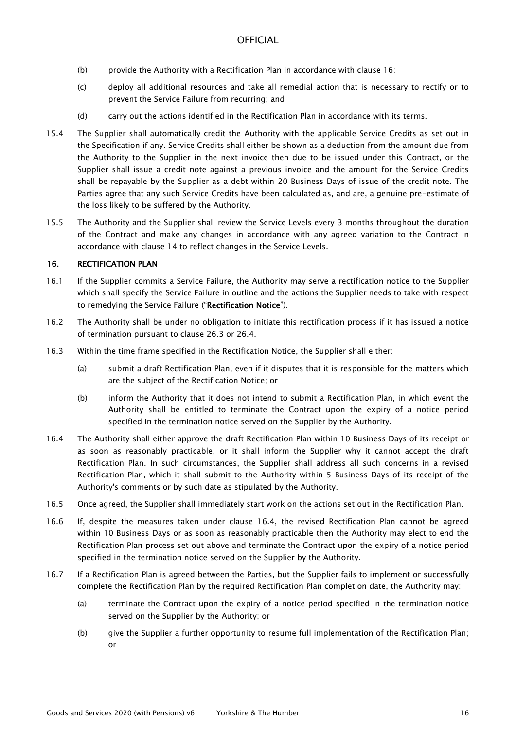(b) provide the Authority with a Rectification Plan in accordance with clause 16;

(c) deploy all additional resources and take all remedial action that is necessary to rectify or to prevent the Service Failure from recurring; and

(d) carry out the actions identified in the Rectification Plan in accordance with its terms.

15.4 The Supplier shall automatically credit the Authority with the applicable Service Credits as set out in the Specification if any. Service Credits shall either be shown as a deduction from the amount due from the Authority to the Supplier in the next invoice then due to be issued under this Contract, or the Supplier shall issue a credit note against a previous invoice and the amount for the Service Credits shall be repayable by the Supplier as a debt within 20 Business Days of issue of the credit note. The Parties agree that any such Service Credits have been calculated as, and are, a genuine pre-estimate of the loss likely to be suffered by the Authority.

15.5 The Authority and the Supplier shall review the Service Levels every 3 months throughout the duration of the Contract and make any changes in accordance with any agreed variation to the Contract in accordance with clause 14 to reflect changes in the Service Levels.

## 16. RECTIFICATION PLAN

16.1 If the Supplier commits a Service Failure, the Authority may serve a rectification notice to the Supplier which shall specify the Service Failure in outline and the actions the Supplier needs to take with respect to remedying the Service Failure ("**Rectification Notice**").

16.2 The Authority shall be under no obligation to initiate this rectification process if it has issued a notice of termination pursuant to clause 26.3 or 26.4.

16.3 Within the time frame specified in the Rectification Notice, the Supplier shall either:

(a) submit a draft Rectification Plan, even if it disputes that it is responsible for the matters which are the subject of the Rectification Notice; or

(b) inform the Authority that it does not intend to submit a Rectification Plan, in which event the Authority shall be entitled to terminate the Contract upon the expiry of a notice period specified in the termination notice served on the Supplier by the Authority.

16.4 The Authority shall either approve the draft Rectification Plan within 10 Business Days of its receipt or as soon as reasonably practicable, or it shall inform the Supplier why it cannot accept the draft Rectification Plan. In such circumstances, the Supplier shall address all such concerns in a revised Rectification Plan, which it shall submit to the Authority within 5 Business Days of its receipt of the Authority's comments or by such date as stipulated by the Authority.

16.5 Once agreed, the Supplier shall immediately start work on the actions set out in the Rectification Plan.

16.6 If, despite the measures taken under clause 16.4, the revised Rectification Plan cannot be agreed within 10 Business Days or as soon as reasonably practicable then the Authority may elect to end the Rectification Plan process set out above and terminate the Contract upon the expiry of a notice period specified in the termination notice served on the Supplier by the Authority.

16.7 If a Rectification Plan is agreed between the Parties, but the Supplier fails to implement or successfully complete the Rectification Plan by the required Rectification Plan completion date, the Authority may:

(a) terminate the Contract upon the expiry of a notice period specified in the termination notice served on the Supplier by the Authority; or

(b) give the Supplier a further opportunity to resume full implementation of the Rectification Plan; or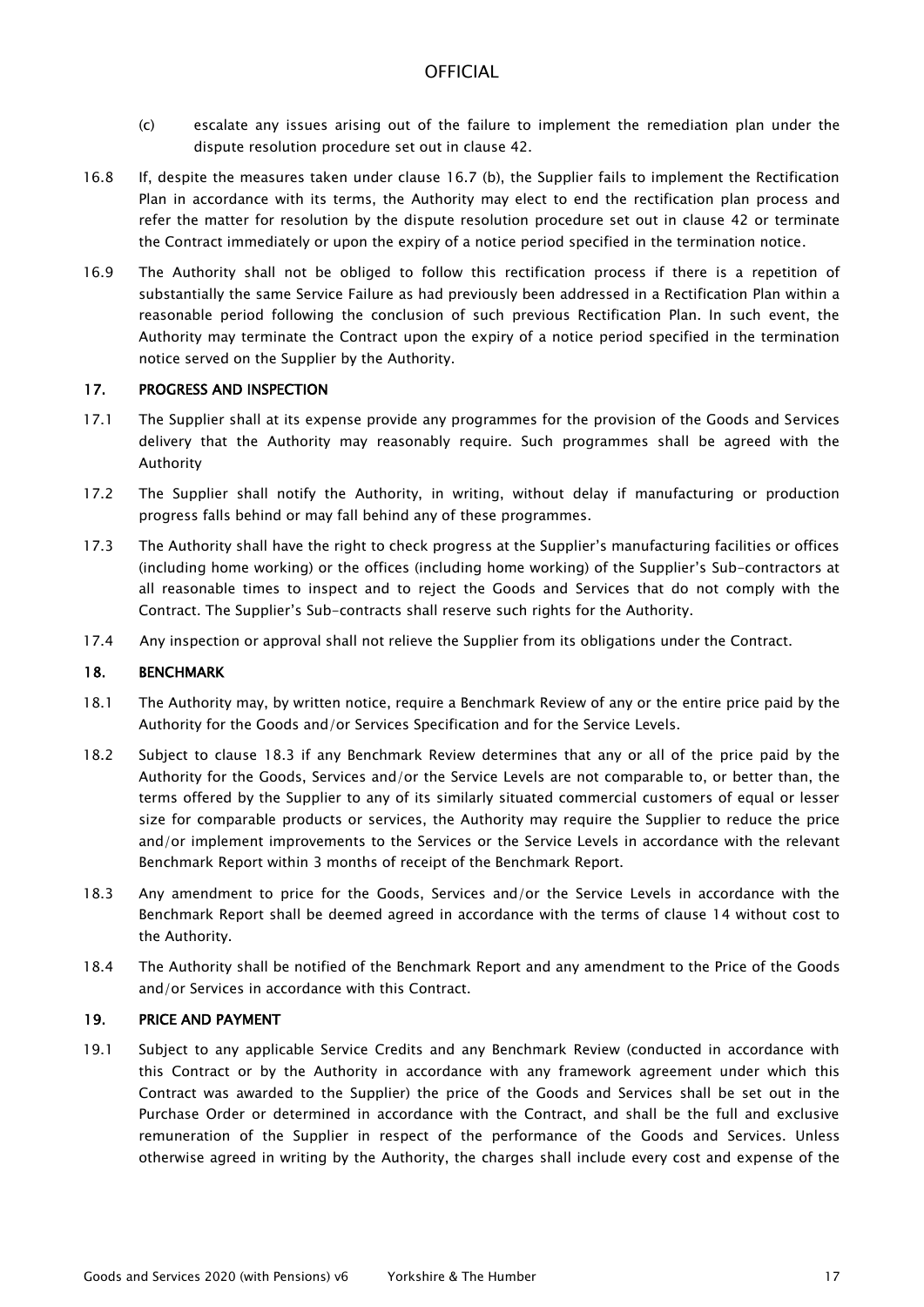(c) escalate any issues arising out of the failure to implement the remediation plan under the dispute resolution procedure set out in clause 42.

16.8 If, despite the measures taken under clause 16.7 (b), the Supplier fails to implement the Rectification Plan in accordance with its terms, the Authority may elect to end the rectification plan process and refer the matter for resolution by the dispute resolution procedure set out in clause 42 or terminate the Contract immediately or upon the expiry of a notice period specified in the termination notice.

16.9 The Authority shall not be obliged to follow this rectification process if there is a repetition of substantially the same Service Failure as had previously been addressed in a Rectification Plan within a reasonable period following the conclusion of such previous Rectification Plan. In such event, the Authority may terminate the Contract upon the expiry of a notice period specified in the termination notice served on the Supplier by the Authority.

## 17. PROGRESS AND INSPECTION

17.1 The Supplier shall at its expense provide any programmes for the provision of the Goods and Services delivery that the Authority may reasonably require. Such programmes shall be agreed with the Authority

17.2 The Supplier shall notify the Authority, in writing, without delay if manufacturing or production progress falls behind or may fall behind any of these programmes.

17.3 The Authority shall have the right to check progress at the Supplier's manufacturing facilities or offices (including home working) or the offices (including home working) of the Supplier's Sub-contractors at all reasonable times to inspect and to reject the Goods and Services that do not comply with the Contract. The Supplier's Sub-contracts shall reserve such rights for the Authority.

17.4 Any inspection or approval shall not relieve the Supplier from its obligations under the Contract.

## 18. BENCHMARK

18.1 The Authority may, by written notice, require a Benchmark Review of any or the entire price paid by the Authority for the Goods and/or Services Specification and for the Service Levels.

18.2 Subject to clause 18.3 if any Benchmark Review determines that any or all of the price paid by the Authority for the Goods, Services and/or the Service Levels are not comparable to, or better than, the terms offered by the Supplier to any of its similarly situated commercial customers of equal or lesser size for comparable products or services, the Authority may require the Supplier to reduce the price and/or implement improvements to the Services or the Service Levels in accordance with the relevant Benchmark Report within 3 months of receipt of the Benchmark Report.

18.3 Any amendment to price for the Goods, Services and/or the Service Levels in accordance with the Benchmark Report shall be deemed agreed in accordance with the terms of clause 14 without cost to the Authority.

18.4 The Authority shall be notified of the Benchmark Report and any amendment to the Price of the Goods and/or Services in accordance with this Contract.

## 19. PRICE AND PAYMENT

19.1 Subject to any applicable Service Credits and any Benchmark Review (conducted in accordance with this Contract or by the Authority in accordance with any framework agreement under which this Contract was awarded to the Supplier) the price of the Goods and Services shall be set out in the Purchase Order or determined in accordance with the Contract, and shall be the full and exclusive remuneration of the Supplier in respect of the performance of the Goods and Services. Unless otherwise agreed in writing by the Authority, the charges shall include every cost and expense of the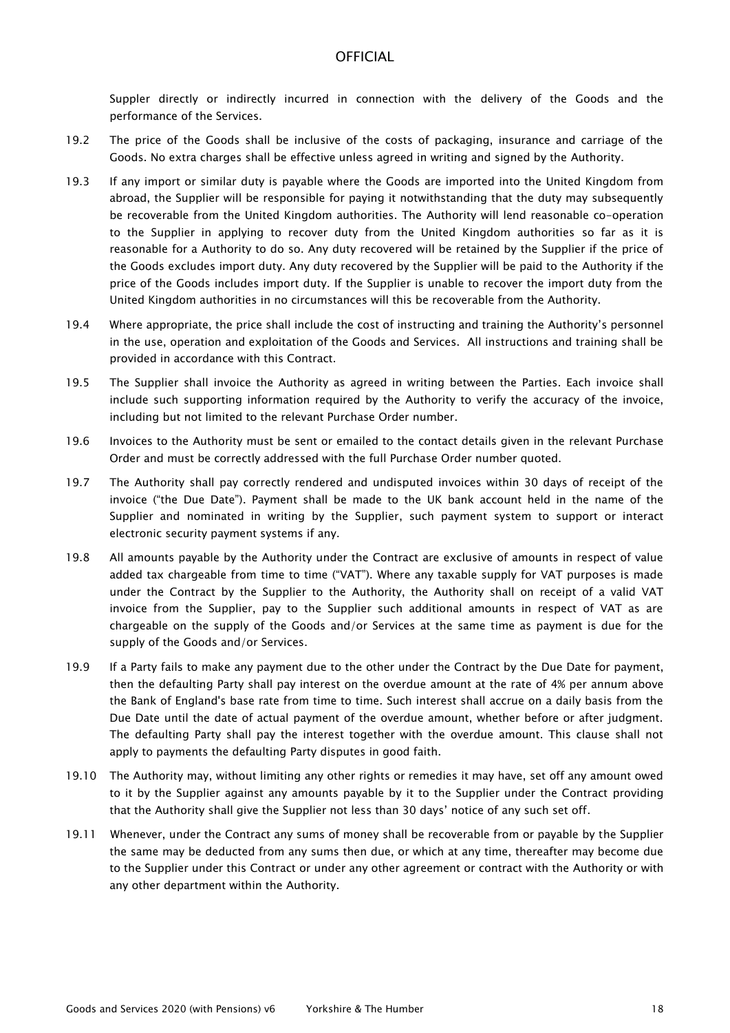Suppler directly or indirectly incurred in connection with the delivery of the Goods and the performance of the Services.

19.2 The price of the Goods shall be inclusive of the costs of packaging, insurance and carriage of the Goods. No extra charges shall be effective unless agreed in writing and signed by the Authority.

19.3 If any import or similar duty is payable where the Goods are imported into the United Kingdom from abroad, the Supplier will be responsible for paying it notwithstanding that the duty may subsequently be recoverable from the United Kingdom authorities. The Authority will lend reasonable co-operation to the Supplier in applying to recover duty from the United Kingdom authorities so far as it is reasonable for a Authority to do so. Any duty recovered will be retained by the Supplier if the price of the Goods excludes import duty. Any duty recovered by the Supplier will be paid to the Authority if the price of the Goods includes import duty. If the Supplier is unable to recover the import duty from the United Kingdom authorities in no circumstances will this be recoverable from the Authority.

19.4 Where appropriate, the price shall include the cost of instructing and training the Authority's personnel in the use, operation and exploitation of the Goods and Services. All instructions and training shall be provided in accordance with this Contract.

19.5 The Supplier shall invoice the Authority as agreed in writing between the Parties. Each invoice shall include such supporting information required by the Authority to verify the accuracy of the invoice, including but not limited to the relevant Purchase Order number.

19.6 Invoices to the Authority must be sent or emailed to the contact details given in the relevant Purchase Order and must be correctly addressed with the full Purchase Order number quoted.

19.7 The Authority shall pay correctly rendered and undisputed invoices within 30 days of receipt of the invoice ("the Due Date"). Payment shall be made to the UK bank account held in the name of the Supplier and nominated in writing by the Supplier, such payment system to support or interact electronic security payment systems if any.

19.8 All amounts payable by the Authority under the Contract are exclusive of amounts in respect of value added tax chargeable from time to time ("VAT"). Where any taxable supply for VAT purposes is made under the Contract by the Supplier to the Authority, the Authority shall on receipt of a valid VAT invoice from the Supplier, pay to the Supplier such additional amounts in respect of VAT as are chargeable on the supply of the Goods and/or Services at the same time as payment is due for the supply of the Goods and/or Services.

19.9 If a Party fails to make any payment due to the other under the Contract by the Due Date for payment, then the defaulting Party shall pay interest on the overdue amount at the rate of 4% per annum above the Bank of England's base rate from time to time. Such interest shall accrue on a daily basis from the Due Date until the date of actual payment of the overdue amount, whether before or after judgment. The defaulting Party shall pay the interest together with the overdue amount. This clause shall not apply to payments the defaulting Party disputes in good faith.

19.10 The Authority may, without limiting any other rights or remedies it may have, set off any amount owed to it by the Supplier against any amounts payable by it to the Supplier under the Contract providing that the Authority shall give the Supplier not less than 30 days' notice of any such set off.

19.11 Whenever, under the Contract any sums of money shall be recoverable from or payable by the Supplier the same may be deducted from any sums then due, or which at any time, thereafter may become due to the Supplier under this Contract or under any other agreement or contract with the Authority or with any other department within the Authority.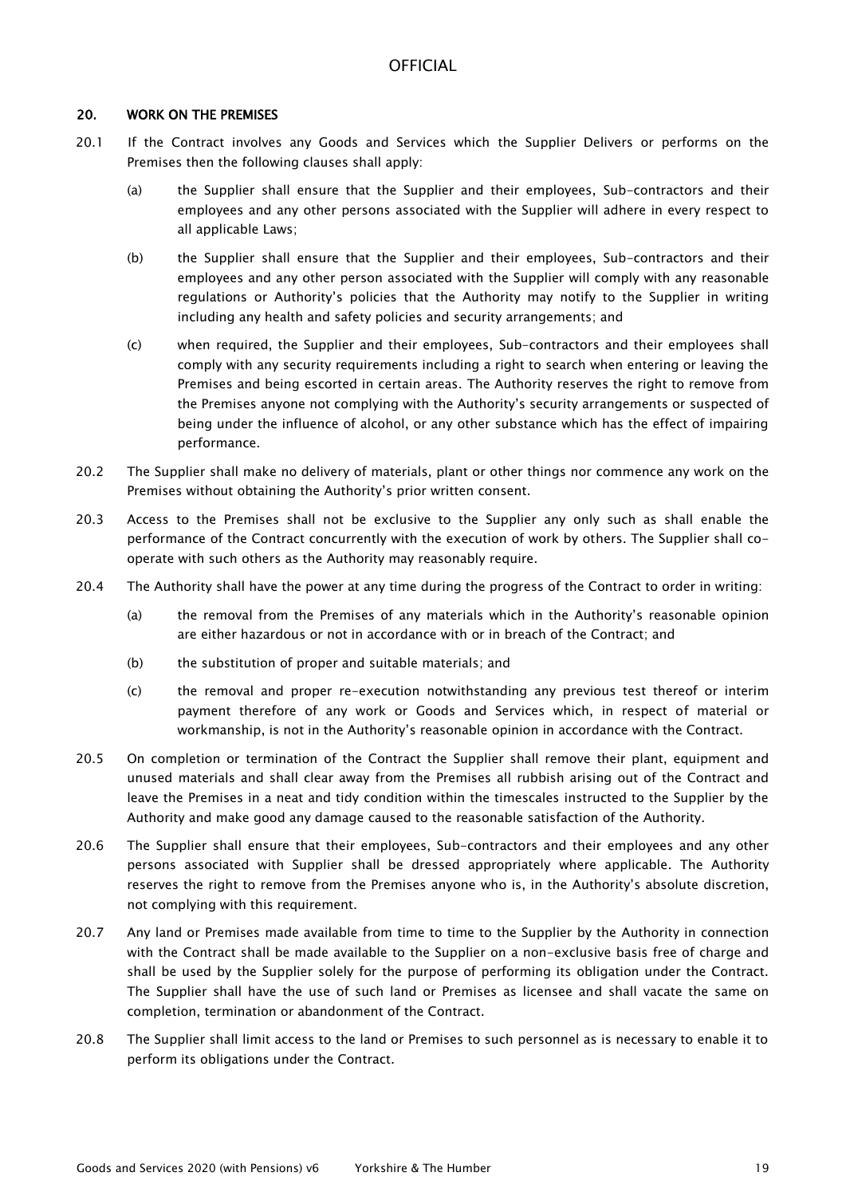## 20. WORK ON THE PREMISES

20.1 If the Contract involves any Goods and Services which the Supplier Delivers or performs on the Premises then the following clauses shall apply:

(a) the Supplier shall ensure that the Supplier and their employees, Sub-contractors and their employees and any other persons associated with the Supplier will adhere in every respect to all applicable Laws;

(b) the Supplier shall ensure that the Supplier and their employees, Sub-contractors and their employees and any other person associated with the Supplier will comply with any reasonable regulations or Authority's policies that the Authority may notify to the Supplier in writing including any health and safety policies and security arrangements; and

(c) when required, the Supplier and their employees, Sub-contractors and their employees shall comply with any security requirements including a right to search when entering or leaving the Premises and being escorted in certain areas. The Authority reserves the right to remove from the Premises anyone not complying with the Authority's security arrangements or suspected of being under the influence of alcohol, or any other substance which has the effect of impairing performance.

20.2 The Supplier shall make no delivery of materials, plant or other things nor commence any work on the Premises without obtaining the Authority's prior written consent.

20.3 Access to the Premises shall not be exclusive to the Supplier any only such as shall enable the performance of the Contract concurrently with the execution of work by others. The Supplier shall co-operate with such others as the Authority may reasonably require.

20.4 The Authority shall have the power at any time during the progress of the Contract to order in writing:

(a) the removal from the Premises of any materials which in the Authority's reasonable opinion are either hazardous or not in accordance with or in breach of the Contract; and

(b) the substitution of proper and suitable materials; and

(c) the removal and proper re-execution notwithstanding any previous test thereof or interim payment therefore of any work or Goods and Services which, in respect of material or workmanship, is not in the Authority's reasonable opinion in accordance with the Contract.

20.5 On completion or termination of the Contract the Supplier shall remove their plant, equipment and unused materials and shall clear away from the Premises all rubbish arising out of the Contract and leave the Premises in a neat and tidy condition within the timescales instructed to the Supplier by the Authority and make good any damage caused to the reasonable satisfaction of the Authority.

20.6 The Supplier shall ensure that their employees, Sub-contractors and their employees and any other persons associated with Supplier shall be dressed appropriately where applicable. The Authority reserves the right to remove from the Premises anyone who is, in the Authority's absolute discretion, not complying with this requirement.

20.7 Any land or Premises made available from time to time to the Supplier by the Authority in connection with the Contract shall be made available to the Supplier on a non-exclusive basis free of charge and shall be used by the Supplier solely for the purpose of performing its obligation under the Contract. The Supplier shall have the use of such land or Premises as licensee and shall vacate the same on completion, termination or abandonment of the Contract.

20.8 The Supplier shall limit access to the land or Premises to such personnel as is necessary to enable it to perform its obligations under the Contract.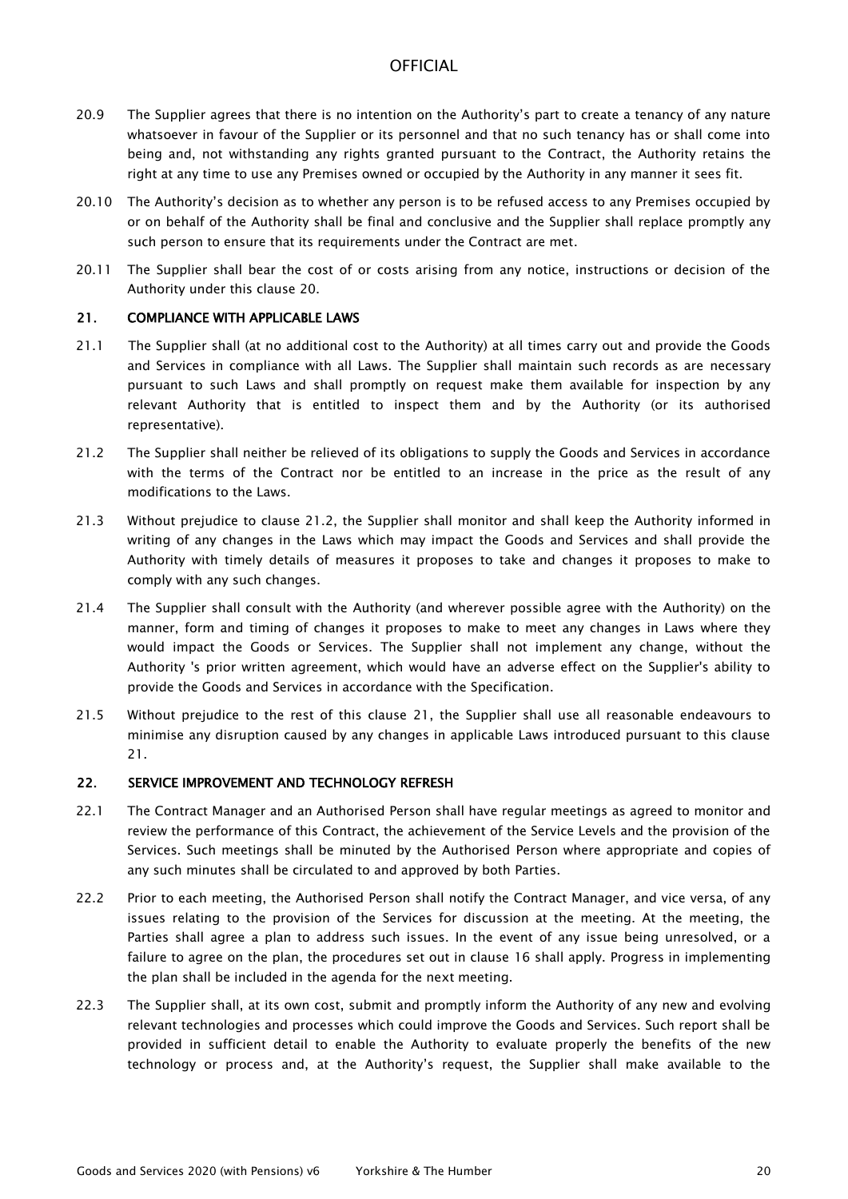20.9 The Supplier agrees that there is no intention on the Authority's part to create a tenancy of any nature whatsoever in favour of the Supplier or its personnel and that no such tenancy has or shall come into being and, not withstanding any rights granted pursuant to the Contract, the Authority retains the right at any time to use any Premises owned or occupied by the Authority in any manner it sees fit.

20.10 The Authority's decision as to whether any person is to be refused access to any Premises occupied by or on behalf of the Authority shall be final and conclusive and the Supplier shall replace promptly any such person to ensure that its requirements under the Contract are met.

20.11 The Supplier shall bear the cost of or costs arising from any notice, instructions or decision of the Authority under this clause 20.

## 21. COMPLIANCE WITH APPLICABLE LAWS

21.1 The Supplier shall (at no additional cost to the Authority) at all times carry out and provide the Goods and Services in compliance with all Laws. The Supplier shall maintain such records as are necessary pursuant to such Laws and shall promptly on request make them available for inspection by any relevant Authority that is entitled to inspect them and by the Authority (or its authorised representative).

21.2 The Supplier shall neither be relieved of its obligations to supply the Goods and Services in accordance with the terms of the Contract nor be entitled to an increase in the price as the result of any modifications to the Laws.

21.3 Without prejudice to clause 21.2, the Supplier shall monitor and shall keep the Authority informed in writing of any changes in the Laws which may impact the Goods and Services and shall provide the Authority with timely details of measures it proposes to take and changes it proposes to make to comply with any such changes.

21.4 The Supplier shall consult with the Authority (and wherever possible agree with the Authority) on the manner, form and timing of changes it proposes to make to meet any changes in Laws where they would impact the Goods or Services. The Supplier shall not implement any change, without the Authority 's prior written agreement, which would have an adverse effect on the Supplier's ability to provide the Goods and Services in accordance with the Specification.

21.5 Without prejudice to the rest of this clause 21, the Supplier shall use all reasonable endeavours to minimise any disruption caused by any changes in applicable Laws introduced pursuant to this clause 21.

## 22. SERVICE IMPROVEMENT AND TECHNOLOGY REFRESH

22.1 The Contract Manager and an Authorised Person shall have regular meetings as agreed to monitor and review the performance of this Contract, the achievement of the Service Levels and the provision of the Services. Such meetings shall be minuted by the Authorised Person where appropriate and copies of any such minutes shall be circulated to and approved by both Parties.

22.2 Prior to each meeting, the Authorised Person shall notify the Contract Manager, and vice versa, of any issues relating to the provision of the Services for discussion at the meeting. At the meeting, the Parties shall agree a plan to address such issues. In the event of any issue being unresolved, or a failure to agree on the plan, the procedures set out in clause 16 shall apply. Progress in implementing the plan shall be included in the agenda for the next meeting.

22.3 The Supplier shall, at its own cost, submit and promptly inform the Authority of any new and evolving relevant technologies and processes which could improve the Goods and Services. Such report shall be provided in sufficient detail to enable the Authority to evaluate properly the benefits of the new technology or process and, at the Authority's request, the Supplier shall make available to the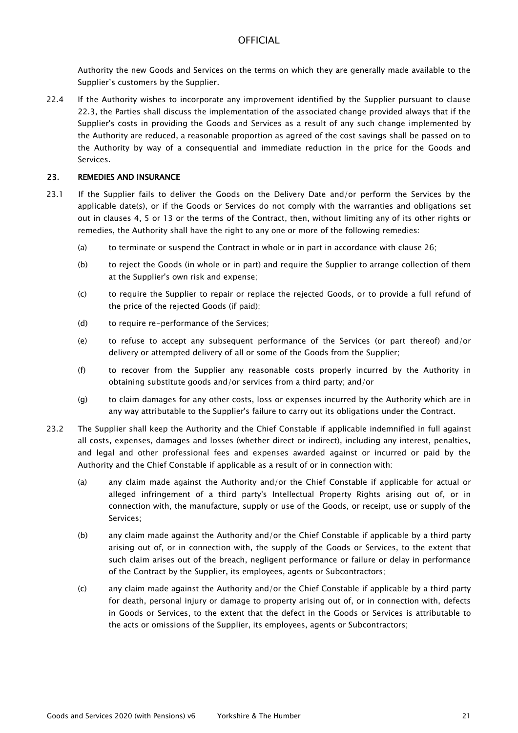Authority the new Goods and Services on the terms on which they are generally made available to the Supplier's customers by the Supplier.

22.4 If the Authority wishes to incorporate any improvement identified by the Supplier pursuant to clause 22.3, the Parties shall discuss the implementation of the associated change provided always that if the Supplier's costs in providing the Goods and Services as a result of any such change implemented by the Authority are reduced, a reasonable proportion as agreed of the cost savings shall be passed on to the Authority by way of a consequential and immediate reduction in the price for the Goods and Services.

## 23. REMEDIES AND INSURANCE

23.1 If the Supplier fails to deliver the Goods on the Delivery Date and/or perform the Services by the applicable date(s), or if the Goods or Services do not comply with the warranties and obligations set out in clauses 4, 5 or 13 or the terms of the Contract, then, without limiting any of its other rights or remedies, the Authority shall have the right to any one or more of the following remedies:

(a) to terminate or suspend the Contract in whole or in part in accordance with clause 26;

(b) to reject the Goods (in whole or in part) and require the Supplier to arrange collection of them at the Supplier's own risk and expense;

(c) to require the Supplier to repair or replace the rejected Goods, or to provide a full refund of the price of the rejected Goods (if paid);

(d) to require re-performance of the Services;

(e) to refuse to accept any subsequent performance of the Services (or part thereof) and/or delivery or attempted delivery of all or some of the Goods from the Supplier;

(f) to recover from the Supplier any reasonable costs properly incurred by the Authority in obtaining substitute goods and/or services from a third party; and/or

(g) to claim damages for any other costs, loss or expenses incurred by the Authority which are in any way attributable to the Supplier's failure to carry out its obligations under the Contract.

23.2 The Supplier shall keep the Authority and the Chief Constable if applicable indemnified in full against all costs, expenses, damages and losses (whether direct or indirect), including any interest, penalties, and legal and other professional fees and expenses awarded against or incurred or paid by the Authority and the Chief Constable if applicable as a result of or in connection with:

(a) any claim made against the Authority and/or the Chief Constable if applicable for actual or alleged infringement of a third party's Intellectual Property Rights arising out of, or in connection with, the manufacture, supply or use of the Goods, or receipt, use or supply of the Services;

(b) any claim made against the Authority and/or the Chief Constable if applicable by a third party arising out of, or in connection with, the supply of the Goods or Services, to the extent that such claim arises out of the breach, negligent performance or failure or delay in performance of the Contract by the Supplier, its employees, agents or Subcontractors;

(c) any claim made against the Authority and/or the Chief Constable if applicable by a third party for death, personal injury or damage to property arising out of, or in connection with, defects in Goods or Services, to the extent that the defect in the Goods or Services is attributable to the acts or omissions of the Supplier, its employees, agents or Subcontractors;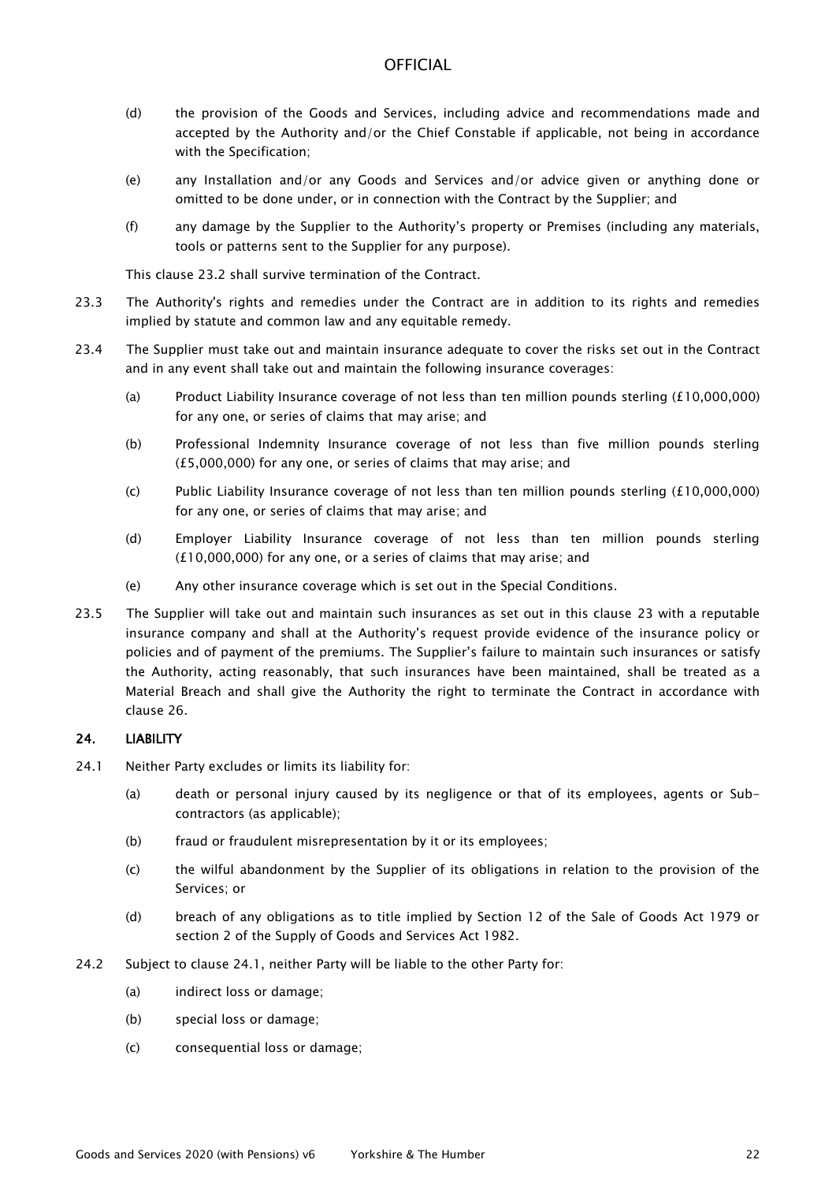(d) the provision of the Goods and Services, including advice and recommendations made and accepted by the Authority and/or the Chief Constable if applicable, not being in accordance with the Specification;

(e) any Installation and/or any Goods and Services and/or advice given or anything done or omitted to be done under, or in connection with the Contract by the Supplier; and

(f) any damage by the Supplier to the Authority's property or Premises (including any materials, tools or patterns sent to the Supplier for any purpose).

This clause 23.2 shall survive termination of the Contract.

23.3 The Authority's rights and remedies under the Contract are in addition to its rights and remedies implied by statute and common law and any equitable remedy.

23.4 The Supplier must take out and maintain insurance adequate to cover the risks set out in the Contract and in any event shall take out and maintain the following insurance coverages:

(a) Product Liability Insurance coverage of not less than ten million pounds sterling (£10,000,000) for any one, or series of claims that may arise; and

(b) Professional Indemnity Insurance coverage of not less than five million pounds sterling (£5,000,000) for any one, or series of claims that may arise; and

(c) Public Liability Insurance coverage of not less than ten million pounds sterling (£10,000,000) for any one, or series of claims that may arise; and

(d) Employer Liability Insurance coverage of not less than ten million pounds sterling (£10,000,000) for any one, or a series of claims that may arise; and

(e) Any other insurance coverage which is set out in the Special Conditions.

23.5 The Supplier will take out and maintain such insurances as set out in this clause 23 with a reputable insurance company and shall at the Authority's request provide evidence of the insurance policy or policies and of payment of the premiums. The Supplier's failure to maintain such insurances or satisfy the Authority, acting reasonably, that such insurances have been maintained, shall be treated as a Material Breach and shall give the Authority the right to terminate the Contract in accordance with clause 26.

## 24. LIABILITY

24.1 Neither Party excludes or limits its liability for:

(a) death or personal injury caused by its negligence or that of its employees, agents or Sub-contractors (as applicable);

(b) fraud or fraudulent misrepresentation by it or its employees;

(c) the wilful abandonment by the Supplier of its obligations in relation to the provision of the Services; or

(d) breach of any obligations as to title implied by Section 12 of the Sale of Goods Act 1979 or section 2 of the Supply of Goods and Services Act 1982.

24.2 Subject to clause 24.1, neither Party will be liable to the other Party for:

(a) indirect loss or damage;

(b) special loss or damage;

(c) consequential loss or damage;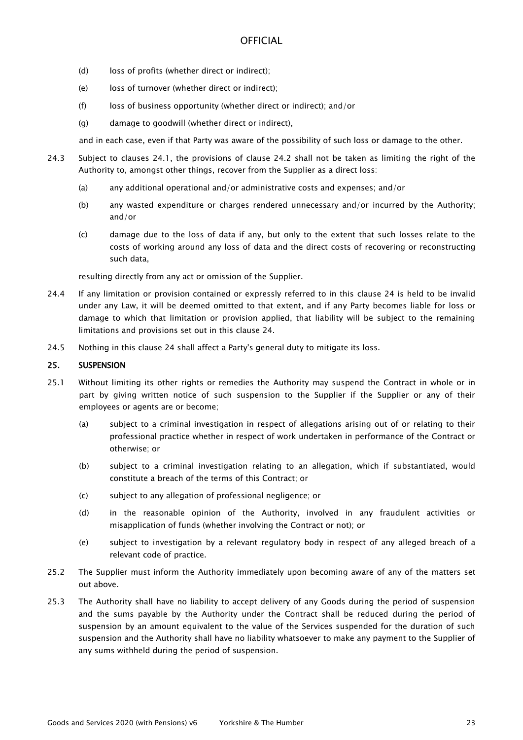(d) loss of profits (whether direct or indirect);

(e) loss of turnover (whether direct or indirect);

(f) loss of business opportunity (whether direct or indirect); and/or

(g) damage to goodwill (whether direct or indirect),

and in each case, even if that Party was aware of the possibility of such loss or damage to the other.

24.3 Subject to clauses 24.1, the provisions of clause 24.2 shall not be taken as limiting the right of the Authority to, amongst other things, recover from the Supplier as a direct loss:

(a) any additional operational and/or administrative costs and expenses; and/or

(b) any wasted expenditure or charges rendered unnecessary and/or incurred by the Authority; and/or

(c) damage due to the loss of data if any, but only to the extent that such losses relate to the costs of working around any loss of data and the direct costs of recovering or reconstructing such data,

resulting directly from any act or omission of the Supplier.

24.4 If any limitation or provision contained or expressly referred to in this clause 24 is held to be invalid under any Law, it will be deemed omitted to that extent, and if any Party becomes liable for loss or damage to which that limitation or provision applied, that liability will be subject to the remaining limitations and provisions set out in this clause 24.

24.5 Nothing in this clause 24 shall affect a Party's general duty to mitigate its loss.

## 25. SUSPENSION

25.1 Without limiting its other rights or remedies the Authority may suspend the Contract in whole or in part by giving written notice of such suspension to the Supplier if the Supplier or any of their employees or agents are or become;

(a) subject to a criminal investigation in respect of allegations arising out of or relating to their professional practice whether in respect of work undertaken in performance of the Contract or otherwise; or

(b) subject to a criminal investigation relating to an allegation, which if substantiated, would constitute a breach of the terms of this Contract; or

(c) subject to any allegation of professional negligence; or

(d) in the reasonable opinion of the Authority, involved in any fraudulent activities or misapplication of funds (whether involving the Contract or not); or

(e) subject to investigation by a relevant regulatory body in respect of any alleged breach of a relevant code of practice.

25.2 The Supplier must inform the Authority immediately upon becoming aware of any of the matters set out above.

25.3 The Authority shall have no liability to accept delivery of any Goods during the period of suspension and the sums payable by the Authority under the Contract shall be reduced during the period of suspension by an amount equivalent to the value of the Services suspended for the duration of such suspension and the Authority shall have no liability whatsoever to make any payment to the Supplier of any sums withheld during the period of suspension.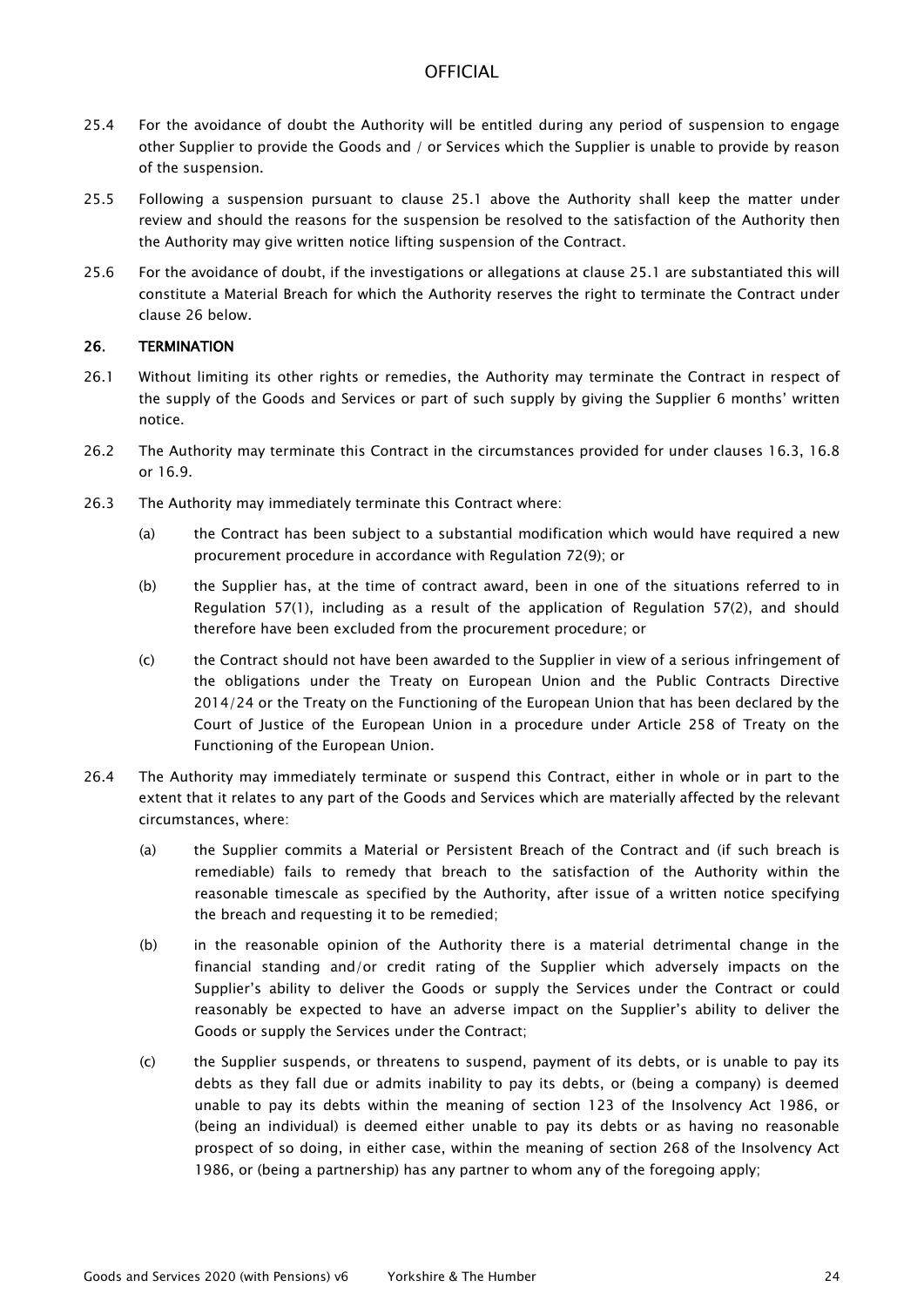25.4 For the avoidance of doubt the Authority will be entitled during any period of suspension to engage other Supplier to provide the Goods and / or Services which the Supplier is unable to provide by reason of the suspension.

25.5 Following a suspension pursuant to clause 25.1 above the Authority shall keep the matter under review and should the reasons for the suspension be resolved to the satisfaction of the Authority then the Authority may give written notice lifting suspension of the Contract.

25.6 For the avoidance of doubt, if the investigations or allegations at clause 25.1 are substantiated this will constitute a Material Breach for which the Authority reserves the right to terminate the Contract under clause 26 below.

## 26. TERMINATION

26.1 Without limiting its other rights or remedies, the Authority may terminate the Contract in respect of the supply of the Goods and Services or part of such supply by giving the Supplier 6 months' written notice.

26.2 The Authority may terminate this Contract in the circumstances provided for under clauses 16.3, 16.8 or 16.9.

26.3 The Authority may immediately terminate this Contract where:

(a) the Contract has been subject to a substantial modification which would have required a new procurement procedure in accordance with Regulation 72(9); or

(b) the Supplier has, at the time of contract award, been in one of the situations referred to in Regulation 57(1), including as a result of the application of Regulation 57(2), and should therefore have been excluded from the procurement procedure; or

(c) the Contract should not have been awarded to the Supplier in view of a serious infringement of the obligations under the Treaty on European Union and the Public Contracts Directive 2014/24 or the Treaty on the Functioning of the European Union that has been declared by the Court of Justice of the European Union in a procedure under Article 258 of Treaty on the Functioning of the European Union.

26.4 The Authority may immediately terminate or suspend this Contract, either in whole or in part to the extent that it relates to any part of the Goods and Services which are materially affected by the relevant circumstances, where:

(a) the Supplier commits a Material or Persistent Breach of the Contract and (if such breach is remediable) fails to remedy that breach to the satisfaction of the Authority within the reasonable timescale as specified by the Authority, after issue of a written notice specifying the breach and requesting it to be remedied;

(b) in the reasonable opinion of the Authority there is a material detrimental change in the financial standing and/or credit rating of the Supplier which adversely impacts on the Supplier's ability to deliver the Goods or supply the Services under the Contract or could reasonably be expected to have an adverse impact on the Supplier's ability to deliver the Goods or supply the Services under the Contract;

(c) the Supplier suspends, or threatens to suspend, payment of its debts, or is unable to pay its debts as they fall due or admits inability to pay its debts, or (being a company) is deemed unable to pay its debts within the meaning of section 123 of the Insolvency Act 1986, or (being an individual) is deemed either unable to pay its debts or as having no reasonable prospect of so doing, in either case, within the meaning of section 268 of the Insolvency Act 1986, or (being a partnership) has any partner to whom any of the foregoing apply;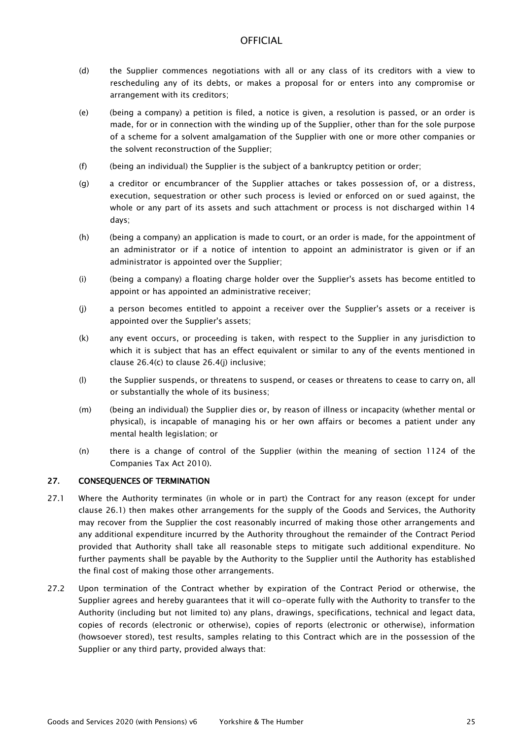(d) the Supplier commences negotiations with all or any class of its creditors with a view to rescheduling any of its debts, or makes a proposal for or enters into any compromise or arrangement with its creditors;

(e) (being a company) a petition is filed, a notice is given, a resolution is passed, or an order is made, for or in connection with the winding up of the Supplier, other than for the sole purpose of a scheme for a solvent amalgamation of the Supplier with one or more other companies or the solvent reconstruction of the Supplier;

(f) (being an individual) the Supplier is the subject of a bankruptcy petition or order;

(g) a creditor or encumbrancer of the Supplier attaches or takes possession of, or a distress, execution, sequestration or other such process is levied or enforced on or sued against, the whole or any part of its assets and such attachment or process is not discharged within 14 days;

(h) (being a company) an application is made to court, or an order is made, for the appointment of an administrator or if a notice of intention to appoint an administrator is given or if an administrator is appointed over the Supplier;

(i) (being a company) a floating charge holder over the Supplier's assets has become entitled to appoint or has appointed an administrative receiver;

(j) a person becomes entitled to appoint a receiver over the Supplier's assets or a receiver is appointed over the Supplier's assets;

(k) any event occurs, or proceeding is taken, with respect to the Supplier in any jurisdiction to which it is subject that has an effect equivalent or similar to any of the events mentioned in clause 26.4(c) to clause 26.4(j) inclusive;

(l) the Supplier suspends, or threatens to suspend, or ceases or threatens to cease to carry on, all or substantially the whole of its business;

(m) (being an individual) the Supplier dies or, by reason of illness or incapacity (whether mental or physical), is incapable of managing his or her own affairs or becomes a patient under any mental health legislation; or

(n) there is a change of control of the Supplier (within the meaning of section 1124 of the Companies Tax Act 2010).

## 27. CONSEQUENCES OF TERMINATION

27.1 Where the Authority terminates (in whole or in part) the Contract for any reason (except for under clause 26.1) then makes other arrangements for the supply of the Goods and Services, the Authority may recover from the Supplier the cost reasonably incurred of making those other arrangements and any additional expenditure incurred by the Authority throughout the remainder of the Contract Period provided that Authority shall take all reasonable steps to mitigate such additional expenditure. No further payments shall be payable by the Authority to the Supplier until the Authority has established the final cost of making those other arrangements.

27.2 Upon termination of the Contract whether by expiration of the Contract Period or otherwise, the Supplier agrees and hereby guarantees that it will co-operate fully with the Authority to transfer to the Authority (including but not limited to) any plans, drawings, specifications, technical and legact data, copies of records (electronic or otherwise), copies of reports (electronic or otherwise), information (howsoever stored), test results, samples relating to this Contract which are in the possession of the Supplier or any third party, provided always that: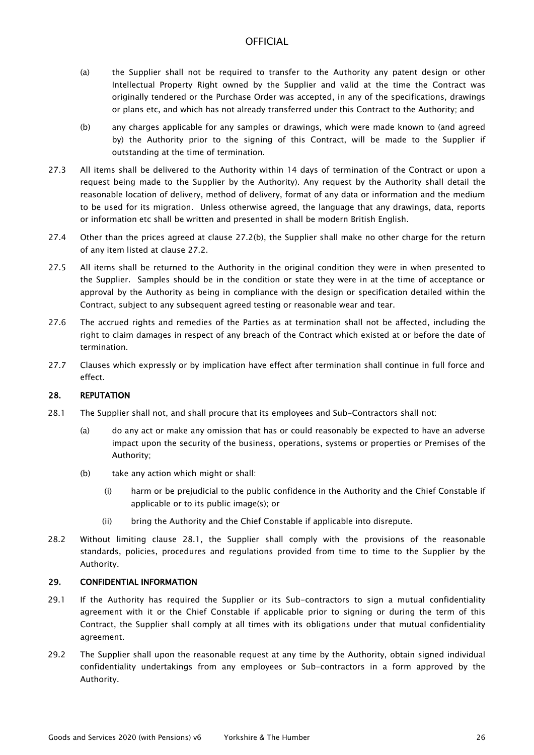(a) the Supplier shall not be required to transfer to the Authority any patent design or other Intellectual Property Right owned by the Supplier and valid at the time the Contract was originally tendered or the Purchase Order was accepted, in any of the specifications, drawings or plans etc, and which has not already transferred under this Contract to the Authority; and

(b) any charges applicable for any samples or drawings, which were made known to (and agreed by) the Authority prior to the signing of this Contract, will be made to the Supplier if outstanding at the time of termination.

27.3 All items shall be delivered to the Authority within 14 days of termination of the Contract or upon a request being made to the Supplier by the Authority). Any request by the Authority shall detail the reasonable location of delivery, method of delivery, format of any data or information and the medium to be used for its migration. Unless otherwise agreed, the language that any drawings, data, reports or information etc shall be written and presented in shall be modern British English.

27.4 Other than the prices agreed at clause 27.2(b), the Supplier shall make no other charge for the return of any item listed at clause 27.2.

27.5 All items shall be returned to the Authority in the original condition they were in when presented to the Supplier. Samples should be in the condition or state they were in at the time of acceptance or approval by the Authority as being in compliance with the design or specification detailed within the Contract, subject to any subsequent agreed testing or reasonable wear and tear.

27.6 The accrued rights and remedies of the Parties as at termination shall not be affected, including the right to claim damages in respect of any breach of the Contract which existed at or before the date of termination.

27.7 Clauses which expressly or by implication have effect after termination shall continue in full force and effect.

## 28. REPUTATION

28.1 The Supplier shall not, and shall procure that its employees and Sub-Contractors shall not:

(a) do any act or make any omission that has or could reasonably be expected to have an adverse impact upon the security of the business, operations, systems or properties or Premises of the Authority;

(b) take any action which might or shall:

(i) harm or be prejudicial to the public confidence in the Authority and the Chief Constable if applicable or to its public image(s); or

(ii) bring the Authority and the Chief Constable if applicable into disrepute.

28.2 Without limiting clause 28.1, the Supplier shall comply with the provisions of the reasonable standards, policies, procedures and regulations provided from time to time to the Supplier by the Authority.

## 29. CONFIDENTIAL INFORMATION

29.1 If the Authority has required the Supplier or its Sub-contractors to sign a mutual confidentiality agreement with it or the Chief Constable if applicable prior to signing or during the term of this Contract, the Supplier shall comply at all times with its obligations under that mutual confidentiality agreement.

29.2 The Supplier shall upon the reasonable request at any time by the Authority, obtain signed individual confidentiality undertakings from any employees or Sub-contractors in a form approved by the Authority.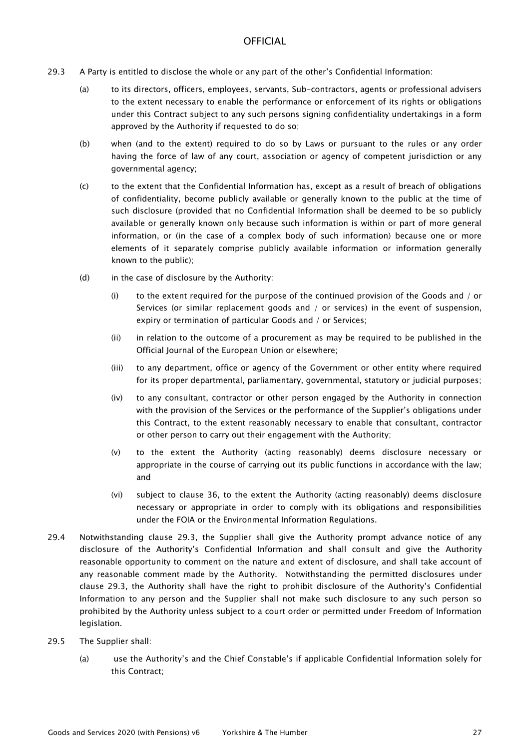29.3 A Party is entitled to disclose the whole or any part of the other's Confidential Information:

(a) to its directors, officers, employees, servants, Sub-contractors, agents or professional advisers to the extent necessary to enable the performance or enforcement of its rights or obligations under this Contract subject to any such persons signing confidentiality undertakings in a form approved by the Authority if requested to do so;

(b) when (and to the extent) required to do so by Laws or pursuant to the rules or any order having the force of law of any court, association or agency of competent jurisdiction or any governmental agency;

(c) to the extent that the Confidential Information has, except as a result of breach of obligations of confidentiality, become publicly available or generally known to the public at the time of such disclosure (provided that no Confidential Information shall be deemed to be so publicly available or generally known only because such information is within or part of more general information, or (in the case of a complex body of such information) because one or more elements of it separately comprise publicly available information or information generally known to the public);

(d) in the case of disclosure by the Authority:

(i) to the extent required for the purpose of the continued provision of the Goods and / or Services (or similar replacement goods and / or services) in the event of suspension, expiry or termination of particular Goods and / or Services;

(ii) in relation to the outcome of a procurement as may be required to be published in the Official Journal of the European Union or elsewhere;

(iii) to any department, office or agency of the Government or other entity where required for its proper departmental, parliamentary, governmental, statutory or judicial purposes;

(iv) to any consultant, contractor or other person engaged by the Authority in connection with the provision of the Services or the performance of the Supplier's obligations under this Contract, to the extent reasonably necessary to enable that consultant, contractor or other person to carry out their engagement with the Authority;

(v) to the extent the Authority (acting reasonably) deems disclosure necessary or appropriate in the course of carrying out its public functions in accordance with the law; and

(vi) subject to clause 36, to the extent the Authority (acting reasonably) deems disclosure necessary or appropriate in order to comply with its obligations and responsibilities under the FOIA or the Environmental Information Regulations.

29.4 Notwithstanding clause 29.3, the Supplier shall give the Authority prompt advance notice of any disclosure of the Authority's Confidential Information and shall consult and give the Authority reasonable opportunity to comment on the nature and extent of disclosure, and shall take account of any reasonable comment made by the Authority. Notwithstanding the permitted disclosures under clause 29.3, the Authority shall have the right to prohibit disclosure of the Authority's Confidential Information to any person and the Supplier shall not make such disclosure to any such person so prohibited by the Authority unless subject to a court order or permitted under Freedom of Information legislation.

29.5 The Supplier shall:

(a) use the Authority's and the Chief Constable's if applicable Confidential Information solely for this Contract;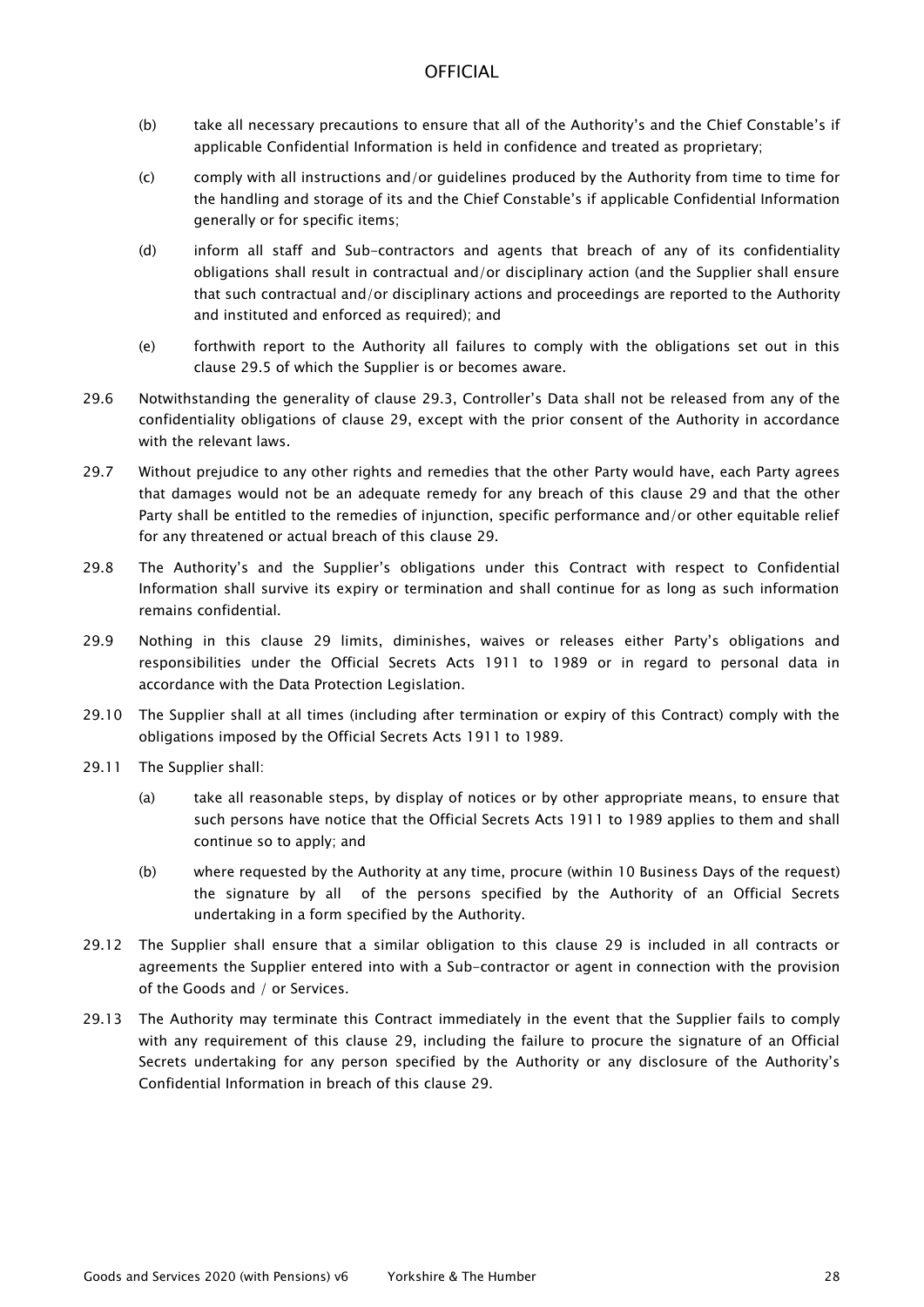(b) take all necessary precautions to ensure that all of the Authority's and the Chief Constable's if applicable Confidential Information is held in confidence and treated as proprietary;

(c) comply with all instructions and/or guidelines produced by the Authority from time to time for the handling and storage of its and the Chief Constable's if applicable Confidential Information generally or for specific items;

(d) inform all staff and Sub-contractors and agents that breach of any of its confidentiality obligations shall result in contractual and/or disciplinary action (and the Supplier shall ensure that such contractual and/or disciplinary actions and proceedings are reported to the Authority and instituted and enforced as required); and

(e) forthwith report to the Authority all failures to comply with the obligations set out in this clause 29.5 of which the Supplier is or becomes aware.

29.6 Notwithstanding the generality of clause 29.3, Controller's Data shall not be released from any of the confidentiality obligations of clause 29, except with the prior consent of the Authority in accordance with the relevant laws.

29.7 Without prejudice to any other rights and remedies that the other Party would have, each Party agrees that damages would not be an adequate remedy for any breach of this clause 29 and that the other Party shall be entitled to the remedies of injunction, specific performance and/or other equitable relief for any threatened or actual breach of this clause 29.

29.8 The Authority's and the Supplier's obligations under this Contract with respect to Confidential Information shall survive its expiry or termination and shall continue for as long as such information remains confidential.

29.9 Nothing in this clause 29 limits, diminishes, waives or releases either Party's obligations and responsibilities under the Official Secrets Acts 1911 to 1989 or in regard to personal data in accordance with the Data Protection Legislation.

29.10 The Supplier shall at all times (including after termination or expiry of this Contract) comply with the obligations imposed by the Official Secrets Acts 1911 to 1989.

29.11 The Supplier shall:

(a) take all reasonable steps, by display of notices or by other appropriate means, to ensure that such persons have notice that the Official Secrets Acts 1911 to 1989 applies to them and shall continue so to apply; and

(b) where requested by the Authority at any time, procure (within 10 Business Days of the request) the signature by all of the persons specified by the Authority of an Official Secrets undertaking in a form specified by the Authority.

29.12 The Supplier shall ensure that a similar obligation to this clause 29 is included in all contracts or agreements the Supplier entered into with a Sub-contractor or agent in connection with the provision of the Goods and / or Services.

29.13 The Authority may terminate this Contract immediately in the event that the Supplier fails to comply with any requirement of this clause 29, including the failure to procure the signature of an Official Secrets undertaking for any person specified by the Authority or any disclosure of the Authority's Confidential Information in breach of this clause 29.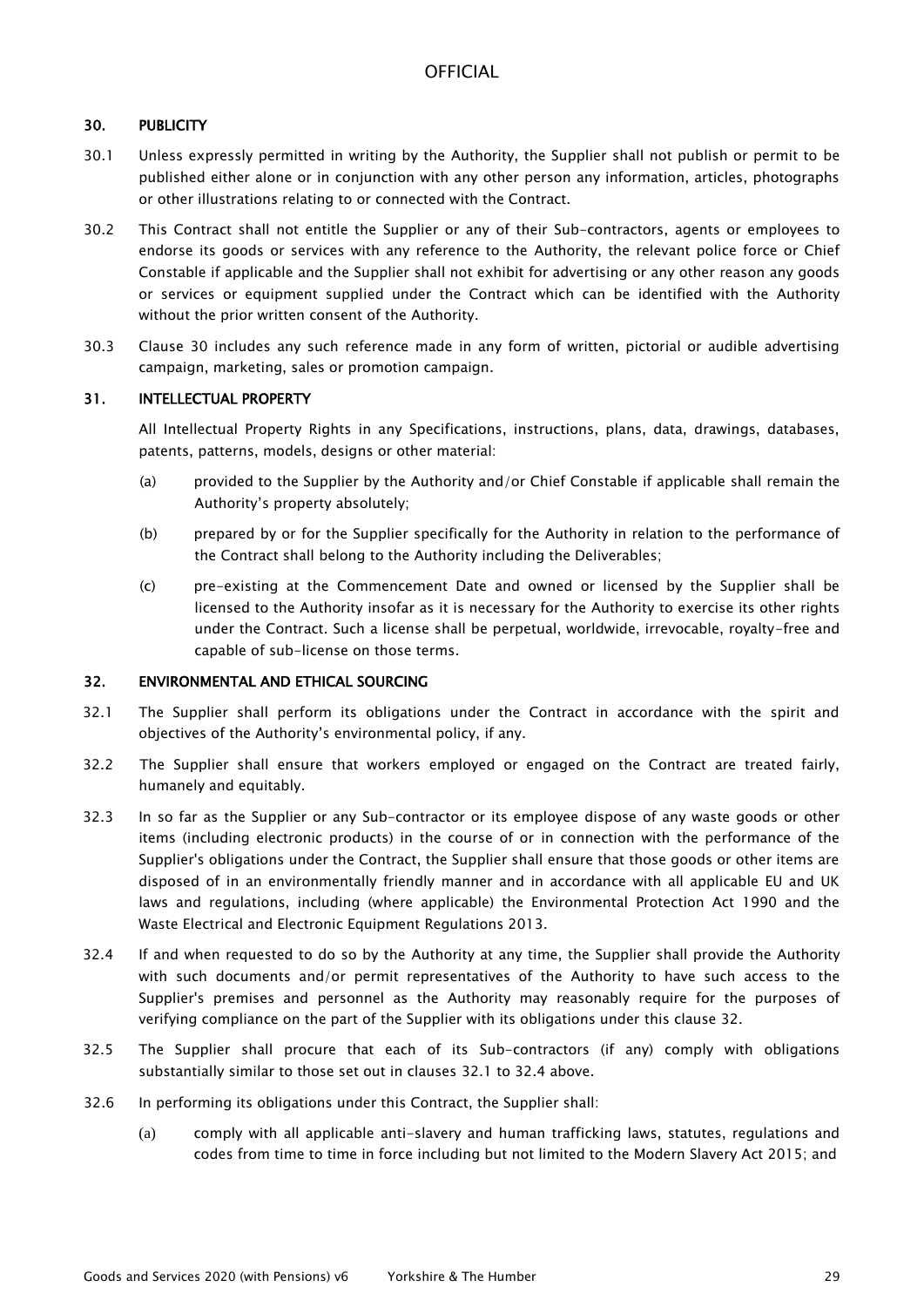## 30. PUBLICITY

30.1 Unless expressly permitted in writing by the Authority, the Supplier shall not publish or permit to be published either alone or in conjunction with any other person any information, articles, photographs or other illustrations relating to or connected with the Contract.

30.2 This Contract shall not entitle the Supplier or any of their Sub-contractors, agents or employees to endorse its goods or services with any reference to the Authority, the relevant police force or Chief Constable if applicable and the Supplier shall not exhibit for advertising or any other reason any goods or services or equipment supplied under the Contract which can be identified with the Authority without the prior written consent of the Authority.

30.3 Clause 30 includes any such reference made in any form of written, pictorial or audible advertising campaign, marketing, sales or promotion campaign.

## 31. INTELLECTUAL PROPERTY

All Intellectual Property Rights in any Specifications, instructions, plans, data, drawings, databases, patents, patterns, models, designs or other material:

(a) provided to the Supplier by the Authority and/or Chief Constable if applicable shall remain the Authority's property absolutely;

(b) prepared by or for the Supplier specifically for the Authority in relation to the performance of the Contract shall belong to the Authority including the Deliverables;

(c) pre-existing at the Commencement Date and owned or licensed by the Supplier shall be licensed to the Authority insofar as it is necessary for the Authority to exercise its other rights under the Contract. Such a license shall be perpetual, worldwide, irrevocable, royalty-free and capable of sub-license on those terms.

## 32. ENVIRONMENTAL AND ETHICAL SOURCING

32.1 The Supplier shall perform its obligations under the Contract in accordance with the spirit and objectives of the Authority's environmental policy, if any.

32.2 The Supplier shall ensure that workers employed or engaged on the Contract are treated fairly, humanely and equitably.

32.3 In so far as the Supplier or any Sub-contractor or its employee dispose of any waste goods or other items (including electronic products) in the course of or in connection with the performance of the Supplier's obligations under the Contract, the Supplier shall ensure that those goods or other items are disposed of in an environmentally friendly manner and in accordance with all applicable EU and UK laws and regulations, including (where applicable) the Environmental Protection Act 1990 and the Waste Electrical and Electronic Equipment Regulations 2013.

32.4 If and when requested to do so by the Authority at any time, the Supplier shall provide the Authority with such documents and/or permit representatives of the Authority to have such access to the Supplier's premises and personnel as the Authority may reasonably require for the purposes of verifying compliance on the part of the Supplier with its obligations under this clause 32.

32.5 The Supplier shall procure that each of its Sub-contractors (if any) comply with obligations substantially similar to those set out in clauses 32.1 to 32.4 above.

32.6 In performing its obligations under this Contract, the Supplier shall:

(a) comply with all applicable anti-slavery and human trafficking laws, statutes, regulations and codes from time to time in force including but not limited to the Modern Slavery Act 2015; and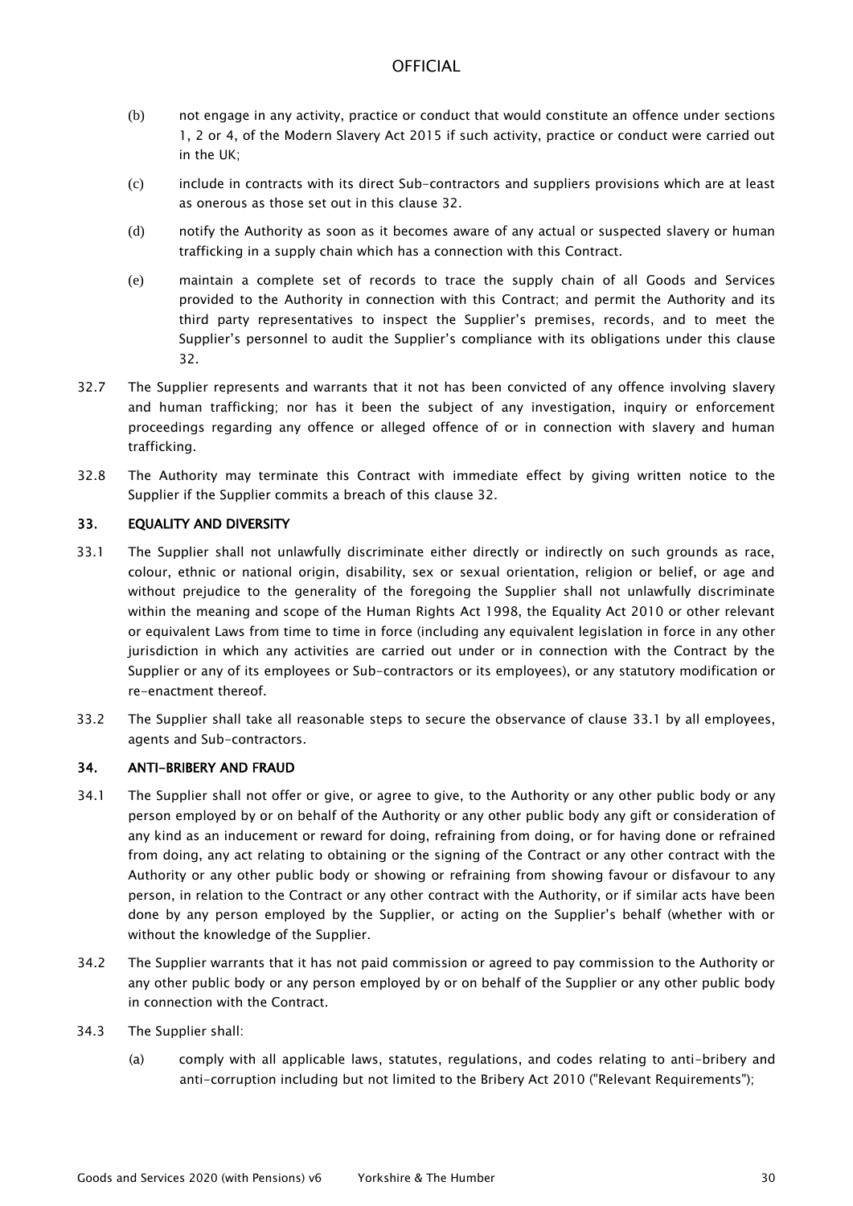(b) not engage in any activity, practice or conduct that would constitute an offence under sections 1, 2 or 4, of the Modern Slavery Act 2015 if such activity, practice or conduct were carried out in the UK;

(c) include in contracts with its direct Sub-contractors and suppliers provisions which are at least as onerous as those set out in this clause 32.

(d) notify the Authority as soon as it becomes aware of any actual or suspected slavery or human trafficking in a supply chain which has a connection with this Contract.

(e) maintain a complete set of records to trace the supply chain of all Goods and Services provided to the Authority in connection with this Contract; and permit the Authority and its third party representatives to inspect the Supplier's premises, records, and to meet the Supplier's personnel to audit the Supplier's compliance with its obligations under this clause 32.

32.7 The Supplier represents and warrants that it not has been convicted of any offence involving slavery and human trafficking; nor has it been the subject of any investigation, inquiry or enforcement proceedings regarding any offence or alleged offence of or in connection with slavery and human trafficking.

32.8 The Authority may terminate this Contract with immediate effect by giving written notice to the Supplier if the Supplier commits a breach of this clause 32.

## 33. EQUALITY AND DIVERSITY

33.1 The Supplier shall not unlawfully discriminate either directly or indirectly on such grounds as race, colour, ethnic or national origin, disability, sex or sexual orientation, religion or belief, or age and without prejudice to the generality of the foregoing the Supplier shall not unlawfully discriminate within the meaning and scope of the Human Rights Act 1998, the Equality Act 2010 or other relevant or equivalent Laws from time to time in force (including any equivalent legislation in force in any other jurisdiction in which any activities are carried out under or in connection with the Contract by the Supplier or any of its employees or Sub-contractors or its employees), or any statutory modification or re-enactment thereof.

33.2 The Supplier shall take all reasonable steps to secure the observance of clause 33.1 by all employees, agents and Sub-contractors.

## 34. ANTI-BRIBERY AND FRAUD

34.1 The Supplier shall not offer or give, or agree to give, to the Authority or any other public body or any person employed by or on behalf of the Authority or any other public body any gift or consideration of any kind as an inducement or reward for doing, refraining from doing, or for having done or refrained from doing, any act relating to obtaining or the signing of the Contract or any other contract with the Authority or any other public body or showing or refraining from showing favour or disfavour to any person, in relation to the Contract or any other contract with the Authority, or if similar acts have been done by any person employed by the Supplier, or acting on the Supplier's behalf (whether with or without the knowledge of the Supplier.

34.2 The Supplier warrants that it has not paid commission or agreed to pay commission to the Authority or any other public body or any person employed by or on behalf of the Supplier or any other public body in connection with the Contract.

34.3 The Supplier shall:

(a) comply with all applicable laws, statutes, regulations, and codes relating to anti-bribery and anti-corruption including but not limited to the Bribery Act 2010 ("Relevant Requirements");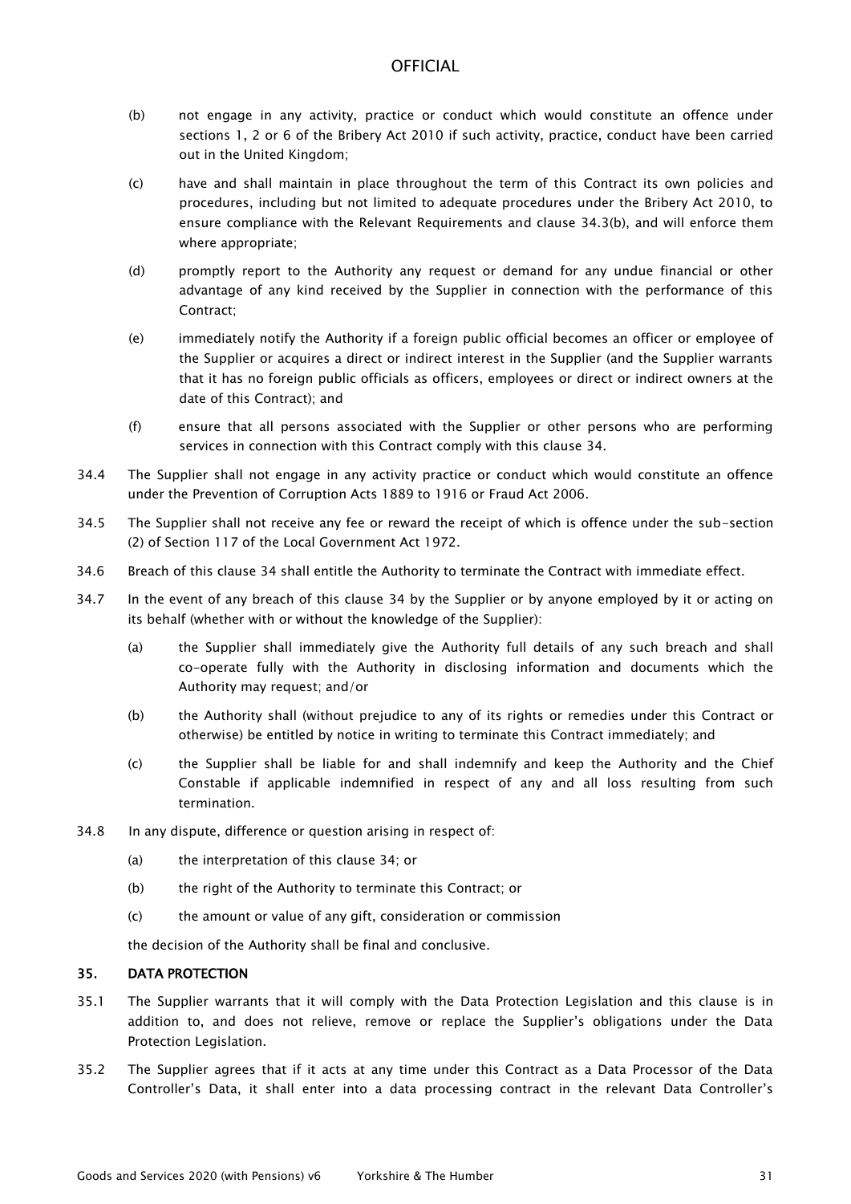(b) not engage in any activity, practice or conduct which would constitute an offence under sections 1, 2 or 6 of the Bribery Act 2010 if such activity, practice, conduct have been carried out in the United Kingdom;

(c) have and shall maintain in place throughout the term of this Contract its own policies and procedures, including but not limited to adequate procedures under the Bribery Act 2010, to ensure compliance with the Relevant Requirements and clause 34.3(b), and will enforce them where appropriate;

(d) promptly report to the Authority any request or demand for any undue financial or other advantage of any kind received by the Supplier in connection with the performance of this Contract;

(e) immediately notify the Authority if a foreign public official becomes an officer or employee of the Supplier or acquires a direct or indirect interest in the Supplier (and the Supplier warrants that it has no foreign public officials as officers, employees or direct or indirect owners at the date of this Contract); and

(f) ensure that all persons associated with the Supplier or other persons who are performing services in connection with this Contract comply with this clause 34.

34.4 The Supplier shall not engage in any activity practice or conduct which would constitute an offence under the Prevention of Corruption Acts 1889 to 1916 or Fraud Act 2006.

34.5 The Supplier shall not receive any fee or reward the receipt of which is offence under the sub-section (2) of Section 117 of the Local Government Act 1972.

34.6 Breach of this clause 34 shall entitle the Authority to terminate the Contract with immediate effect.

34.7 In the event of any breach of this clause 34 by the Supplier or by anyone employed by it or acting on its behalf (whether with or without the knowledge of the Supplier):

(a) the Supplier shall immediately give the Authority full details of any such breach and shall co-operate fully with the Authority in disclosing information and documents which the Authority may request; and/or

(b) the Authority shall (without prejudice to any of its rights or remedies under this Contract or otherwise) be entitled by notice in writing to terminate this Contract immediately; and

(c) the Supplier shall be liable for and shall indemnify and keep the Authority and the Chief Constable if applicable indemnified in respect of any and all loss resulting from such termination.

34.8 In any dispute, difference or question arising in respect of:

(a) the interpretation of this clause 34; or

(b) the right of the Authority to terminate this Contract; or

(c) the amount or value of any gift, consideration or commission

the decision of the Authority shall be final and conclusive.

## 35. DATA PROTECTION

35.1 The Supplier warrants that it will comply with the Data Protection Legislation and this clause is in addition to, and does not relieve, remove or replace the Supplier's obligations under the Data Protection Legislation.

35.2 The Supplier agrees that if it acts at any time under this Contract as a Data Processor of the Data Controller's Data, it shall enter into a data processing contract in the relevant Data Controller's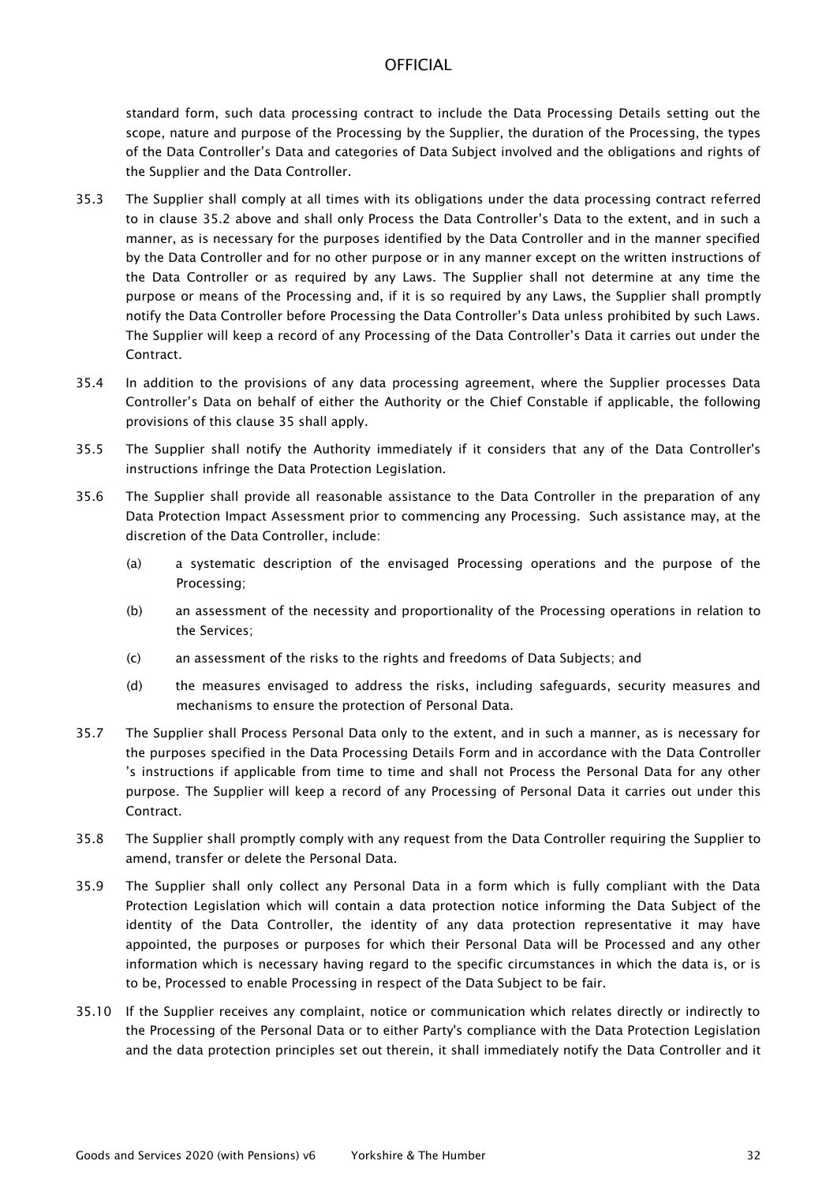standard form, such data processing contract to include the Data Processing Details setting out the scope, nature and purpose of the Processing by the Supplier, the duration of the Processing, the types of the Data Controller's Data and categories of Data Subject involved and the obligations and rights of the Supplier and the Data Controller.

35.3 The Supplier shall comply at all times with its obligations under the data processing contract referred to in clause 35.2 above and shall only Process the Data Controller's Data to the extent, and in such a manner, as is necessary for the purposes identified by the Data Controller and in the manner specified by the Data Controller and for no other purpose or in any manner except on the written instructions of the Data Controller or as required by any Laws. The Supplier shall not determine at any time the purpose or means of the Processing and, if it is so required by any Laws, the Supplier shall promptly notify the Data Controller before Processing the Data Controller's Data unless prohibited by such Laws. The Supplier will keep a record of any Processing of the Data Controller's Data it carries out under the Contract.

35.4 In addition to the provisions of any data processing agreement, where the Supplier processes Data Controller's Data on behalf of either the Authority or the Chief Constable if applicable, the following provisions of this clause 35 shall apply.

35.5 The Supplier shall notify the Authority immediately if it considers that any of the Data Controller's instructions infringe the Data Protection Legislation.

35.6 The Supplier shall provide all reasonable assistance to the Data Controller in the preparation of any Data Protection Impact Assessment prior to commencing any Processing. Such assistance may, at the discretion of the Data Controller, include:

(a) a systematic description of the envisaged Processing operations and the purpose of the Processing;

(b) an assessment of the necessity and proportionality of the Processing operations in relation to the Services;

(c) an assessment of the risks to the rights and freedoms of Data Subjects; and

(d) the measures envisaged to address the risks, including safeguards, security measures and mechanisms to ensure the protection of Personal Data.

35.7 The Supplier shall Process Personal Data only to the extent, and in such a manner, as is necessary for the purposes specified in the Data Processing Details Form and in accordance with the Data Controller 's instructions if applicable from time to time and shall not Process the Personal Data for any other purpose. The Supplier will keep a record of any Processing of Personal Data it carries out under this Contract.

35.8 The Supplier shall promptly comply with any request from the Data Controller requiring the Supplier to amend, transfer or delete the Personal Data.

35.9 The Supplier shall only collect any Personal Data in a form which is fully compliant with the Data Protection Legislation which will contain a data protection notice informing the Data Subject of the identity of the Data Controller, the identity of any data protection representative it may have appointed, the purposes or purposes for which their Personal Data will be Processed and any other information which is necessary having regard to the specific circumstances in which the data is, or is to be, Processed to enable Processing in respect of the Data Subject to be fair.

35.10 If the Supplier receives any complaint, notice or communication which relates directly or indirectly to the Processing of the Personal Data or to either Party's compliance with the Data Protection Legislation and the data protection principles set out therein, it shall immediately notify the Data Controller and it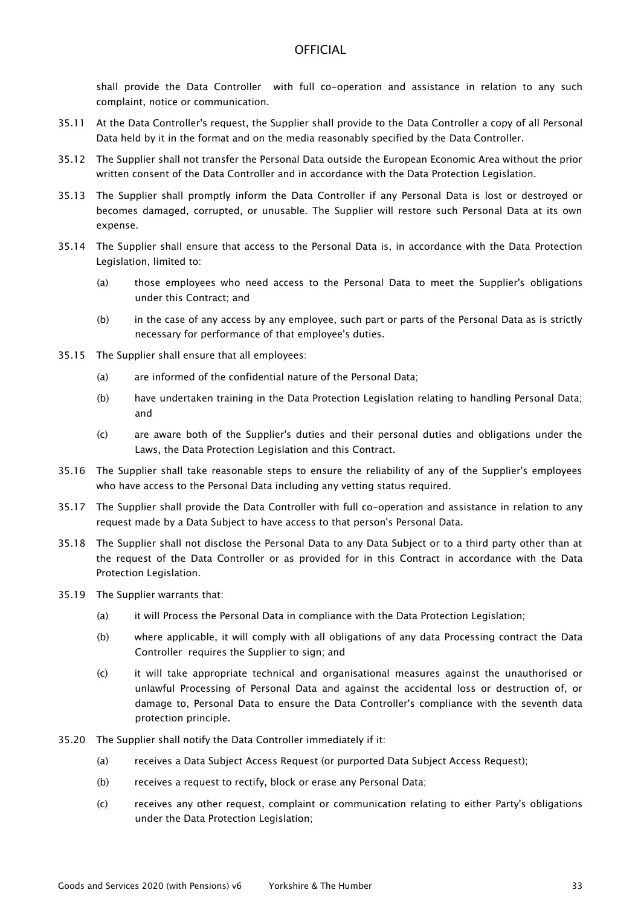shall provide the Data Controller with full co-operation and assistance in relation to any such complaint, notice or communication.

35.11 At the Data Controller's request, the Supplier shall provide to the Data Controller a copy of all Personal Data held by it in the format and on the media reasonably specified by the Data Controller.

35.12 The Supplier shall not transfer the Personal Data outside the European Economic Area without the prior written consent of the Data Controller and in accordance with the Data Protection Legislation.

35.13 The Supplier shall promptly inform the Data Controller if any Personal Data is lost or destroyed or becomes damaged, corrupted, or unusable. The Supplier will restore such Personal Data at its own expense.

35.14 The Supplier shall ensure that access to the Personal Data is, in accordance with the Data Protection Legislation, limited to:

(a) those employees who need access to the Personal Data to meet the Supplier's obligations under this Contract; and

(b) in the case of any access by any employee, such part or parts of the Personal Data as is strictly necessary for performance of that employee's duties.

35.15 The Supplier shall ensure that all employees:

(a) are informed of the confidential nature of the Personal Data;

(b) have undertaken training in the Data Protection Legislation relating to handling Personal Data; and

(c) are aware both of the Supplier's duties and their personal duties and obligations under the Laws, the Data Protection Legislation and this Contract.

35.16 The Supplier shall take reasonable steps to ensure the reliability of any of the Supplier's employees who have access to the Personal Data including any vetting status required.

35.17 The Supplier shall provide the Data Controller with full co-operation and assistance in relation to any request made by a Data Subject to have access to that person's Personal Data.

35.18 The Supplier shall not disclose the Personal Data to any Data Subject or to a third party other than at the request of the Data Controller or as provided for in this Contract in accordance with the Data Protection Legislation.

35.19 The Supplier warrants that:

(a) it will Process the Personal Data in compliance with the Data Protection Legislation;

(b) where applicable, it will comply with all obligations of any data Processing contract the Data Controller requires the Supplier to sign; and

(c) it will take appropriate technical and organisational measures against the unauthorised or unlawful Processing of Personal Data and against the accidental loss or destruction of, or damage to, Personal Data to ensure the Data Controller's compliance with the seventh data protection principle.

35.20 The Supplier shall notify the Data Controller immediately if it:

(a) receives a Data Subject Access Request (or purported Data Subject Access Request);

(b) receives a request to rectify, block or erase any Personal Data;

(c) receives any other request, complaint or communication relating to either Party's obligations under the Data Protection Legislation;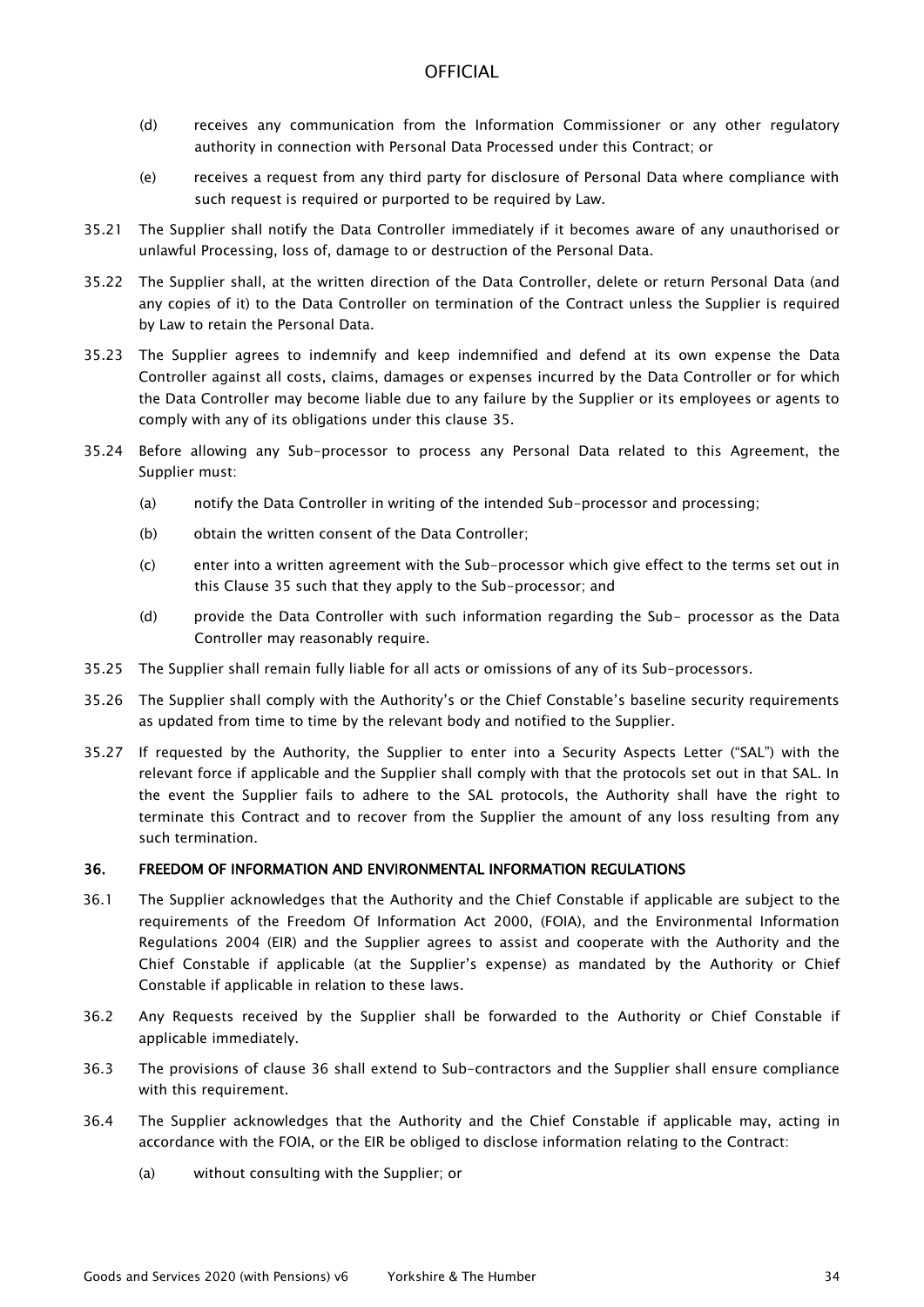(d) receives any communication from the Information Commissioner or any other regulatory authority in connection with Personal Data Processed under this Contract; or

(e) receives a request from any third party for disclosure of Personal Data where compliance with such request is required or purported to be required by Law.

35.21 The Supplier shall notify the Data Controller immediately if it becomes aware of any unauthorised or unlawful Processing, loss of, damage to or destruction of the Personal Data.

35.22 The Supplier shall, at the written direction of the Data Controller, delete or return Personal Data (and any copies of it) to the Data Controller on termination of the Contract unless the Supplier is required by Law to retain the Personal Data.

35.23 The Supplier agrees to indemnify and keep indemnified and defend at its own expense the Data Controller against all costs, claims, damages or expenses incurred by the Data Controller or for which the Data Controller may become liable due to any failure by the Supplier or its employees or agents to comply with any of its obligations under this clause 35.

35.24 Before allowing any Sub-processor to process any Personal Data related to this Agreement, the Supplier must:

(a) notify the Data Controller in writing of the intended Sub-processor and processing;

(b) obtain the written consent of the Data Controller;

(c) enter into a written agreement with the Sub-processor which give effect to the terms set out in this Clause 35 such that they apply to the Sub-processor; and

(d) provide the Data Controller with such information regarding the Sub- processor as the Data Controller may reasonably require.

35.25 The Supplier shall remain fully liable for all acts or omissions of any of its Sub-processors.

35.26 The Supplier shall comply with the Authority's or the Chief Constable's baseline security requirements as updated from time to time by the relevant body and notified to the Supplier.

35.27 If requested by the Authority, the Supplier to enter into a Security Aspects Letter ("SAL") with the relevant force if applicable and the Supplier shall comply with that the protocols set out in that SAL. In the event the Supplier fails to adhere to the SAL protocols, the Authority shall have the right to terminate this Contract and to recover from the Supplier the amount of any loss resulting from any such termination.

## 36. FREEDOM OF INFORMATION AND ENVIRONMENTAL INFORMATION REGULATIONS

36.1 The Supplier acknowledges that the Authority and the Chief Constable if applicable are subject to the requirements of the Freedom Of Information Act 2000, (FOIA), and the Environmental Information Regulations 2004 (EIR) and the Supplier agrees to assist and cooperate with the Authority and the Chief Constable if applicable (at the Supplier's expense) as mandated by the Authority or Chief Constable if applicable in relation to these laws.

36.2 Any Requests received by the Supplier shall be forwarded to the Authority or Chief Constable if applicable immediately.

36.3 The provisions of clause 36 shall extend to Sub-contractors and the Supplier shall ensure compliance with this requirement.

36.4 The Supplier acknowledges that the Authority and the Chief Constable if applicable may, acting in accordance with the FOIA, or the EIR be obliged to disclose information relating to the Contract:

(a) without consulting with the Supplier; or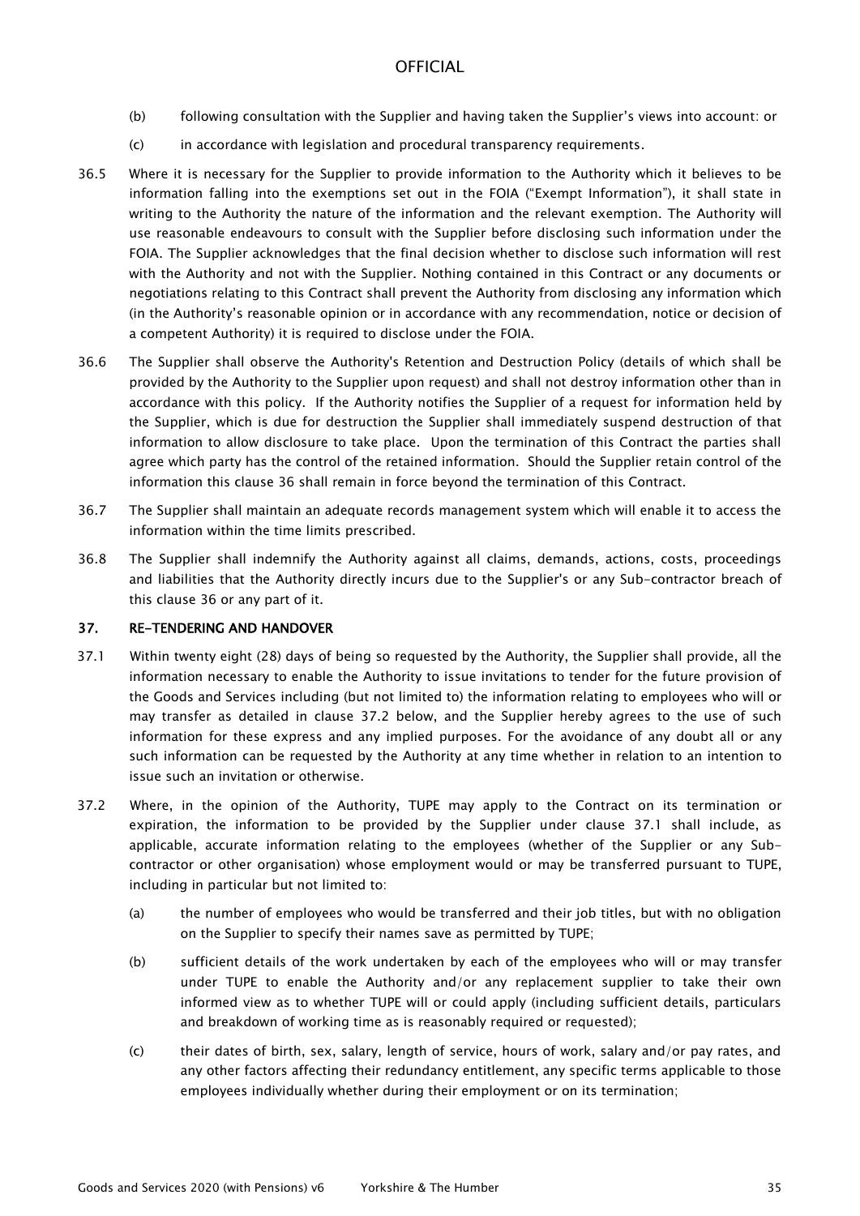(b) following consultation with the Supplier and having taken the Supplier's views into account: or

(c) in accordance with legislation and procedural transparency requirements.

36.5 Where it is necessary for the Supplier to provide information to the Authority which it believes to be information falling into the exemptions set out in the FOIA ("Exempt Information"), it shall state in writing to the Authority the nature of the information and the relevant exemption. The Authority will use reasonable endeavours to consult with the Supplier before disclosing such information under the FOIA. The Supplier acknowledges that the final decision whether to disclose such information will rest with the Authority and not with the Supplier. Nothing contained in this Contract or any documents or negotiations relating to this Contract shall prevent the Authority from disclosing any information which (in the Authority's reasonable opinion or in accordance with any recommendation, notice or decision of a competent Authority) it is required to disclose under the FOIA.

36.6 The Supplier shall observe the Authority's Retention and Destruction Policy (details of which shall be provided by the Authority to the Supplier upon request) and shall not destroy information other than in accordance with this policy. If the Authority notifies the Supplier of a request for information held by the Supplier, which is due for destruction the Supplier shall immediately suspend destruction of that information to allow disclosure to take place. Upon the termination of this Contract the parties shall agree which party has the control of the retained information. Should the Supplier retain control of the information this clause 36 shall remain in force beyond the termination of this Contract.

36.7 The Supplier shall maintain an adequate records management system which will enable it to access the information within the time limits prescribed.

36.8 The Supplier shall indemnify the Authority against all claims, demands, actions, costs, proceedings and liabilities that the Authority directly incurs due to the Supplier's or any Sub-contractor breach of this clause 36 or any part of it.

## 37. RE-TENDERING AND HANDOVER

37.1 Within twenty eight (28) days of being so requested by the Authority, the Supplier shall provide, all the information necessary to enable the Authority to issue invitations to tender for the future provision of the Goods and Services including (but not limited to) the information relating to employees who will or may transfer as detailed in clause 37.2 below, and the Supplier hereby agrees to the use of such information for these express and any implied purposes. For the avoidance of any doubt all or any such information can be requested by the Authority at any time whether in relation to an intention to issue such an invitation or otherwise.

37.2 Where, in the opinion of the Authority, TUPE may apply to the Contract on its termination or expiration, the information to be provided by the Supplier under clause 37.1 shall include, as applicable, accurate information relating to the employees (whether of the Supplier or any Sub-contractor or other organisation) whose employment would or may be transferred pursuant to TUPE, including in particular but not limited to:

(a) the number of employees who would be transferred and their job titles, but with no obligation on the Supplier to specify their names save as permitted by TUPE;

(b) sufficient details of the work undertaken by each of the employees who will or may transfer under TUPE to enable the Authority and/or any replacement supplier to take their own informed view as to whether TUPE will or could apply (including sufficient details, particulars and breakdown of working time as is reasonably required or requested);

(c) their dates of birth, sex, salary, length of service, hours of work, salary and/or pay rates, and any other factors affecting their redundancy entitlement, any specific terms applicable to those employees individually whether during their employment or on its termination;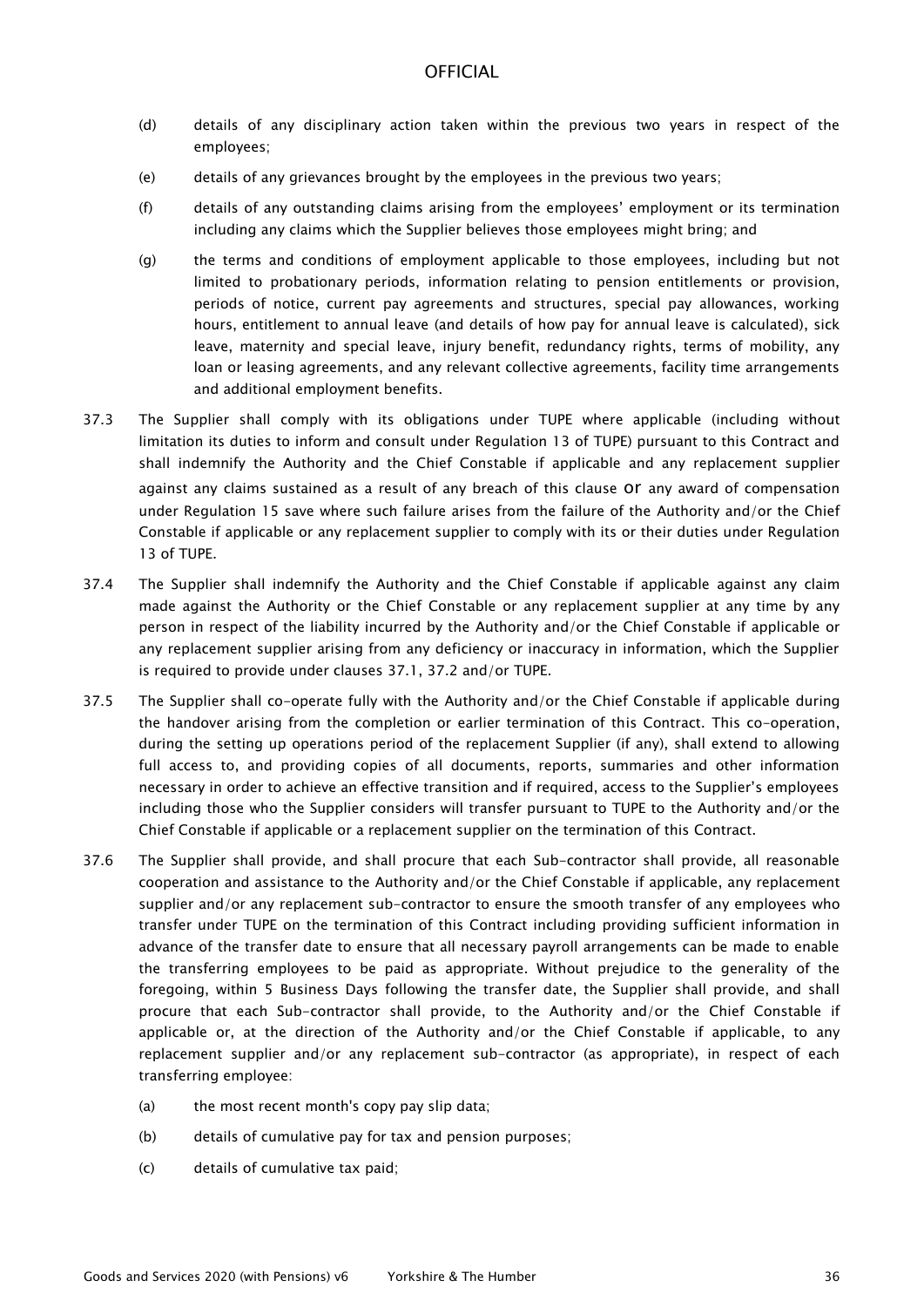(d) details of any disciplinary action taken within the previous two years in respect of the employees;

(e) details of any grievances brought by the employees in the previous two years;

(f) details of any outstanding claims arising from the employees' employment or its termination including any claims which the Supplier believes those employees might bring; and

(g) the terms and conditions of employment applicable to those employees, including but not limited to probationary periods, information relating to pension entitlements or provision, periods of notice, current pay agreements and structures, special pay allowances, working hours, entitlement to annual leave (and details of how pay for annual leave is calculated), sick leave, maternity and special leave, injury benefit, redundancy rights, terms of mobility, any loan or leasing agreements, and any relevant collective agreements, facility time arrangements and additional employment benefits.

37.3 The Supplier shall comply with its obligations under TUPE where applicable (including without limitation its duties to inform and consult under Regulation 13 of TUPE) pursuant to this Contract and shall indemnify the Authority and the Chief Constable if applicable and any replacement supplier against any claims sustained as a result of any breach of this clause or any award of compensation under Regulation 15 save where such failure arises from the failure of the Authority and/or the Chief Constable if applicable or any replacement supplier to comply with its or their duties under Regulation 13 of TUPE.

37.4 The Supplier shall indemnify the Authority and the Chief Constable if applicable against any claim made against the Authority or the Chief Constable or any replacement supplier at any time by any person in respect of the liability incurred by the Authority and/or the Chief Constable if applicable or any replacement supplier arising from any deficiency or inaccuracy in information, which the Supplier is required to provide under clauses 37.1, 37.2 and/or TUPE.

37.5 The Supplier shall co-operate fully with the Authority and/or the Chief Constable if applicable during the handover arising from the completion or earlier termination of this Contract. This co-operation, during the setting up operations period of the replacement Supplier (if any), shall extend to allowing full access to, and providing copies of all documents, reports, summaries and other information necessary in order to achieve an effective transition and if required, access to the Supplier's employees including those who the Supplier considers will transfer pursuant to TUPE to the Authority and/or the Chief Constable if applicable or a replacement supplier on the termination of this Contract.

37.6 The Supplier shall provide, and shall procure that each Sub-contractor shall provide, all reasonable cooperation and assistance to the Authority and/or the Chief Constable if applicable, any replacement supplier and/or any replacement sub-contractor to ensure the smooth transfer of any employees who transfer under TUPE on the termination of this Contract including providing sufficient information in advance of the transfer date to ensure that all necessary payroll arrangements can be made to enable the transferring employees to be paid as appropriate. Without prejudice to the generality of the foregoing, within 5 Business Days following the transfer date, the Supplier shall provide, and shall procure that each Sub-contractor shall provide, to the Authority and/or the Chief Constable if applicable or, at the direction of the Authority and/or the Chief Constable if applicable, to any replacement supplier and/or any replacement sub-contractor (as appropriate), in respect of each transferring employee:

(a) the most recent month's copy pay slip data;

(b) details of cumulative pay for tax and pension purposes;

(c) details of cumulative tax paid;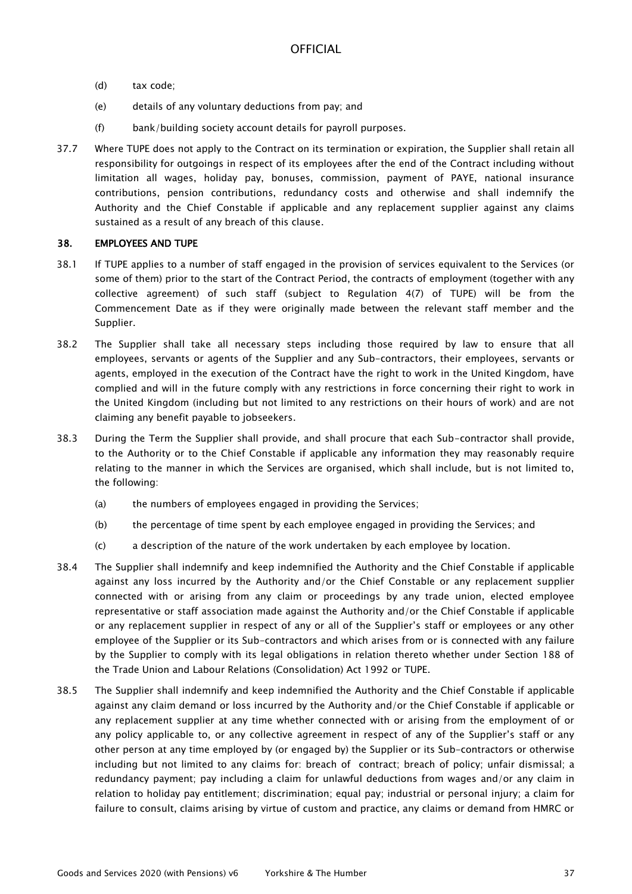(d) tax code;

(e) details of any voluntary deductions from pay; and

(f) bank/building society account details for payroll purposes.

37.7 Where TUPE does not apply to the Contract on its termination or expiration, the Supplier shall retain all responsibility for outgoings in respect of its employees after the end of the Contract including without limitation all wages, holiday pay, bonuses, commission, payment of PAYE, national insurance contributions, pension contributions, redundancy costs and otherwise and shall indemnify the Authority and the Chief Constable if applicable and any replacement supplier against any claims sustained as a result of any breach of this clause.

## 38. EMPLOYEES AND TUPE

38.1 If TUPE applies to a number of staff engaged in the provision of services equivalent to the Services (or some of them) prior to the start of the Contract Period, the contracts of employment (together with any collective agreement) of such staff (subject to Regulation 4(7) of TUPE) will be from the Commencement Date as if they were originally made between the relevant staff member and the Supplier.

38.2 The Supplier shall take all necessary steps including those required by law to ensure that all employees, servants or agents of the Supplier and any Sub-contractors, their employees, servants or agents, employed in the execution of the Contract have the right to work in the United Kingdom, have complied and will in the future comply with any restrictions in force concerning their right to work in the United Kingdom (including but not limited to any restrictions on their hours of work) and are not claiming any benefit payable to jobseekers.

38.3 During the Term the Supplier shall provide, and shall procure that each Sub-contractor shall provide, to the Authority or to the Chief Constable if applicable any information they may reasonably require relating to the manner in which the Services are organised, which shall include, but is not limited to, the following:

(a) the numbers of employees engaged in providing the Services;

(b) the percentage of time spent by each employee engaged in providing the Services; and

(c) a description of the nature of the work undertaken by each employee by location.

38.4 The Supplier shall indemnify and keep indemnified the Authority and the Chief Constable if applicable against any loss incurred by the Authority and/or the Chief Constable or any replacement supplier connected with or arising from any claim or proceedings by any trade union, elected employee representative or staff association made against the Authority and/or the Chief Constable if applicable or any replacement supplier in respect of any or all of the Supplier's staff or employees or any other employee of the Supplier or its Sub-contractors and which arises from or is connected with any failure by the Supplier to comply with its legal obligations in relation thereto whether under Section 188 of the Trade Union and Labour Relations (Consolidation) Act 1992 or TUPE.

38.5 The Supplier shall indemnify and keep indemnified the Authority and the Chief Constable if applicable against any claim demand or loss incurred by the Authority and/or the Chief Constable if applicable or any replacement supplier at any time whether connected with or arising from the employment of or any policy applicable to, or any collective agreement in respect of any of the Supplier's staff or any other person at any time employed by (or engaged by) the Supplier or its Sub-contractors or otherwise including but not limited to any claims for: breach of contract; breach of policy; unfair dismissal; a redundancy payment; pay including a claim for unlawful deductions from wages and/or any claim in relation to holiday pay entitlement; discrimination; equal pay; industrial or personal injury; a claim for failure to consult, claims arising by virtue of custom and practice, any claims or demand from HMRC or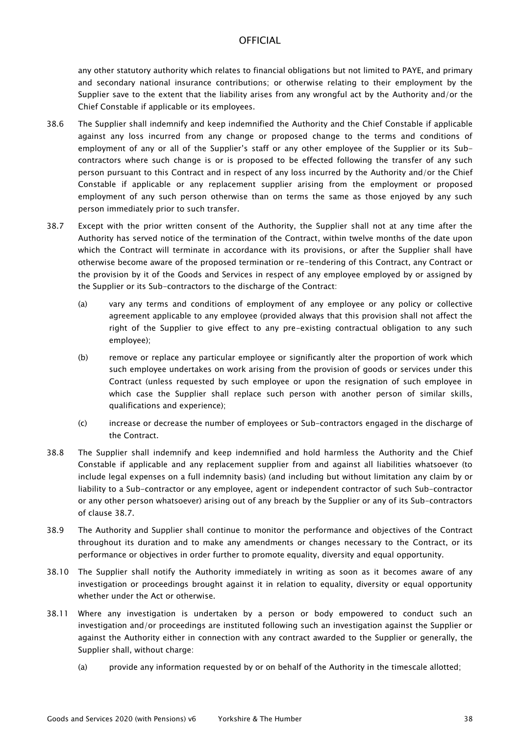any other statutory authority which relates to financial obligations but not limited to PAYE, and primary and secondary national insurance contributions; or otherwise relating to their employment by the Supplier save to the extent that the liability arises from any wrongful act by the Authority and/or the Chief Constable if applicable or its employees.

38.6 The Supplier shall indemnify and keep indemnified the Authority and the Chief Constable if applicable against any loss incurred from any change or proposed change to the terms and conditions of employment of any or all of the Supplier's staff or any other employee of the Supplier or its Sub-contractors where such change is or is proposed to be effected following the transfer of any such person pursuant to this Contract and in respect of any loss incurred by the Authority and/or the Chief Constable if applicable or any replacement supplier arising from the employment or proposed employment of any such person otherwise than on terms the same as those enjoyed by any such person immediately prior to such transfer.

38.7 Except with the prior written consent of the Authority, the Supplier shall not at any time after the Authority has served notice of the termination of the Contract, within twelve months of the date upon which the Contract will terminate in accordance with its provisions, or after the Supplier shall have otherwise become aware of the proposed termination or re-tendering of this Contract, any Contract or the provision by it of the Goods and Services in respect of any employee employed by or assigned by the Supplier or its Sub-contractors to the discharge of the Contract:

(a) vary any terms and conditions of employment of any employee or any policy or collective agreement applicable to any employee (provided always that this provision shall not affect the right of the Supplier to give effect to any pre-existing contractual obligation to any such employee);

(b) remove or replace any particular employee or significantly alter the proportion of work which such employee undertakes on work arising from the provision of goods or services under this Contract (unless requested by such employee or upon the resignation of such employee in which case the Supplier shall replace such person with another person of similar skills, qualifications and experience);

(c) increase or decrease the number of employees or Sub-contractors engaged in the discharge of the Contract.

38.8 The Supplier shall indemnify and keep indemnified and hold harmless the Authority and the Chief Constable if applicable and any replacement supplier from and against all liabilities whatsoever (to include legal expenses on a full indemnity basis) (and including but without limitation any claim by or liability to a Sub-contractor or any employee, agent or independent contractor of such Sub-contractor or any other person whatsoever) arising out of any breach by the Supplier or any of its Sub-contractors of clause 38.7.

38.9 The Authority and Supplier shall continue to monitor the performance and objectives of the Contract throughout its duration and to make any amendments or changes necessary to the Contract, or its performance or objectives in order further to promote equality, diversity and equal opportunity.

38.10 The Supplier shall notify the Authority immediately in writing as soon as it becomes aware of any investigation or proceedings brought against it in relation to equality, diversity or equal opportunity whether under the Act or otherwise.

38.11 Where any investigation is undertaken by a person or body empowered to conduct such an investigation and/or proceedings are instituted following such an investigation against the Supplier or against the Authority either in connection with any contract awarded to the Supplier or generally, the Supplier shall, without charge:

(a) provide any information requested by or on behalf of the Authority in the timescale allotted;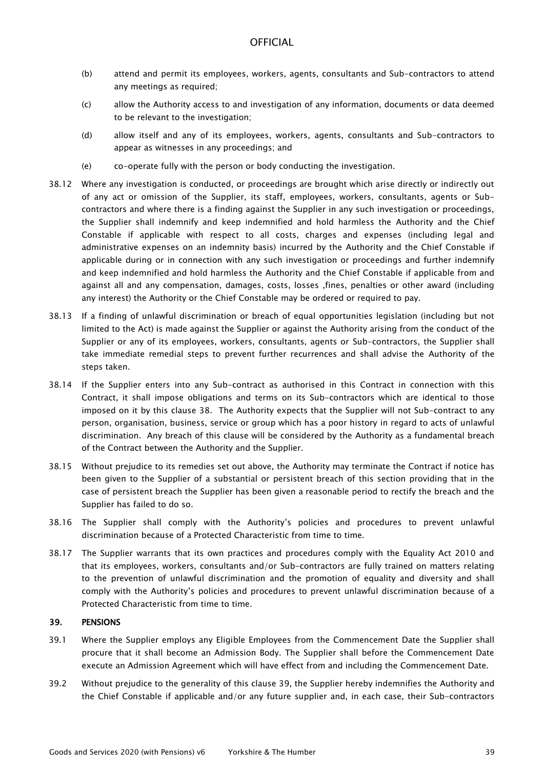(b) attend and permit its employees, workers, agents, consultants and Sub-contractors to attend any meetings as required;

(c) allow the Authority access to and investigation of any information, documents or data deemed to be relevant to the investigation;

(d) allow itself and any of its employees, workers, agents, consultants and Sub-contractors to appear as witnesses in any proceedings; and

(e) co-operate fully with the person or body conducting the investigation.

38.12 Where any investigation is conducted, or proceedings are brought which arise directly or indirectly out of any act or omission of the Supplier, its staff, employees, workers, consultants, agents or Sub-contractors and where there is a finding against the Supplier in any such investigation or proceedings, the Supplier shall indemnify and keep indemnified and hold harmless the Authority and the Chief Constable if applicable with respect to all costs, charges and expenses (including legal and administrative expenses on an indemnity basis) incurred by the Authority and the Chief Constable if applicable during or in connection with any such investigation or proceedings and further indemnify and keep indemnified and hold harmless the Authority and the Chief Constable if applicable from and against all and any compensation, damages, costs, losses ,fines, penalties or other award (including any interest) the Authority or the Chief Constable may be ordered or required to pay.

38.13 If a finding of unlawful discrimination or breach of equal opportunities legislation (including but not limited to the Act) is made against the Supplier or against the Authority arising from the conduct of the Supplier or any of its employees, workers, consultants, agents or Sub-contractors, the Supplier shall take immediate remedial steps to prevent further recurrences and shall advise the Authority of the steps taken.

38.14 If the Supplier enters into any Sub-contract as authorised in this Contract in connection with this Contract, it shall impose obligations and terms on its Sub-contractors which are identical to those imposed on it by this clause 38. The Authority expects that the Supplier will not Sub-contract to any person, organisation, business, service or group which has a poor history in regard to acts of unlawful discrimination. Any breach of this clause will be considered by the Authority as a fundamental breach of the Contract between the Authority and the Supplier.

38.15 Without prejudice to its remedies set out above, the Authority may terminate the Contract if notice has been given to the Supplier of a substantial or persistent breach of this section providing that in the case of persistent breach the Supplier has been given a reasonable period to rectify the breach and the Supplier has failed to do so.

38.16 The Supplier shall comply with the Authority's policies and procedures to prevent unlawful discrimination because of a Protected Characteristic from time to time.

38.17 The Supplier warrants that its own practices and procedures comply with the Equality Act 2010 and that its employees, workers, consultants and/or Sub-contractors are fully trained on matters relating to the prevention of unlawful discrimination and the promotion of equality and diversity and shall comply with the Authority's policies and procedures to prevent unlawful discrimination because of a Protected Characteristic from time to time.

## 39. PENSIONS

39.1 Where the Supplier employs any Eligible Employees from the Commencement Date the Supplier shall procure that it shall become an Admission Body. The Supplier shall before the Commencement Date execute an Admission Agreement which will have effect from and including the Commencement Date.

39.2 Without prejudice to the generality of this clause 39, the Supplier hereby indemnifies the Authority and the Chief Constable if applicable and/or any future supplier and, in each case, their Sub-contractors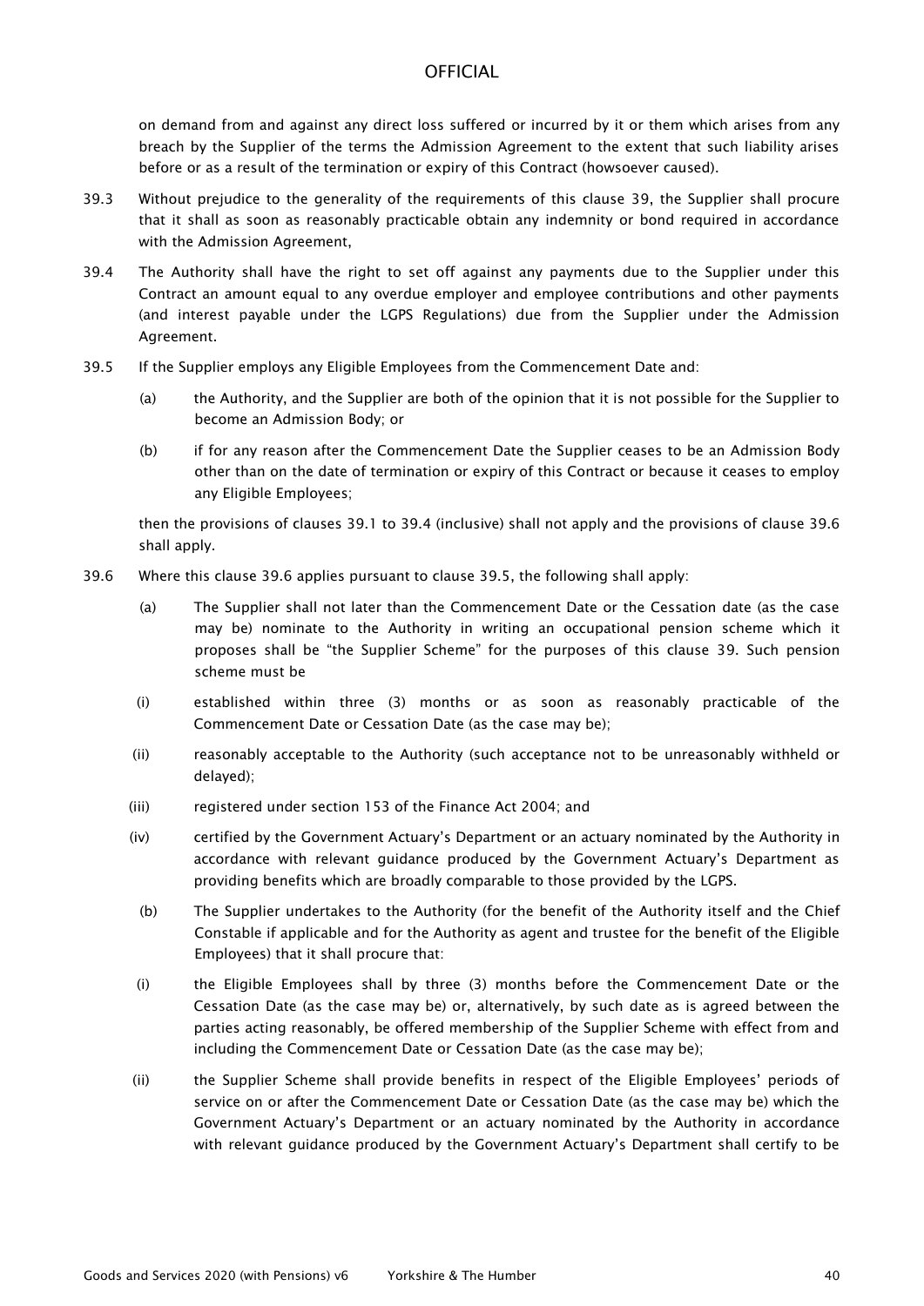on demand from and against any direct loss suffered or incurred by it or them which arises from any breach by the Supplier of the terms the Admission Agreement to the extent that such liability arises before or as a result of the termination or expiry of this Contract (howsoever caused).

39.3 Without prejudice to the generality of the requirements of this clause 39, the Supplier shall procure that it shall as soon as reasonably practicable obtain any indemnity or bond required in accordance with the Admission Agreement,

39.4 The Authority shall have the right to set off against any payments due to the Supplier under this Contract an amount equal to any overdue employer and employee contributions and other payments (and interest payable under the LGPS Regulations) due from the Supplier under the Admission Agreement.

39.5 If the Supplier employs any Eligible Employees from the Commencement Date and:

(a) the Authority, and the Supplier are both of the opinion that it is not possible for the Supplier to become an Admission Body; or

(b) if for any reason after the Commencement Date the Supplier ceases to be an Admission Body other than on the date of termination or expiry of this Contract or because it ceases to employ any Eligible Employees;

then the provisions of clauses 39.1 to 39.4 (inclusive) shall not apply and the provisions of clause 39.6 shall apply.

39.6 Where this clause 39.6 applies pursuant to clause 39.5, the following shall apply:

(a) The Supplier shall not later than the Commencement Date or the Cessation date (as the case may be) nominate to the Authority in writing an occupational pension scheme which it proposes shall be "the Supplier Scheme" for the purposes of this clause 39. Such pension scheme must be

(i) established within three (3) months or as soon as reasonably practicable of the Commencement Date or Cessation Date (as the case may be);

(ii) reasonably acceptable to the Authority (such acceptance not to be unreasonably withheld or delayed);

(iii) registered under section 153 of the Finance Act 2004; and

(iv) certified by the Government Actuary's Department or an actuary nominated by the Authority in accordance with relevant guidance produced by the Government Actuary's Department as providing benefits which are broadly comparable to those provided by the LGPS.

(b) The Supplier undertakes to the Authority (for the benefit of the Authority itself and the Chief Constable if applicable and for the Authority as agent and trustee for the benefit of the Eligible Employees) that it shall procure that:

(i) the Eligible Employees shall by three (3) months before the Commencement Date or the Cessation Date (as the case may be) or, alternatively, by such date as is agreed between the parties acting reasonably, be offered membership of the Supplier Scheme with effect from and including the Commencement Date or Cessation Date (as the case may be);

(ii) the Supplier Scheme shall provide benefits in respect of the Eligible Employees' periods of service on or after the Commencement Date or Cessation Date (as the case may be) which the Government Actuary's Department or an actuary nominated by the Authority in accordance with relevant guidance produced by the Government Actuary's Department shall certify to be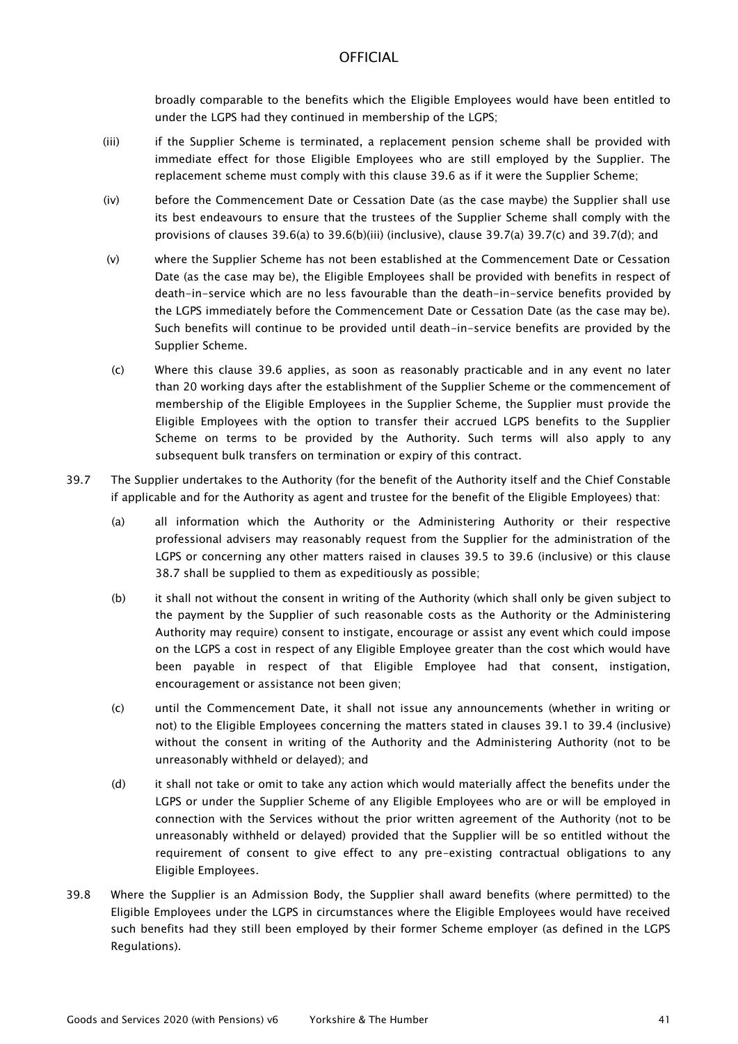broadly comparable to the benefits which the Eligible Employees would have been entitled to under the LGPS had they continued in membership of the LGPS;

(iii) if the Supplier Scheme is terminated, a replacement pension scheme shall be provided with immediate effect for those Eligible Employees who are still employed by the Supplier. The replacement scheme must comply with this clause 39.6 as if it were the Supplier Scheme;

(iv) before the Commencement Date or Cessation Date (as the case maybe) the Supplier shall use its best endeavours to ensure that the trustees of the Supplier Scheme shall comply with the provisions of clauses 39.6(a) to 39.6(b)(iii) (inclusive), clause 39.7(a) 39.7(c) and 39.7(d); and

(v) where the Supplier Scheme has not been established at the Commencement Date or Cessation Date (as the case may be), the Eligible Employees shall be provided with benefits in respect of death-in-service which are no less favourable than the death-in-service benefits provided by the LGPS immediately before the Commencement Date or Cessation Date (as the case may be). Such benefits will continue to be provided until death-in-service benefits are provided by the Supplier Scheme.

(c) Where this clause 39.6 applies, as soon as reasonably practicable and in any event no later than 20 working days after the establishment of the Supplier Scheme or the commencement of membership of the Eligible Employees in the Supplier Scheme, the Supplier must provide the Eligible Employees with the option to transfer their accrued LGPS benefits to the Supplier Scheme on terms to be provided by the Authority. Such terms will also apply to any subsequent bulk transfers on termination or expiry of this contract.

39.7 The Supplier undertakes to the Authority (for the benefit of the Authority itself and the Chief Constable if applicable and for the Authority as agent and trustee for the benefit of the Eligible Employees) that:

(a) all information which the Authority or the Administering Authority or their respective professional advisers may reasonably request from the Supplier for the administration of the LGPS or concerning any other matters raised in clauses 39.5 to 39.6 (inclusive) or this clause 38.7 shall be supplied to them as expeditiously as possible;

(b) it shall not without the consent in writing of the Authority (which shall only be given subject to the payment by the Supplier of such reasonable costs as the Authority or the Administering Authority may require) consent to instigate, encourage or assist any event which could impose on the LGPS a cost in respect of any Eligible Employee greater than the cost which would have been payable in respect of that Eligible Employee had that consent, instigation, encouragement or assistance not been given;

(c) until the Commencement Date, it shall not issue any announcements (whether in writing or not) to the Eligible Employees concerning the matters stated in clauses 39.1 to 39.4 (inclusive) without the consent in writing of the Authority and the Administering Authority (not to be unreasonably withheld or delayed); and

(d) it shall not take or omit to take any action which would materially affect the benefits under the LGPS or under the Supplier Scheme of any Eligible Employees who are or will be employed in connection with the Services without the prior written agreement of the Authority (not to be unreasonably withheld or delayed) provided that the Supplier will be so entitled without the requirement of consent to give effect to any pre-existing contractual obligations to any Eligible Employees.

39.8 Where the Supplier is an Admission Body, the Supplier shall award benefits (where permitted) to the Eligible Employees under the LGPS in circumstances where the Eligible Employees would have received such benefits had they still been employed by their former Scheme employer (as defined in the LGPS Regulations).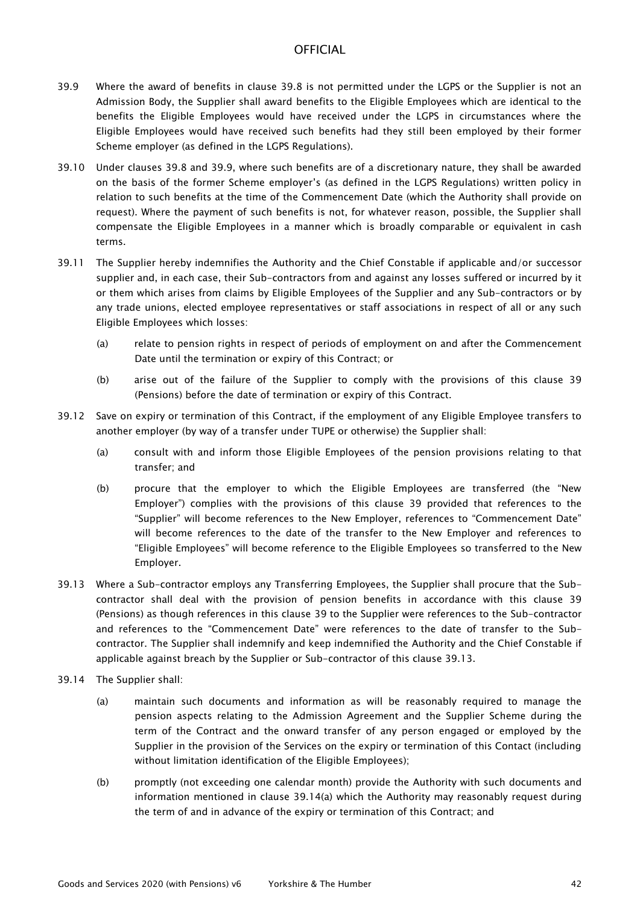39.9 Where the award of benefits in clause 39.8 is not permitted under the LGPS or the Supplier is not an Admission Body, the Supplier shall award benefits to the Eligible Employees which are identical to the benefits the Eligible Employees would have received under the LGPS in circumstances where the Eligible Employees would have received such benefits had they still been employed by their former Scheme employer (as defined in the LGPS Regulations).

39.10 Under clauses 39.8 and 39.9, where such benefits are of a discretionary nature, they shall be awarded on the basis of the former Scheme employer's (as defined in the LGPS Regulations) written policy in relation to such benefits at the time of the Commencement Date (which the Authority shall provide on request). Where the payment of such benefits is not, for whatever reason, possible, the Supplier shall compensate the Eligible Employees in a manner which is broadly comparable or equivalent in cash terms.

39.11 The Supplier hereby indemnifies the Authority and the Chief Constable if applicable and/or successor supplier and, in each case, their Sub-contractors from and against any losses suffered or incurred by it or them which arises from claims by Eligible Employees of the Supplier and any Sub-contractors or by any trade unions, elected employee representatives or staff associations in respect of all or any such Eligible Employees which losses:

(a) relate to pension rights in respect of periods of employment on and after the Commencement Date until the termination or expiry of this Contract; or

(b) arise out of the failure of the Supplier to comply with the provisions of this clause 39 (Pensions) before the date of termination or expiry of this Contract.

39.12 Save on expiry or termination of this Contract, if the employment of any Eligible Employee transfers to another employer (by way of a transfer under TUPE or otherwise) the Supplier shall:

(a) consult with and inform those Eligible Employees of the pension provisions relating to that transfer; and

(b) procure that the employer to which the Eligible Employees are transferred (the "New Employer") complies with the provisions of this clause 39 provided that references to the "Supplier" will become references to the New Employer, references to "Commencement Date" will become references to the date of the transfer to the New Employer and references to "Eligible Employees" will become reference to the Eligible Employees so transferred to the New Employer.

39.13 Where a Sub-contractor employs any Transferring Employees, the Supplier shall procure that the Sub-contractor shall deal with the provision of pension benefits in accordance with this clause 39 (Pensions) as though references in this clause 39 to the Supplier were references to the Sub-contractor and references to the "Commencement Date" were references to the date of transfer to the Sub-contractor. The Supplier shall indemnify and keep indemnified the Authority and the Chief Constable if applicable against breach by the Supplier or Sub-contractor of this clause 39.13.

39.14 The Supplier shall:

(a) maintain such documents and information as will be reasonably required to manage the pension aspects relating to the Admission Agreement and the Supplier Scheme during the term of the Contract and the onward transfer of any person engaged or employed by the Supplier in the provision of the Services on the expiry or termination of this Contact (including without limitation identification of the Eligible Employees);

(b) promptly (not exceeding one calendar month) provide the Authority with such documents and information mentioned in clause 39.14(a) which the Authority may reasonably request during the term of and in advance of the expiry or termination of this Contract; and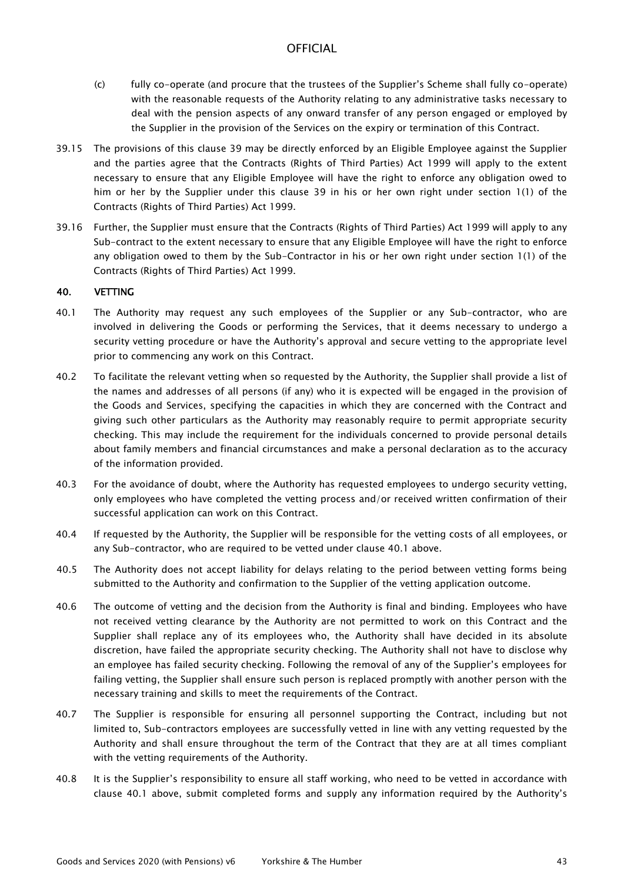(c) fully co-operate (and procure that the trustees of the Supplier's Scheme shall fully co-operate) with the reasonable requests of the Authority relating to any administrative tasks necessary to deal with the pension aspects of any onward transfer of any person engaged or employed by the Supplier in the provision of the Services on the expiry or termination of this Contract.

39.15 The provisions of this clause 39 may be directly enforced by an Eligible Employee against the Supplier and the parties agree that the Contracts (Rights of Third Parties) Act 1999 will apply to the extent necessary to ensure that any Eligible Employee will have the right to enforce any obligation owed to him or her by the Supplier under this clause 39 in his or her own right under section 1(1) of the Contracts (Rights of Third Parties) Act 1999.

39.16 Further, the Supplier must ensure that the Contracts (Rights of Third Parties) Act 1999 will apply to any Sub-contract to the extent necessary to ensure that any Eligible Employee will have the right to enforce any obligation owed to them by the Sub-Contractor in his or her own right under section 1(1) of the Contracts (Rights of Third Parties) Act 1999.

## 40. VETTING

40.1 The Authority may request any such employees of the Supplier or any Sub-contractor, who are involved in delivering the Goods or performing the Services, that it deems necessary to undergo a security vetting procedure or have the Authority's approval and secure vetting to the appropriate level prior to commencing any work on this Contract.

40.2 To facilitate the relevant vetting when so requested by the Authority, the Supplier shall provide a list of the names and addresses of all persons (if any) who it is expected will be engaged in the provision of the Goods and Services, specifying the capacities in which they are concerned with the Contract and giving such other particulars as the Authority may reasonably require to permit appropriate security checking. This may include the requirement for the individuals concerned to provide personal details about family members and financial circumstances and make a personal declaration as to the accuracy of the information provided.

40.3 For the avoidance of doubt, where the Authority has requested employees to undergo security vetting, only employees who have completed the vetting process and/or received written confirmation of their successful application can work on this Contract.

40.4 If requested by the Authority, the Supplier will be responsible for the vetting costs of all employees, or any Sub-contractor, who are required to be vetted under clause 40.1 above.

40.5 The Authority does not accept liability for delays relating to the period between vetting forms being submitted to the Authority and confirmation to the Supplier of the vetting application outcome.

40.6 The outcome of vetting and the decision from the Authority is final and binding. Employees who have not received vetting clearance by the Authority are not permitted to work on this Contract and the Supplier shall replace any of its employees who, the Authority shall have decided in its absolute discretion, have failed the appropriate security checking. The Authority shall not have to disclose why an employee has failed security checking. Following the removal of any of the Supplier's employees for failing vetting, the Supplier shall ensure such person is replaced promptly with another person with the necessary training and skills to meet the requirements of the Contract.

40.7 The Supplier is responsible for ensuring all personnel supporting the Contract, including but not limited to, Sub-contractors employees are successfully vetted in line with any vetting requested by the Authority and shall ensure throughout the term of the Contract that they are at all times compliant with the vetting requirements of the Authority.

40.8 It is the Supplier's responsibility to ensure all staff working, who need to be vetted in accordance with clause 40.1 above, submit completed forms and supply any information required by the Authority's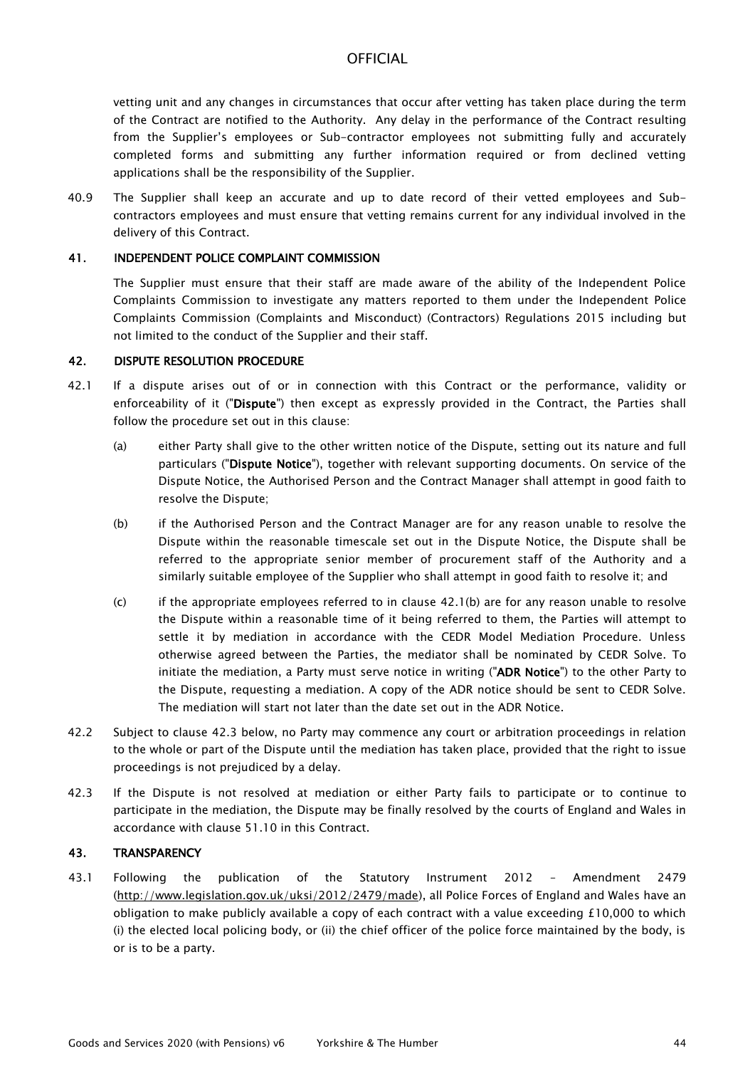vetting unit and any changes in circumstances that occur after vetting has taken place during the term of the Contract are notified to the Authority. Any delay in the performance of the Contract resulting from the Supplier's employees or Sub-contractor employees not submitting fully and accurately completed forms and submitting any further information required or from declined vetting applications shall be the responsibility of the Supplier.

40.9 The Supplier shall keep an accurate and up to date record of their vetted employees and Sub-contractors employees and must ensure that vetting remains current for any individual involved in the delivery of this Contract.

## 41. INDEPENDENT POLICE COMPLAINT COMMISSION

The Supplier must ensure that their staff are made aware of the ability of the Independent Police Complaints Commission to investigate any matters reported to them under the Independent Police Complaints Commission (Complaints and Misconduct) (Contractors) Regulations 2015 including but not limited to the conduct of the Supplier and their staff.

## 42. DISPUTE RESOLUTION PROCEDURE

42.1 If a dispute arises out of or in connection with this Contract or the performance, validity or enforceability of it ("**Dispute**") then except as expressly provided in the Contract, the Parties shall follow the procedure set out in this clause:

(a) either Party shall give to the other written notice of the Dispute, setting out its nature and full particulars ("**Dispute Notice**"), together with relevant supporting documents. On service of the Dispute Notice, the Authorised Person and the Contract Manager shall attempt in good faith to resolve the Dispute;

(b) if the Authorised Person and the Contract Manager are for any reason unable to resolve the Dispute within the reasonable timescale set out in the Dispute Notice, the Dispute shall be referred to the appropriate senior member of procurement staff of the Authority and a similarly suitable employee of the Supplier who shall attempt in good faith to resolve it; and

(c) if the appropriate employees referred to in clause 42.1(b) are for any reason unable to resolve the Dispute within a reasonable time of it being referred to them, the Parties will attempt to settle it by mediation in accordance with the CEDR Model Mediation Procedure. Unless otherwise agreed between the Parties, the mediator shall be nominated by CEDR Solve. To initiate the mediation, a Party must serve notice in writing ("**ADR Notice**") to the other Party to the Dispute, requesting a mediation. A copy of the ADR notice should be sent to CEDR Solve. The mediation will start not later than the date set out in the ADR Notice.

42.2 Subject to clause 42.3 below, no Party may commence any court or arbitration proceedings in relation to the whole or part of the Dispute until the mediation has taken place, provided that the right to issue proceedings is not prejudiced by a delay.

42.3 If the Dispute is not resolved at mediation or either Party fails to participate or to continue to participate in the mediation, the Dispute may be finally resolved by the courts of England and Wales in accordance with clause 51.10 in this Contract.

## 43. TRANSPARENCY

43.1 Following the publication of the Statutory Instrument 2012 – Amendment 2479 (http://www.legislation.gov.uk/uksi/2012/2479/made), all Police Forces of England and Wales have an obligation to make publicly available a copy of each contract with a value exceeding £10,000 to which (i) the elected local policing body, or (ii) the chief officer of the police force maintained by the body, is or is to be a party.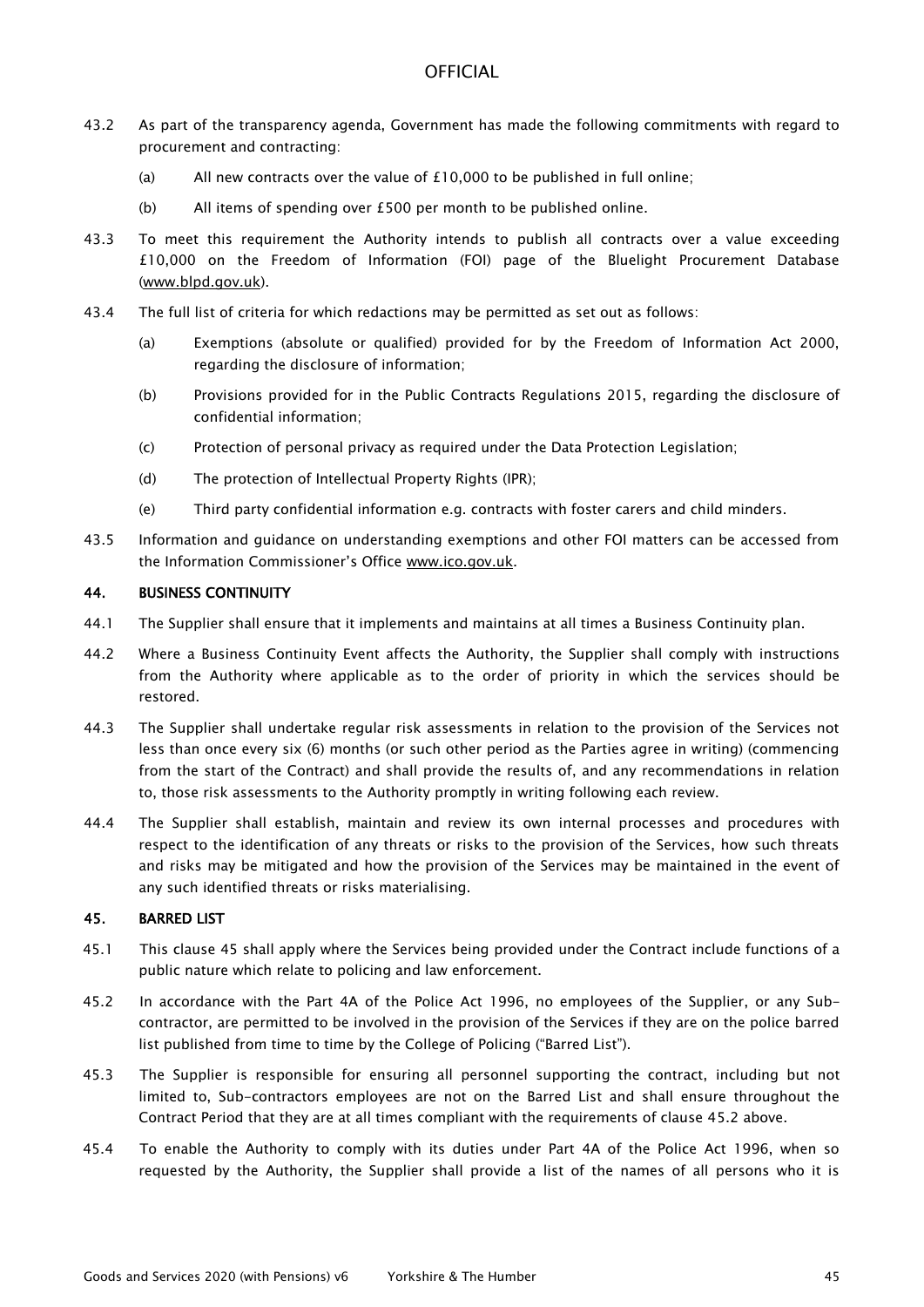43.2 As part of the transparency agenda, Government has made the following commitments with regard to procurement and contracting:

(a) All new contracts over the value of £10,000 to be published in full online;

(b) All items of spending over £500 per month to be published online.

43.3 To meet this requirement the Authority intends to publish all contracts over a value exceeding £10,000 on the Freedom of Information (FOI) page of the Bluelight Procurement Database (www.blpd.gov.uk).

43.4 The full list of criteria for which redactions may be permitted as set out as follows:

(a) Exemptions (absolute or qualified) provided for by the Freedom of Information Act 2000, regarding the disclosure of information;

(b) Provisions provided for in the Public Contracts Regulations 2015, regarding the disclosure of confidential information;

(c) Protection of personal privacy as required under the Data Protection Legislation;

(d) The protection of Intellectual Property Rights (IPR);

(e) Third party confidential information e.g. contracts with foster carers and child minders.

43.5 Information and guidance on understanding exemptions and other FOI matters can be accessed from the Information Commissioner's Office www.ico.gov.uk.

## 44. BUSINESS CONTINUITY

44.1 The Supplier shall ensure that it implements and maintains at all times a Business Continuity plan.

44.2 Where a Business Continuity Event affects the Authority, the Supplier shall comply with instructions from the Authority where applicable as to the order of priority in which the services should be restored.

44.3 The Supplier shall undertake regular risk assessments in relation to the provision of the Services not less than once every six (6) months (or such other period as the Parties agree in writing) (commencing from the start of the Contract) and shall provide the results of, and any recommendations in relation to, those risk assessments to the Authority promptly in writing following each review.

44.4 The Supplier shall establish, maintain and review its own internal processes and procedures with respect to the identification of any threats or risks to the provision of the Services, how such threats and risks may be mitigated and how the provision of the Services may be maintained in the event of any such identified threats or risks materialising.

## 45. BARRED LIST

45.1 This clause 45 shall apply where the Services being provided under the Contract include functions of a public nature which relate to policing and law enforcement.

45.2 In accordance with the Part 4A of the Police Act 1996, no employees of the Supplier, or any Sub-contractor, are permitted to be involved in the provision of the Services if they are on the police barred list published from time to time by the College of Policing ("Barred List").

45.3 The Supplier is responsible for ensuring all personnel supporting the contract, including but not limited to, Sub-contractors employees are not on the Barred List and shall ensure throughout the Contract Period that they are at all times compliant with the requirements of clause 45.2 above.

45.4 To enable the Authority to comply with its duties under Part 4A of the Police Act 1996, when so requested by the Authority, the Supplier shall provide a list of the names of all persons who it is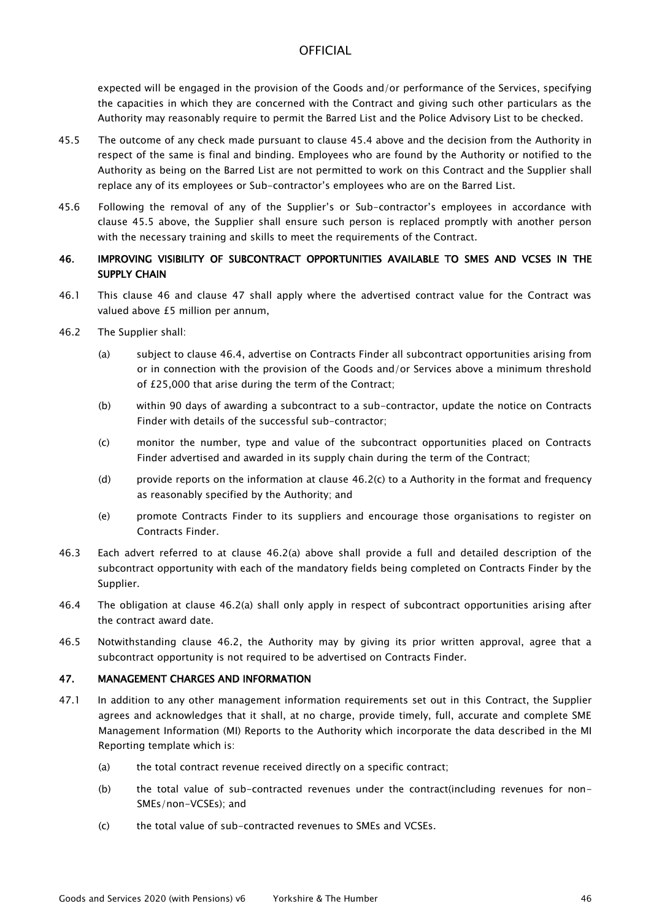expected will be engaged in the provision of the Goods and/or performance of the Services, specifying the capacities in which they are concerned with the Contract and giving such other particulars as the Authority may reasonably require to permit the Barred List and the Police Advisory List to be checked.

45.5 The outcome of any check made pursuant to clause 45.4 above and the decision from the Authority in respect of the same is final and binding. Employees who are found by the Authority or notified to the Authority as being on the Barred List are not permitted to work on this Contract and the Supplier shall replace any of its employees or Sub-contractor's employees who are on the Barred List.

45.6 Following the removal of any of the Supplier's or Sub-contractor's employees in accordance with clause 45.5 above, the Supplier shall ensure such person is replaced promptly with another person with the necessary training and skills to meet the requirements of the Contract.

## 46. IMPROVING VISIBILITY OF SUBCONTRACT OPPORTUNITIES AVAILABLE TO SMES AND VCSES IN THE SUPPLY CHAIN

46.1 This clause 46 and clause 47 shall apply where the advertised contract value for the Contract was valued above £5 million per annum,

46.2 The Supplier shall:

(a) subject to clause 46.4, advertise on Contracts Finder all subcontract opportunities arising from or in connection with the provision of the Goods and/or Services above a minimum threshold of £25,000 that arise during the term of the Contract;

(b) within 90 days of awarding a subcontract to a sub-contractor, update the notice on Contracts Finder with details of the successful sub-contractor;

(c) monitor the number, type and value of the subcontract opportunities placed on Contracts Finder advertised and awarded in its supply chain during the term of the Contract;

(d) provide reports on the information at clause 46.2(c) to a Authority in the format and frequency as reasonably specified by the Authority; and

(e) promote Contracts Finder to its suppliers and encourage those organisations to register on Contracts Finder.

46.3 Each advert referred to at clause 46.2(a) above shall provide a full and detailed description of the subcontract opportunity with each of the mandatory fields being completed on Contracts Finder by the Supplier.

46.4 The obligation at clause 46.2(a) shall only apply in respect of subcontract opportunities arising after the contract award date.

46.5 Notwithstanding clause 46.2, the Authority may by giving its prior written approval, agree that a subcontract opportunity is not required to be advertised on Contracts Finder.

## 47. MANAGEMENT CHARGES AND INFORMATION

47.1 In addition to any other management information requirements set out in this Contract, the Supplier agrees and acknowledges that it shall, at no charge, provide timely, full, accurate and complete SME Management Information (MI) Reports to the Authority which incorporate the data described in the MI Reporting template which is:

(a) the total contract revenue received directly on a specific contract;

(b) the total value of sub-contracted revenues under the contract(including revenues for non-SMEs/non-VCSEs); and

(c) the total value of sub-contracted revenues to SMEs and VCSEs.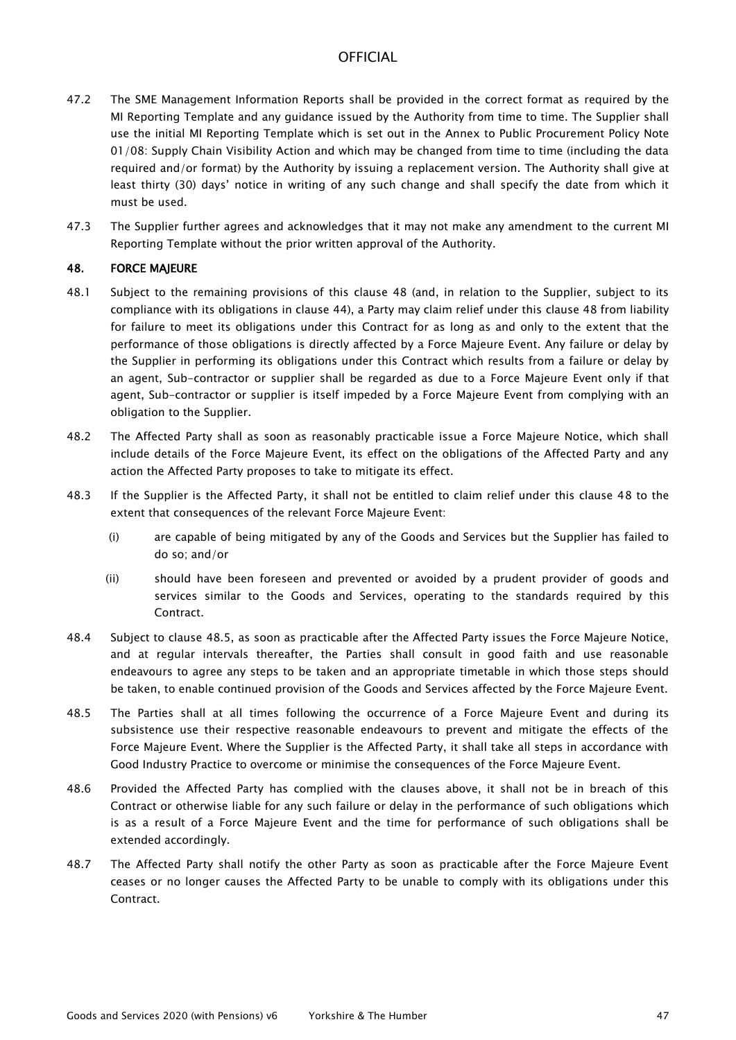47.2 The SME Management Information Reports shall be provided in the correct format as required by the MI Reporting Template and any guidance issued by the Authority from time to time. The Supplier shall use the initial MI Reporting Template which is set out in the Annex to Public Procurement Policy Note 01/08: Supply Chain Visibility Action and which may be changed from time to time (including the data required and/or format) by the Authority by issuing a replacement version. The Authority shall give at least thirty (30) days' notice in writing of any such change and shall specify the date from which it must be used.

47.3 The Supplier further agrees and acknowledges that it may not make any amendment to the current MI Reporting Template without the prior written approval of the Authority.

## 48. FORCE MAJEURE

48.1 Subject to the remaining provisions of this clause 48 (and, in relation to the Supplier, subject to its compliance with its obligations in clause 44), a Party may claim relief under this clause 48 from liability for failure to meet its obligations under this Contract for as long as and only to the extent that the performance of those obligations is directly affected by a Force Majeure Event. Any failure or delay by the Supplier in performing its obligations under this Contract which results from a failure or delay by an agent, Sub-contractor or supplier shall be regarded as due to a Force Majeure Event only if that agent, Sub-contractor or supplier is itself impeded by a Force Majeure Event from complying with an obligation to the Supplier.

48.2 The Affected Party shall as soon as reasonably practicable issue a Force Majeure Notice, which shall include details of the Force Majeure Event, its effect on the obligations of the Affected Party and any action the Affected Party proposes to take to mitigate its effect.

48.3 If the Supplier is the Affected Party, it shall not be entitled to claim relief under this clause 48 to the extent that consequences of the relevant Force Majeure Event:

(i) are capable of being mitigated by any of the Goods and Services but the Supplier has failed to do so; and/or

(ii) should have been foreseen and prevented or avoided by a prudent provider of goods and services similar to the Goods and Services, operating to the standards required by this Contract.

48.4 Subject to clause 48.5, as soon as practicable after the Affected Party issues the Force Majeure Notice, and at regular intervals thereafter, the Parties shall consult in good faith and use reasonable endeavours to agree any steps to be taken and an appropriate timetable in which those steps should be taken, to enable continued provision of the Goods and Services affected by the Force Majeure Event.

48.5 The Parties shall at all times following the occurrence of a Force Majeure Event and during its subsistence use their respective reasonable endeavours to prevent and mitigate the effects of the Force Majeure Event. Where the Supplier is the Affected Party, it shall take all steps in accordance with Good Industry Practice to overcome or minimise the consequences of the Force Majeure Event.

48.6 Provided the Affected Party has complied with the clauses above, it shall not be in breach of this Contract or otherwise liable for any such failure or delay in the performance of such obligations which is as a result of a Force Majeure Event and the time for performance of such obligations shall be extended accordingly.

48.7 The Affected Party shall notify the other Party as soon as practicable after the Force Majeure Event ceases or no longer causes the Affected Party to be unable to comply with its obligations under this Contract.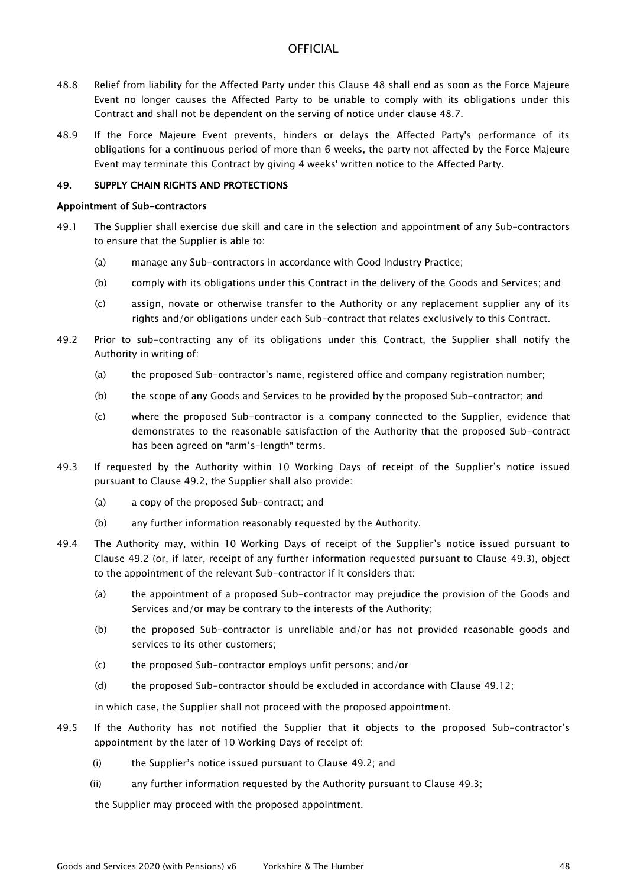48.8 Relief from liability for the Affected Party under this Clause 48 shall end as soon as the Force Majeure Event no longer causes the Affected Party to be unable to comply with its obligations under this Contract and shall not be dependent on the serving of notice under clause 48.7.

48.9 If the Force Majeure Event prevents, hinders or delays the Affected Party's performance of its obligations for a continuous period of more than 6 weeks, the party not affected by the Force Majeure Event may terminate this Contract by giving 4 weeks' written notice to the Affected Party.

## 49. SUPPLY CHAIN RIGHTS AND PROTECTIONS

### Appointment of Sub-contractors

49.1 The Supplier shall exercise due skill and care in the selection and appointment of any Sub-contractors to ensure that the Supplier is able to:

(a) manage any Sub-contractors in accordance with Good Industry Practice;

(b) comply with its obligations under this Contract in the delivery of the Goods and Services; and

(c) assign, novate or otherwise transfer to the Authority or any replacement supplier any of its rights and/or obligations under each Sub-contract that relates exclusively to this Contract.

49.2 Prior to sub-contracting any of its obligations under this Contract, the Supplier shall notify the Authority in writing of:

(a) the proposed Sub-contractor's name, registered office and company registration number;

(b) the scope of any Goods and Services to be provided by the proposed Sub-contractor; and

(c) where the proposed Sub-contractor is a company connected to the Supplier, evidence that demonstrates to the reasonable satisfaction of the Authority that the proposed Sub-contract has been agreed on "arm's-length" terms.

49.3 If requested by the Authority within 10 Working Days of receipt of the Supplier's notice issued pursuant to Clause 49.2, the Supplier shall also provide:

(a) a copy of the proposed Sub-contract; and

(b) any further information reasonably requested by the Authority.

49.4 The Authority may, within 10 Working Days of receipt of the Supplier's notice issued pursuant to Clause 49.2 (or, if later, receipt of any further information requested pursuant to Clause 49.3), object to the appointment of the relevant Sub-contractor if it considers that:

(a) the appointment of a proposed Sub-contractor may prejudice the provision of the Goods and Services and/or may be contrary to the interests of the Authority;

(b) the proposed Sub-contractor is unreliable and/or has not provided reasonable goods and services to its other customers;

(c) the proposed Sub-contractor employs unfit persons; and/or

(d) the proposed Sub-contractor should be excluded in accordance with Clause 49.12;

in which case, the Supplier shall not proceed with the proposed appointment.

49.5 If the Authority has not notified the Supplier that it objects to the proposed Sub-contractor's appointment by the later of 10 Working Days of receipt of:

(i) the Supplier's notice issued pursuant to Clause 49.2; and

(ii) any further information requested by the Authority pursuant to Clause 49.3;

the Supplier may proceed with the proposed appointment.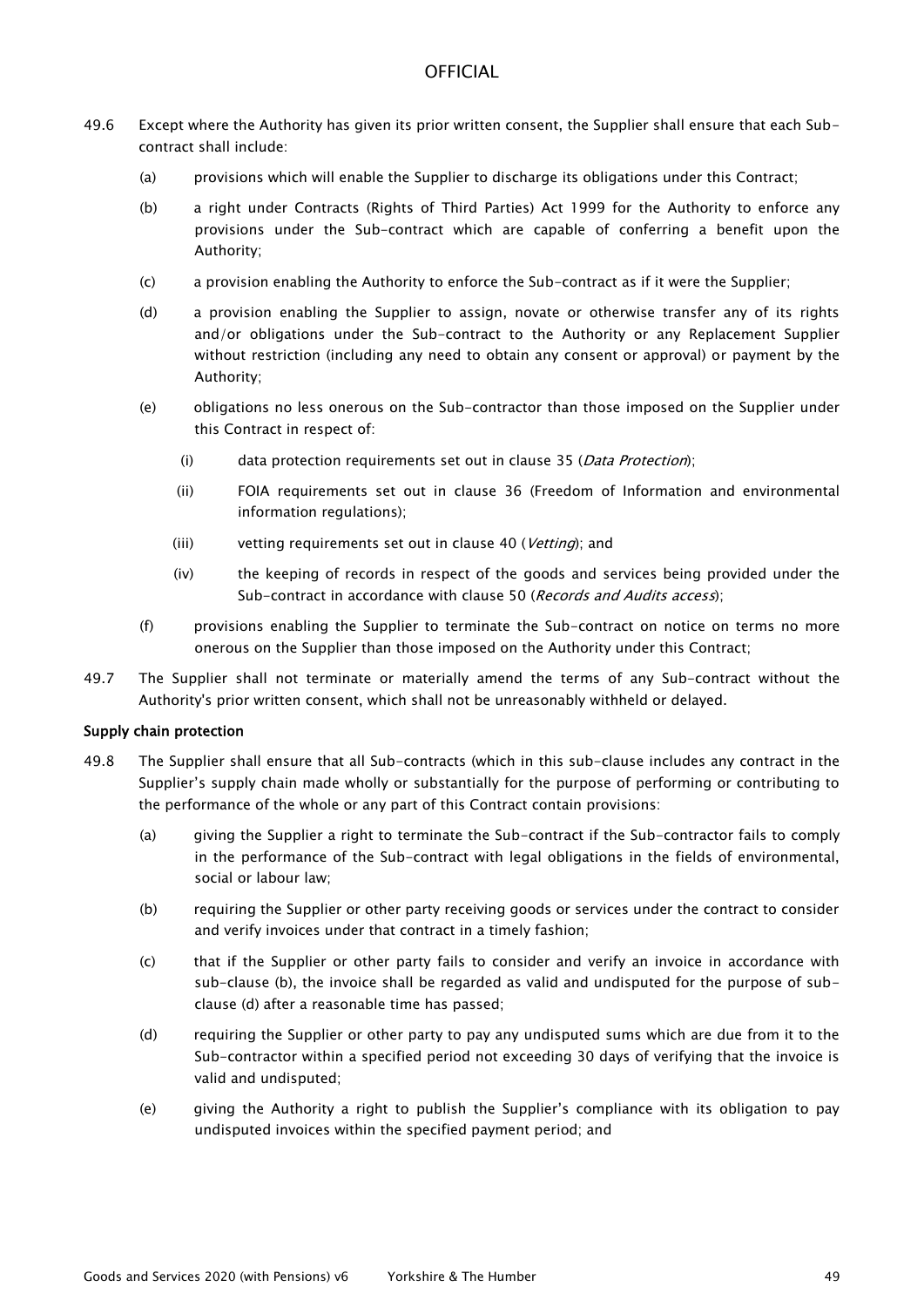49.6 Except where the Authority has given its prior written consent, the Supplier shall ensure that each Sub-contract shall include:

(a) provisions which will enable the Supplier to discharge its obligations under this Contract;

(b) a right under Contracts (Rights of Third Parties) Act 1999 for the Authority to enforce any provisions under the Sub-contract which are capable of conferring a benefit upon the Authority;

(c) a provision enabling the Authority to enforce the Sub-contract as if it were the Supplier;

(d) a provision enabling the Supplier to assign, novate or otherwise transfer any of its rights and/or obligations under the Sub-contract to the Authority or any Replacement Supplier without restriction (including any need to obtain any consent or approval) or payment by the Authority;

(e) obligations no less onerous on the Sub-contractor than those imposed on the Supplier under this Contract in respect of:

(i) data protection requirements set out in clause 35 (*Data Protection*);

(ii) FOIA requirements set out in clause 36 (Freedom of Information and environmental information regulations);

(iii) vetting requirements set out in clause 40 (*Vetting*); and

(iv) the keeping of records in respect of the goods and services being provided under the Sub-contract in accordance with clause 50 (*Records and Audits access*);

(f) provisions enabling the Supplier to terminate the Sub-contract on notice on terms no more onerous on the Supplier than those imposed on the Authority under this Contract;

49.7 The Supplier shall not terminate or materially amend the terms of any Sub-contract without the Authority's prior written consent, which shall not be unreasonably withheld or delayed.

**Supply chain protection**

49.8 The Supplier shall ensure that all Sub-contracts (which in this sub-clause includes any contract in the Supplier's supply chain made wholly or substantially for the purpose of performing or contributing to the performance of the whole or any part of this Contract contain provisions:

(a) giving the Supplier a right to terminate the Sub-contract if the Sub-contractor fails to comply in the performance of the Sub-contract with legal obligations in the fields of environmental, social or labour law;

(b) requiring the Supplier or other party receiving goods or services under the contract to consider and verify invoices under that contract in a timely fashion;

(c) that if the Supplier or other party fails to consider and verify an invoice in accordance with sub-clause (b), the invoice shall be regarded as valid and undisputed for the purpose of sub-clause (d) after a reasonable time has passed;

(d) requiring the Supplier or other party to pay any undisputed sums which are due from it to the Sub-contractor within a specified period not exceeding 30 days of verifying that the invoice is valid and undisputed;

(e) giving the Authority a right to publish the Supplier's compliance with its obligation to pay undisputed invoices within the specified payment period; and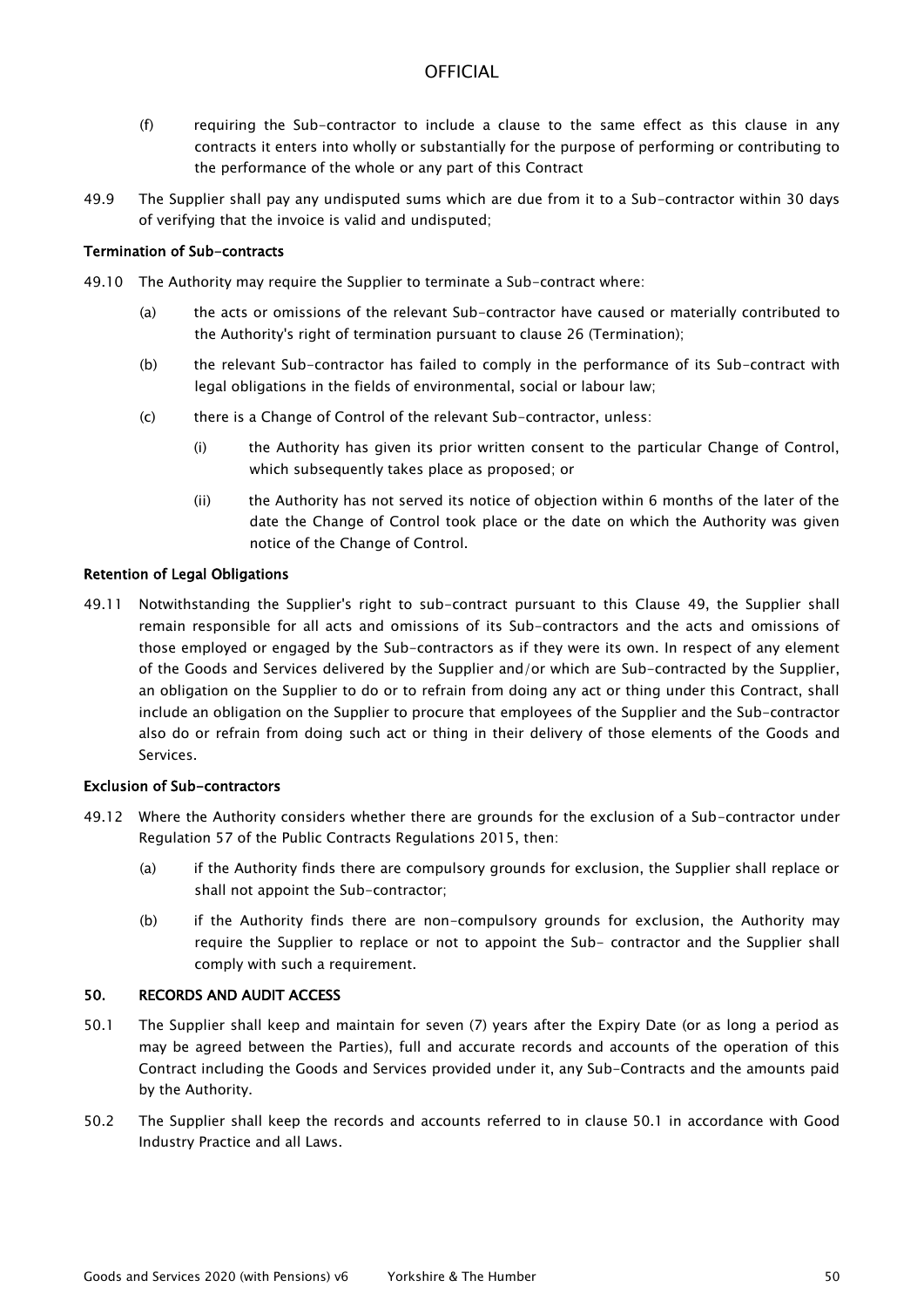(f) requiring the Sub-contractor to include a clause to the same effect as this clause in any contracts it enters into wholly or substantially for the purpose of performing or contributing to the performance of the whole or any part of this Contract

49.9 The Supplier shall pay any undisputed sums which are due from it to a Sub-contractor within 30 days of verifying that the invoice is valid and undisputed;

**Termination of Sub-contracts**

49.10 The Authority may require the Supplier to terminate a Sub-contract where:

(a) the acts or omissions of the relevant Sub-contractor have caused or materially contributed to the Authority's right of termination pursuant to clause 26 (Termination);

(b) the relevant Sub-contractor has failed to comply in the performance of its Sub-contract with legal obligations in the fields of environmental, social or labour law;

(c) there is a Change of Control of the relevant Sub-contractor, unless:

(i) the Authority has given its prior written consent to the particular Change of Control, which subsequently takes place as proposed; or

(ii) the Authority has not served its notice of objection within 6 months of the later of the date the Change of Control took place or the date on which the Authority was given notice of the Change of Control.

**Retention of Legal Obligations**

49.11 Notwithstanding the Supplier's right to sub-contract pursuant to this Clause 49, the Supplier shall remain responsible for all acts and omissions of its Sub-contractors and the acts and omissions of those employed or engaged by the Sub-contractors as if they were its own. In respect of any element of the Goods and Services delivered by the Supplier and/or which are Sub-contracted by the Supplier, an obligation on the Supplier to do or to refrain from doing any act or thing under this Contract, shall include an obligation on the Supplier to procure that employees of the Supplier and the Sub-contractor also do or refrain from doing such act or thing in their delivery of those elements of the Goods and Services.

**Exclusion of Sub-contractors**

49.12 Where the Authority considers whether there are grounds for the exclusion of a Sub-contractor under Regulation 57 of the Public Contracts Regulations 2015, then:

(a) if the Authority finds there are compulsory grounds for exclusion, the Supplier shall replace or shall not appoint the Sub-contractor;

(b) if the Authority finds there are non-compulsory grounds for exclusion, the Authority may require the Supplier to replace or not to appoint the Sub- contractor and the Supplier shall comply with such a requirement.

## 50. RECORDS AND AUDIT ACCESS

50.1 The Supplier shall keep and maintain for seven (7) years after the Expiry Date (or as long a period as may be agreed between the Parties), full and accurate records and accounts of the operation of this Contract including the Goods and Services provided under it, any Sub-Contracts and the amounts paid by the Authority.

50.2 The Supplier shall keep the records and accounts referred to in clause 50.1 in accordance with Good Industry Practice and all Laws.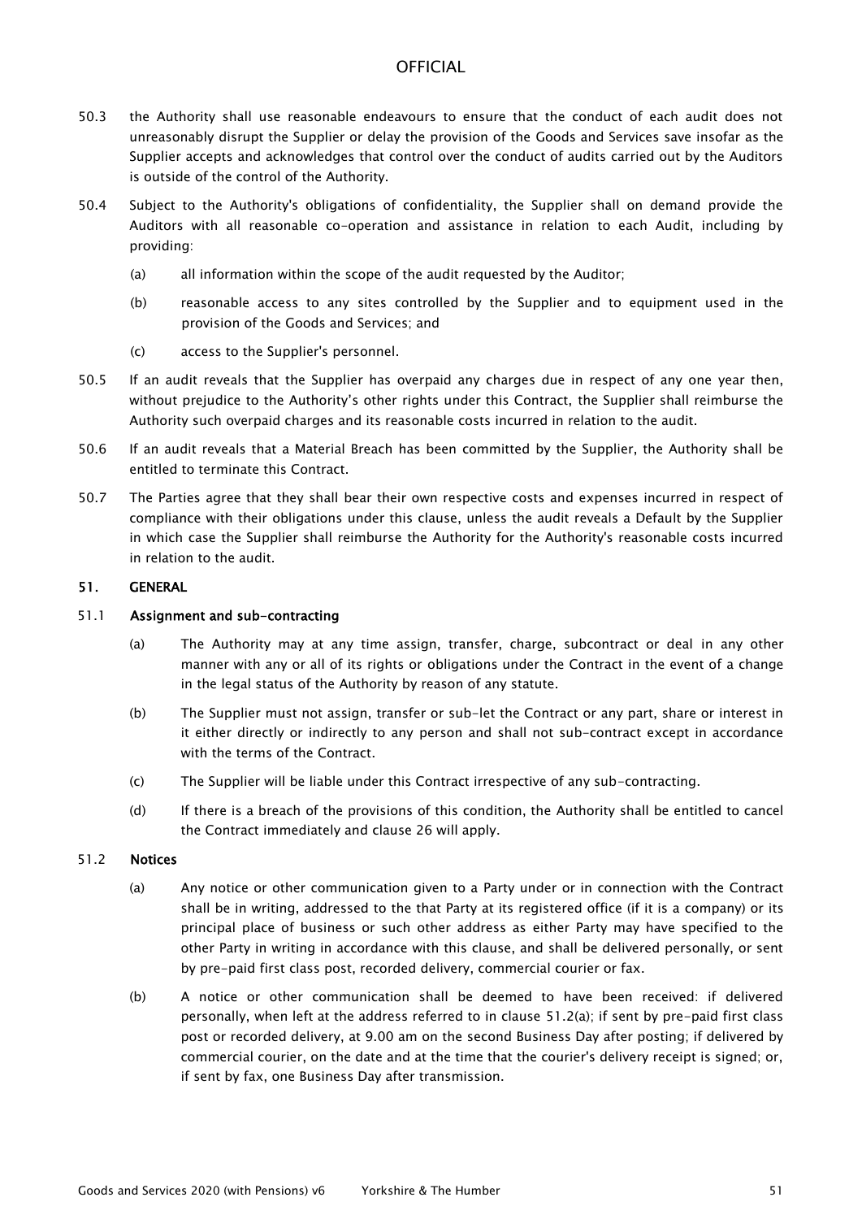50.3 the Authority shall use reasonable endeavours to ensure that the conduct of each audit does not unreasonably disrupt the Supplier or delay the provision of the Goods and Services save insofar as the Supplier accepts and acknowledges that control over the conduct of audits carried out by the Auditors is outside of the control of the Authority.

50.4 Subject to the Authority's obligations of confidentiality, the Supplier shall on demand provide the Auditors with all reasonable co-operation and assistance in relation to each Audit, including by providing:

(a) all information within the scope of the audit requested by the Auditor;

(b) reasonable access to any sites controlled by the Supplier and to equipment used in the provision of the Goods and Services; and

(c) access to the Supplier's personnel.

50.5 If an audit reveals that the Supplier has overpaid any charges due in respect of any one year then, without prejudice to the Authority's other rights under this Contract, the Supplier shall reimburse the Authority such overpaid charges and its reasonable costs incurred in relation to the audit.

50.6 If an audit reveals that a Material Breach has been committed by the Supplier, the Authority shall be entitled to terminate this Contract.

50.7 The Parties agree that they shall bear their own respective costs and expenses incurred in respect of compliance with their obligations under this clause, unless the audit reveals a Default by the Supplier in which case the Supplier shall reimburse the Authority for the Authority's reasonable costs incurred in relation to the audit.

## 51. GENERAL

### 51.1 Assignment and sub-contracting

(a) The Authority may at any time assign, transfer, charge, subcontract or deal in any other manner with any or all of its rights or obligations under the Contract in the event of a change in the legal status of the Authority by reason of any statute.

(b) The Supplier must not assign, transfer or sub-let the Contract or any part, share or interest in it either directly or indirectly to any person and shall not sub-contract except in accordance with the terms of the Contract.

(c) The Supplier will be liable under this Contract irrespective of any sub-contracting.

(d) If there is a breach of the provisions of this condition, the Authority shall be entitled to cancel the Contract immediately and clause 26 will apply.

### 51.2 Notices

(a) Any notice or other communication given to a Party under or in connection with the Contract shall be in writing, addressed to the that Party at its registered office (if it is a company) or its principal place of business or such other address as either Party may have specified to the other Party in writing in accordance with this clause, and shall be delivered personally, or sent by pre-paid first class post, recorded delivery, commercial courier or fax.

(b) A notice or other communication shall be deemed to have been received: if delivered personally, when left at the address referred to in clause 51.2(a); if sent by pre-paid first class post or recorded delivery, at 9.00 am on the second Business Day after posting; if delivered by commercial courier, on the date and at the time that the courier's delivery receipt is signed; or, if sent by fax, one Business Day after transmission.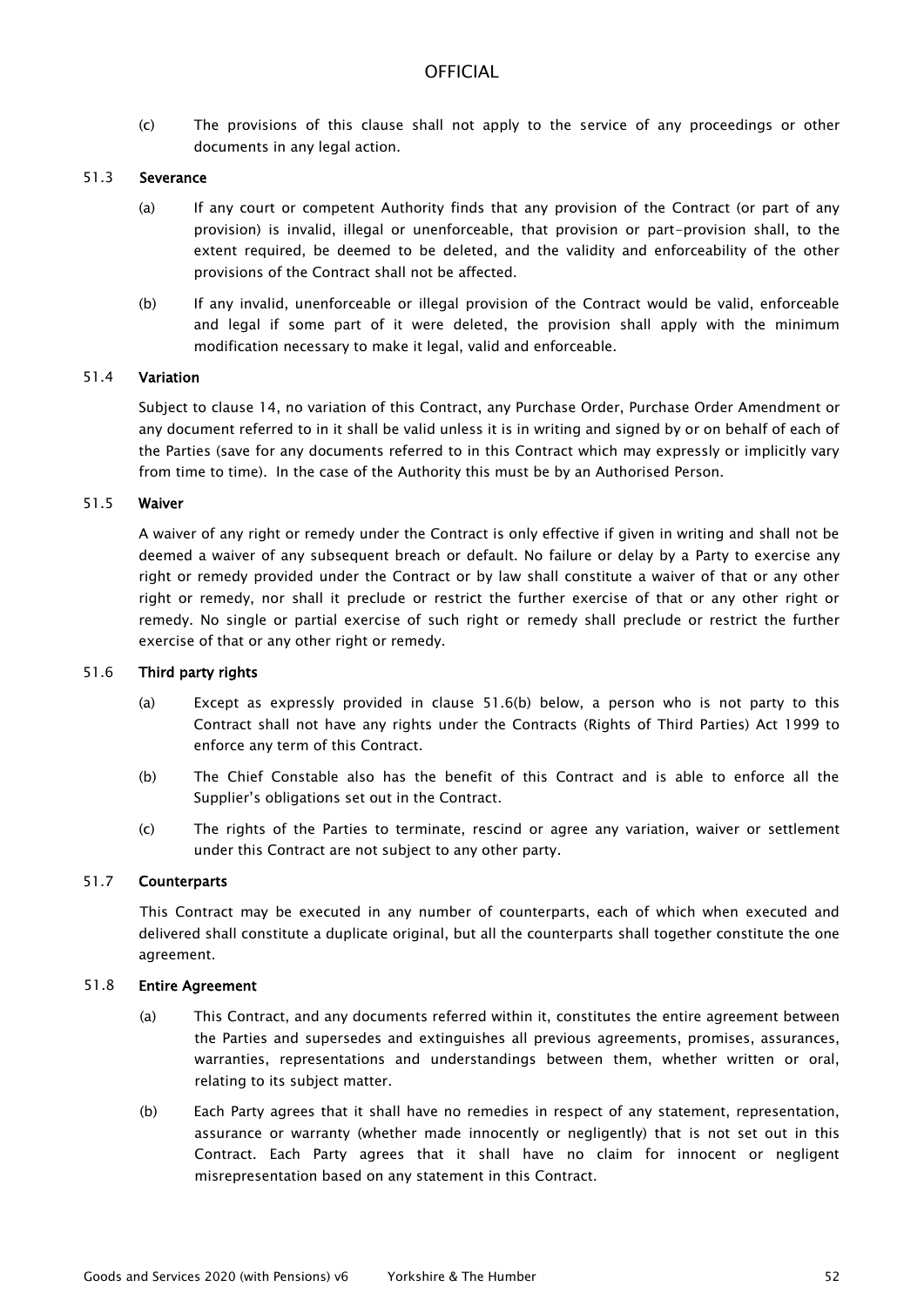(c) The provisions of this clause shall not apply to the service of any proceedings or other documents in any legal action.

### 51.3 Severance

(a) If any court or competent Authority finds that any provision of the Contract (or part of any provision) is invalid, illegal or unenforceable, that provision or part-provision shall, to the extent required, be deemed to be deleted, and the validity and enforceability of the other provisions of the Contract shall not be affected.

(b) If any invalid, unenforceable or illegal provision of the Contract would be valid, enforceable and legal if some part of it were deleted, the provision shall apply with the minimum modification necessary to make it legal, valid and enforceable.

### 51.4 Variation

Subject to clause 14, no variation of this Contract, any Purchase Order, Purchase Order Amendment or any document referred to in it shall be valid unless it is in writing and signed by or on behalf of each of the Parties (save for any documents referred to in this Contract which may expressly or implicitly vary from time to time). In the case of the Authority this must be by an Authorised Person.

### 51.5 Waiver

A waiver of any right or remedy under the Contract is only effective if given in writing and shall not be deemed a waiver of any subsequent breach or default. No failure or delay by a Party to exercise any right or remedy provided under the Contract or by law shall constitute a waiver of that or any other right or remedy, nor shall it preclude or restrict the further exercise of that or any other right or remedy. No single or partial exercise of such right or remedy shall preclude or restrict the further exercise of that or any other right or remedy.

### 51.6 Third party rights

(a) Except as expressly provided in clause 51.6(b) below, a person who is not party to this Contract shall not have any rights under the Contracts (Rights of Third Parties) Act 1999 to enforce any term of this Contract.

(b) The Chief Constable also has the benefit of this Contract and is able to enforce all the Supplier's obligations set out in the Contract.

(c) The rights of the Parties to terminate, rescind or agree any variation, waiver or settlement under this Contract are not subject to any other party.

### 51.7 Counterparts

This Contract may be executed in any number of counterparts, each of which when executed and delivered shall constitute a duplicate original, but all the counterparts shall together constitute the one agreement.

### 51.8 Entire Agreement

(a) This Contract, and any documents referred within it, constitutes the entire agreement between the Parties and supersedes and extinguishes all previous agreements, promises, assurances, warranties, representations and understandings between them, whether written or oral, relating to its subject matter.

(b) Each Party agrees that it shall have no remedies in respect of any statement, representation, assurance or warranty (whether made innocently or negligently) that is not set out in this Contract. Each Party agrees that it shall have no claim for innocent or negligent misrepresentation based on any statement in this Contract.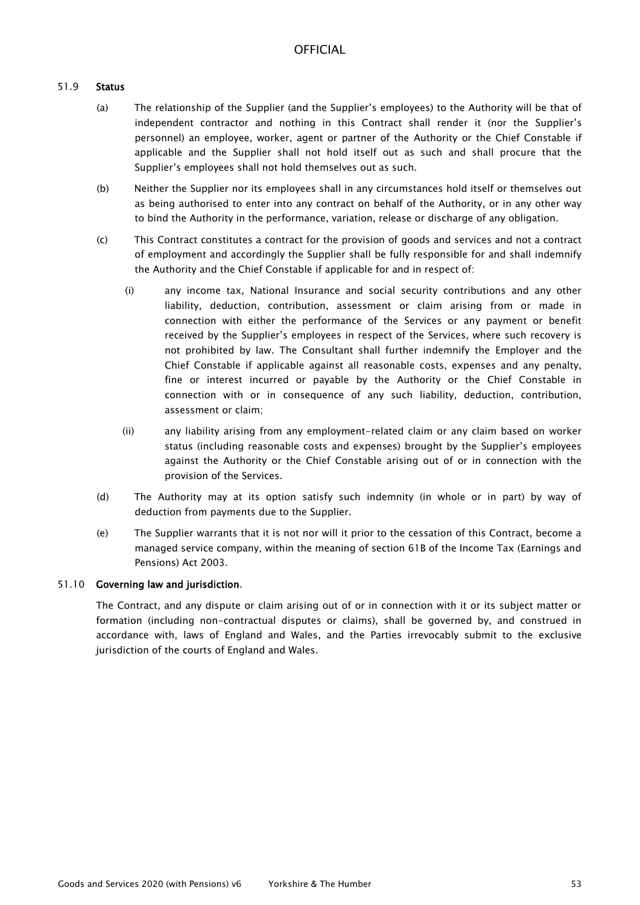51.9 **Status**

(a) The relationship of the Supplier (and the Supplier's employees) to the Authority will be that of independent contractor and nothing in this Contract shall render it (nor the Supplier's personnel) an employee, worker, agent or partner of the Authority or the Chief Constable if applicable and the Supplier shall not hold itself out as such and shall procure that the Supplier's employees shall not hold themselves out as such.

(b) Neither the Supplier nor its employees shall in any circumstances hold itself or themselves out as being authorised to enter into any contract on behalf of the Authority, or in any other way to bind the Authority in the performance, variation, release or discharge of any obligation.

(c) This Contract constitutes a contract for the provision of goods and services and not a contract of employment and accordingly the Supplier shall be fully responsible for and shall indemnify the Authority and the Chief Constable if applicable for and in respect of:

(i) any income tax, National Insurance and social security contributions and any other liability, deduction, contribution, assessment or claim arising from or made in connection with either the performance of the Services or any payment or benefit received by the Supplier's employees in respect of the Services, where such recovery is not prohibited by law. The Consultant shall further indemnify the Employer and the Chief Constable if applicable against all reasonable costs, expenses and any penalty, fine or interest incurred or payable by the Authority or the Chief Constable in connection with or in consequence of any such liability, deduction, contribution, assessment or claim;

(ii) any liability arising from any employment-related claim or any claim based on worker status (including reasonable costs and expenses) brought by the Supplier's employees against the Authority or the Chief Constable arising out of or in connection with the provision of the Services.

(d) The Authority may at its option satisfy such indemnity (in whole or in part) by way of deduction from payments due to the Supplier.

(e) The Supplier warrants that it is not nor will it prior to the cessation of this Contract, become a managed service company, within the meaning of section 61B of the Income Tax (Earnings and Pensions) Act 2003.

51.10 **Governing law and jurisdiction**.

The Contract, and any dispute or claim arising out of or in connection with it or its subject matter or formation (including non-contractual disputes or claims), shall be governed by, and construed in accordance with, laws of England and Wales, and the Parties irrevocably submit to the exclusive jurisdiction of the courts of England and Wales.